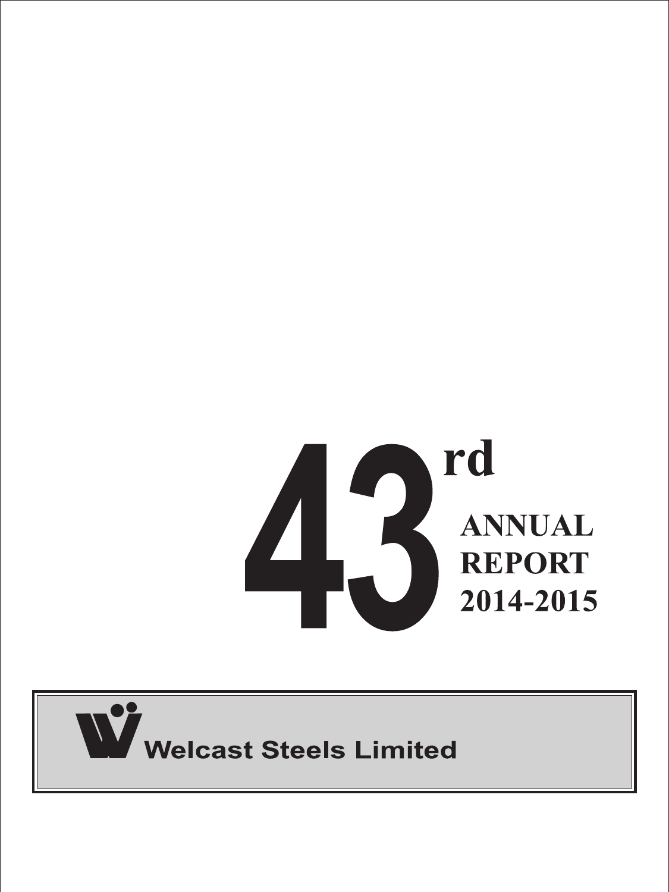# 43rd ANNUAL REPORT 2014-2015

**Welcast Steels Limited**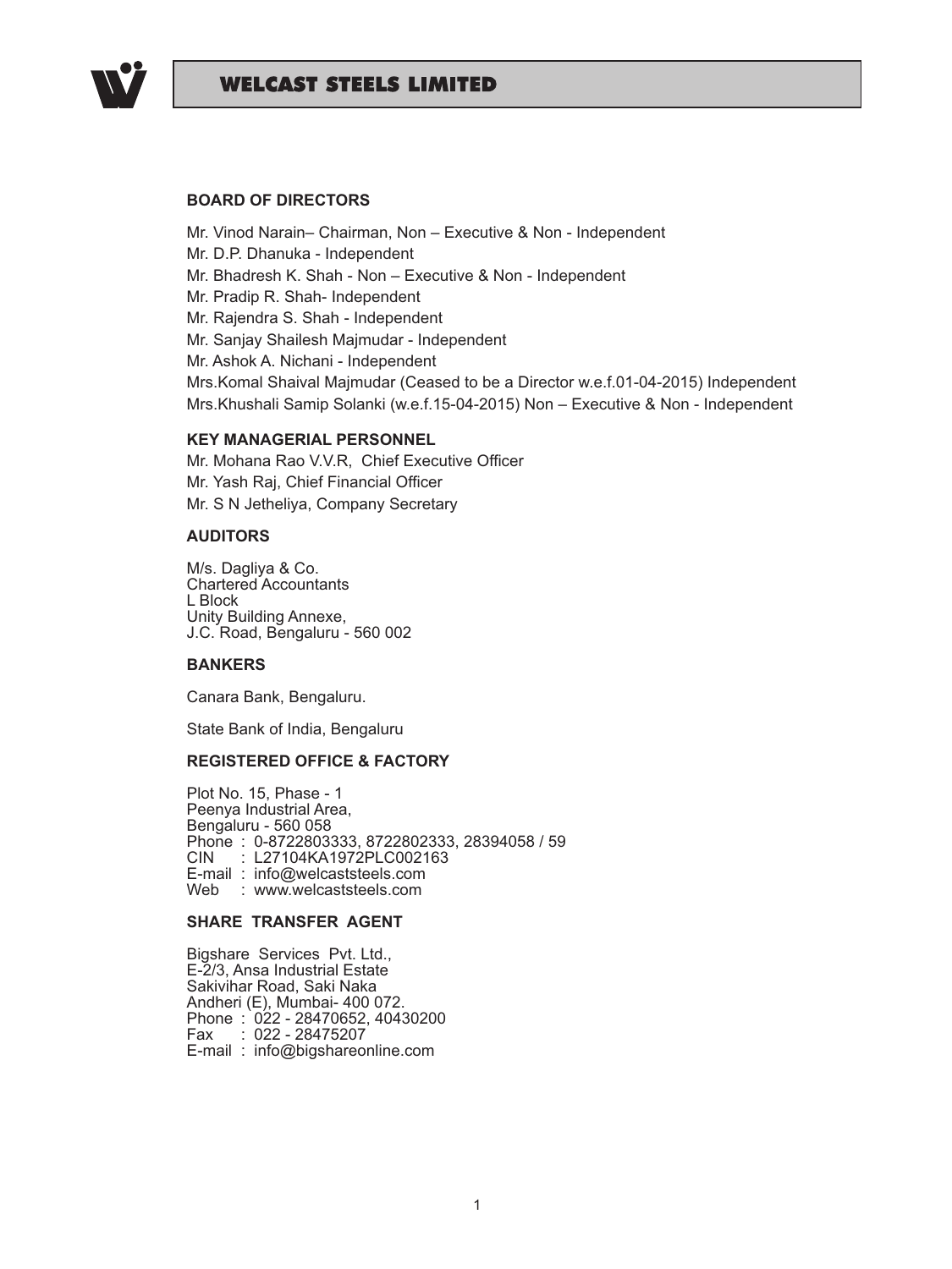**BOARD OF DIRECTORS**

Mr. Vinod Narain– Chairman, Non – Executive & Non - Independent
Mr. D.P. Dhanuka - Independent
Mr. Bhadresh K. Shah - Non – Executive & Non - Independent
Mr. Pradip R. Shah- Independent
Mr. Rajendra S. Shah - Independent
Mr. Sanjay Shailesh Majmudar - Independent
Mr. Ashok A. Nichani - Independent
Mrs.Komal Shaival Majmudar (Ceased to be a Director w.e.f.01-04-2015) Independent
Mrs.Khushali Samip Solanki (w.e.f.15-04-2015) Non – Executive & Non - Independent

**KEY MANAGERIAL PERSONNEL**

Mr. Mohana Rao V.V.R, Chief Executive Officer
Mr. Yash Raj, Chief Financial Officer
Mr. S N Jetheliya, Company Secretary

**AUDITORS**

M/s. Dagliya & Co.
Chartered Accountants
L Block
Unity Building Annexe,
J.C. Road, Bengaluru - 560 002

**BANKERS**

Canara Bank, Bengaluru.

State Bank of India, Bengaluru

**REGISTERED OFFICE & FACTORY**

Plot No. 15, Phase - 1
Peenya Industrial Area,
Bengaluru - 560 058
Phone : 0-8722803333, 8722802333, 28394058 / 59
CIN : L27104KA1972PLC002163
E-mail : info@welcaststeels.com
Web : www.welcaststeels.com

**SHARE TRANSFER AGENT**

Bigshare Services Pvt. Ltd.,
E-2/3, Ansa Industrial Estate
Sakivihar Road, Saki Naka
Andheri (E), Mumbai- 400 072.
Phone : 022 - 28470652, 40430200
Fax : 022 - 28475207
E-mail : info@bigshareonline.com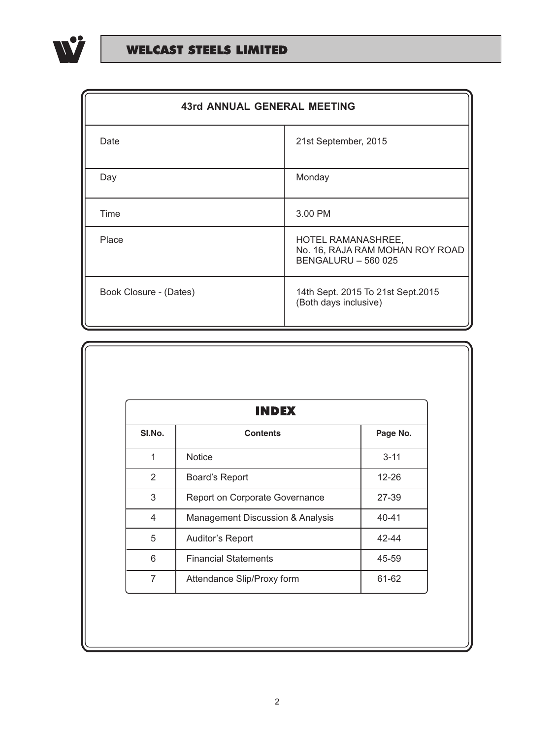| 43rd ANNUAL GENERAL MEETING | |
|---|---|
| Date | 21st September, 2015 |
| Day | Monday |
| Time | 3.00 PM |
| Place | HOTEL RAMANASHREE,<br>No. 16, RAJA RAM MOHAN ROY ROAD<br>BENGALURU – 560 025 |
| Book Closure - (Dates) | 14th Sept. 2015 To 21st Sept.2015<br>(Both days inclusive) |

## INDEX

| Sl.No. | Contents | Page No. |
|---|---|---|
| 1 | Notice | 3-11 |
| 2 | Board's Report | 12-26 |
| 3 | Report on Corporate Governance | 27-39 |
| 4 | Management Discussion & Analysis | 40-41 |
| 5 | Auditor's Report | 42-44 |
| 6 | Financial Statements | 45-59 |
| 7 | Attendance Slip/Proxy form | 61-62 |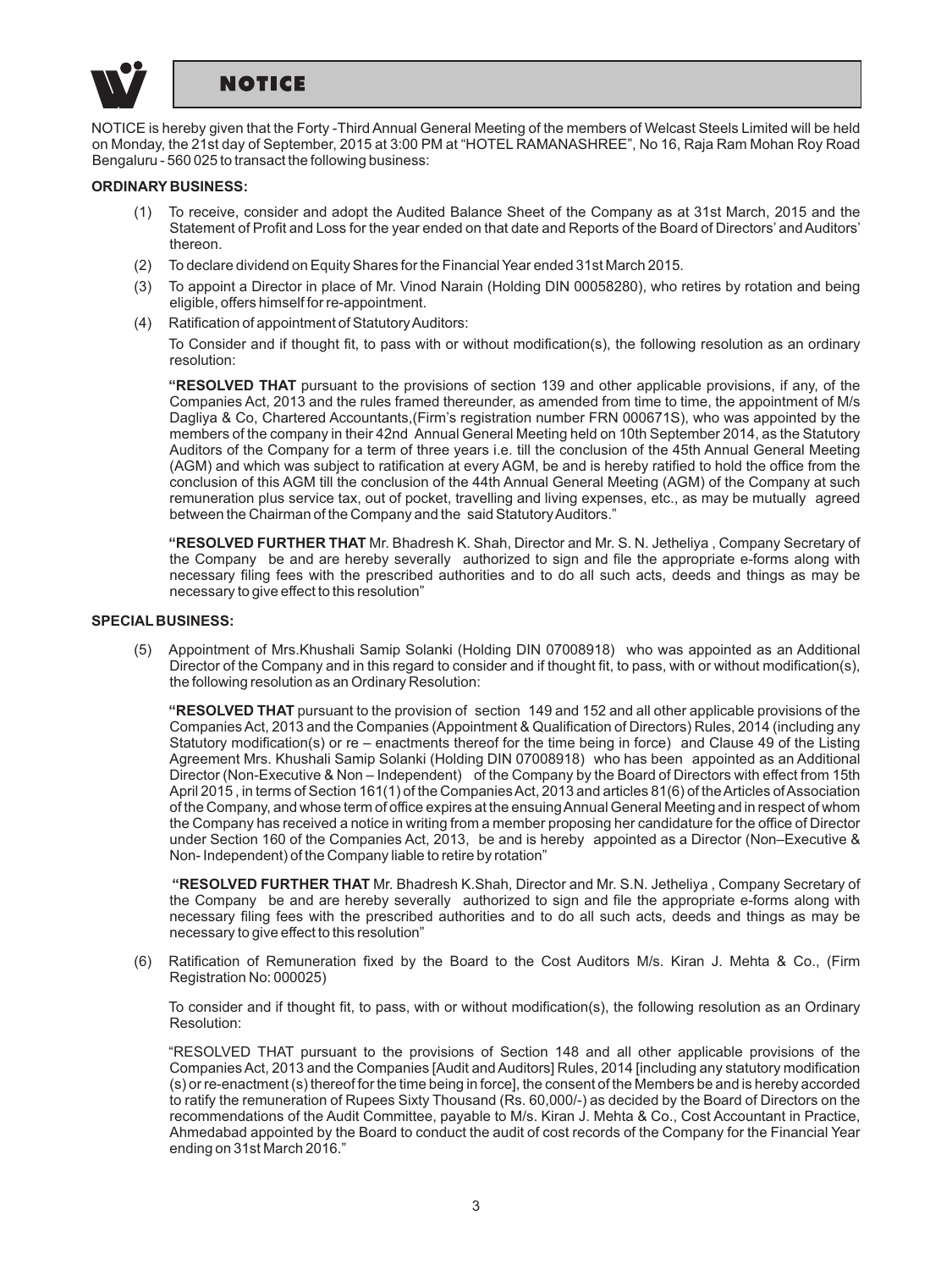# NOTICE

NOTICE is hereby given that the Forty -Third Annual General Meeting of the members of Welcast Steels Limited will be held on Monday, the 21st day of September, 2015 at 3:00 PM at "HOTEL RAMANASHREE", No 16, Raja Ram Mohan Roy Road Bengaluru - 560 025 to transact the following business:

**ORDINARY BUSINESS:**

(1) To receive, consider and adopt the Audited Balance Sheet of the Company as at 31st March, 2015 and the Statement of Profit and Loss for the year ended on that date and Reports of the Board of Directors' and Auditors' thereon.

(2) To declare dividend on Equity Shares for the Financial Year ended 31st March 2015.

(3) To appoint a Director in place of Mr. Vinod Narain (Holding DIN 00058280), who retires by rotation and being eligible, offers himself for re-appointment.

(4) Ratification of appointment of Statutory Auditors:

To Consider and if thought fit, to pass with or without modification(s), the following resolution as an ordinary resolution:

**"RESOLVED THAT** pursuant to the provisions of section 139 and other applicable provisions, if any, of the Companies Act, 2013 and the rules framed thereunder, as amended from time to time, the appointment of M/s Dagliya & Co, Chartered Accountants,(Firm's registration number FRN 000671S), who was appointed by the members of the company in their 42nd Annual General Meeting held on 10th September 2014, as the Statutory Auditors of the Company for a term of three years i.e. till the conclusion of the 45th Annual General Meeting (AGM) and which was subject to ratification at every AGM, be and is hereby ratified to hold the office from the conclusion of this AGM till the conclusion of the 44th Annual General Meeting (AGM) of the Company at such remuneration plus service tax, out of pocket, travelling and living expenses, etc., as may be mutually agreed between the Chairman of the Company and the said Statutory Auditors."

**"RESOLVED FURTHER THAT** Mr. Bhadresh K. Shah, Director and Mr. S. N. Jetheliya , Company Secretary of the Company be and are hereby severally authorized to sign and file the appropriate e-forms along with necessary filing fees with the prescribed authorities and to do all such acts, deeds and things as may be necessary to give effect to this resolution"

**SPECIAL BUSINESS:**

(5) Appointment of Mrs.Khushali Samip Solanki (Holding DIN 07008918) who was appointed as an Additional Director of the Company and in this regard to consider and if thought fit, to pass, with or without modification(s), the following resolution as an Ordinary Resolution:

**"RESOLVED THAT** pursuant to the provision of section 149 and 152 and all other applicable provisions of the Companies Act, 2013 and the Companies (Appointment & Qualification of Directors) Rules, 2014 (including any Statutory modification(s) or re – enactments thereof for the time being in force) and Clause 49 of the Listing Agreement Mrs. Khushali Samip Solanki (Holding DIN 07008918) who has been appointed as an Additional Director (Non-Executive & Non – Independent) of the Company by the Board of Directors with effect from 15th April 2015 , in terms of Section 161(1) of the Companies Act, 2013 and articles 81(6) of the Articles of Association of the Company, and whose term of office expires at the ensuing Annual General Meeting and in respect of whom the Company has received a notice in writing from a member proposing her candidature for the office of Director under Section 160 of the Companies Act, 2013, be and is hereby appointed as a Director (Non–Executive & Non- Independent) of the Company liable to retire by rotation"

**"RESOLVED FURTHER THAT** Mr. Bhadresh K.Shah, Director and Mr. S.N. Jetheliya , Company Secretary of the Company be and are hereby severally authorized to sign and file the appropriate e-forms along with necessary filing fees with the prescribed authorities and to do all such acts, deeds and things as may be necessary to give effect to this resolution"

(6) Ratification of Remuneration fixed by the Board to the Cost Auditors M/s. Kiran J. Mehta & Co., (Firm Registration No: 000025)

To consider and if thought fit, to pass, with or without modification(s), the following resolution as an Ordinary Resolution:

"RESOLVED THAT pursuant to the provisions of Section 148 and all other applicable provisions of the Companies Act, 2013 and the Companies [Audit and Auditors] Rules, 2014 [including any statutory modification (s) or re-enactment (s) thereof for the time being in force], the consent of the Members be and is hereby accorded to ratify the remuneration of Rupees Sixty Thousand (Rs. 60,000/-) as decided by the Board of Directors on the recommendations of the Audit Committee, payable to M/s. Kiran J. Mehta & Co., Cost Accountant in Practice, Ahmedabad appointed by the Board to conduct the audit of cost records of the Company for the Financial Year ending on 31st March 2016."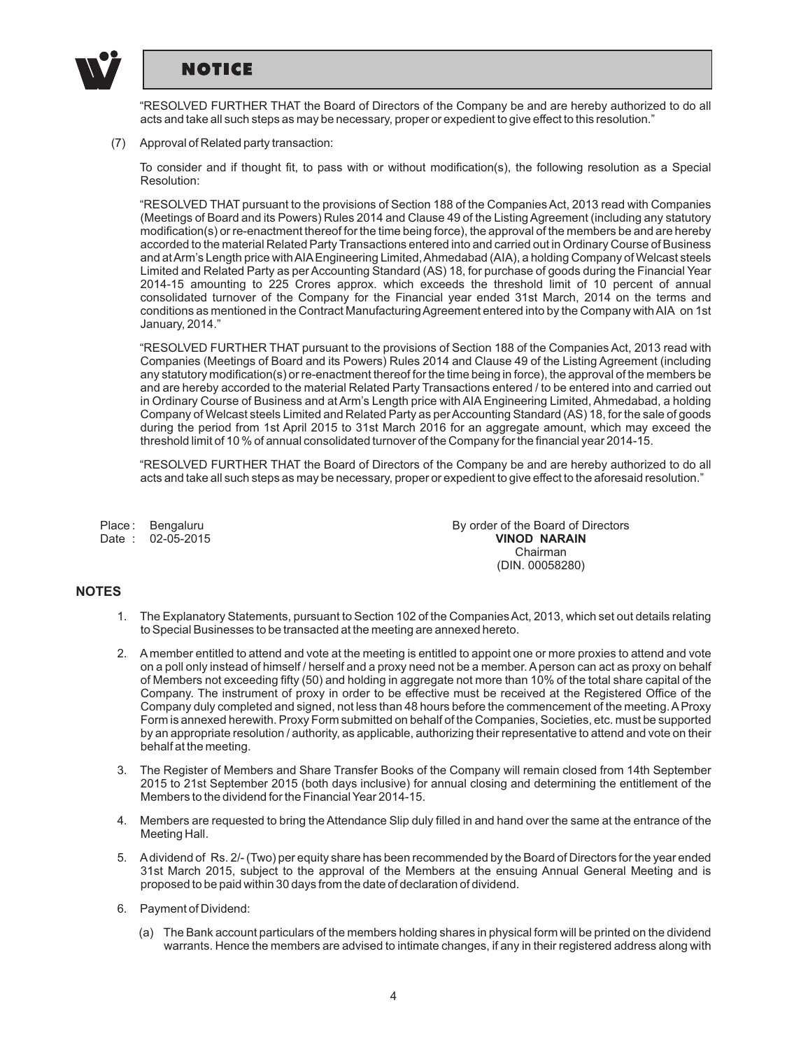"RESOLVED FURTHER THAT the Board of Directors of the Company be and are hereby authorized to do all acts and take all such steps as may be necessary, proper or expedient to give effect to this resolution."

(7) Approval of Related party transaction:

To consider and if thought fit, to pass with or without modification(s), the following resolution as a Special Resolution:

"RESOLVED THAT pursuant to the provisions of Section 188 of the Companies Act, 2013 read with Companies (Meetings of Board and its Powers) Rules 2014 and Clause 49 of the Listing Agreement (including any statutory modification(s) or re-enactment thereof for the time being force), the approval of the members be and are hereby accorded to the material Related Party Transactions entered into and carried out in Ordinary Course of Business and at Arm's Length price with AIA Engineering Limited, Ahmedabad (AIA), a holding Company of Welcast steels Limited and Related Party as per Accounting Standard (AS) 18, for purchase of goods during the Financial Year 2014-15 amounting to 225 Crores approx. which exceeds the threshold limit of 10 percent of annual consolidated turnover of the Company for the Financial year ended 31st March, 2014 on the terms and conditions as mentioned in the Contract Manufacturing Agreement entered into by the Company with AIA on 1st January, 2014."

"RESOLVED FURTHER THAT pursuant to the provisions of Section 188 of the Companies Act, 2013 read with Companies (Meetings of Board and its Powers) Rules 2014 and Clause 49 of the Listing Agreement (including any statutory modification(s) or re-enactment thereof for the time being in force), the approval of the members be and are hereby accorded to the material Related Party Transactions entered / to be entered into and carried out in Ordinary Course of Business and at Arm's Length price with AIA Engineering Limited, Ahmedabad, a holding Company of Welcast steels Limited and Related Party as per Accounting Standard (AS) 18, for the sale of goods during the period from 1st April 2015 to 31st March 2016 for an aggregate amount, which may exceed the threshold limit of 10 % of annual consolidated turnover of the Company for the financial year 2014-15.

"RESOLVED FURTHER THAT the Board of Directors of the Company be and are hereby authorized to do all acts and take all such steps as may be necessary, proper or expedient to give effect to the aforesaid resolution."

Place : Bengaluru
Date : 02-05-2015

By order of the Board of Directors
**VINOD NARAIN**
Chairman
(DIN. 00058280)

## NOTES

1. The Explanatory Statements, pursuant to Section 102 of the Companies Act, 2013, which set out details relating to Special Businesses to be transacted at the meeting are annexed hereto.

2. A member entitled to attend and vote at the meeting is entitled to appoint one or more proxies to attend and vote on a poll only instead of himself / herself and a proxy need not be a member. A person can act as proxy on behalf of Members not exceeding fifty (50) and holding in aggregate not more than 10% of the total share capital of the Company. The instrument of proxy in order to be effective must be received at the Registered Office of the Company duly completed and signed, not less than 48 hours before the commencement of the meeting. A Proxy Form is annexed herewith. Proxy Form submitted on behalf of the Companies, Societies, etc. must be supported by an appropriate resolution / authority, as applicable, authorizing their representative to attend and vote on their behalf at the meeting.

3. The Register of Members and Share Transfer Books of the Company will remain closed from 14th September 2015 to 21st September 2015 (both days inclusive) for annual closing and determining the entitlement of the Members to the dividend for the Financial Year 2014-15.

4. Members are requested to bring the Attendance Slip duly filled in and hand over the same at the entrance of the Meeting Hall.

5. A dividend of Rs. 2/- (Two) per equity share has been recommended by the Board of Directors for the year ended 31st March 2015, subject to the approval of the Members at the ensuing Annual General Meeting and is proposed to be paid within 30 days from the date of declaration of dividend.

6. Payment of Dividend:

   (a) The Bank account particulars of the members holding shares in physical form will be printed on the dividend warrants. Hence the members are advised to intimate changes, if any in their registered address along with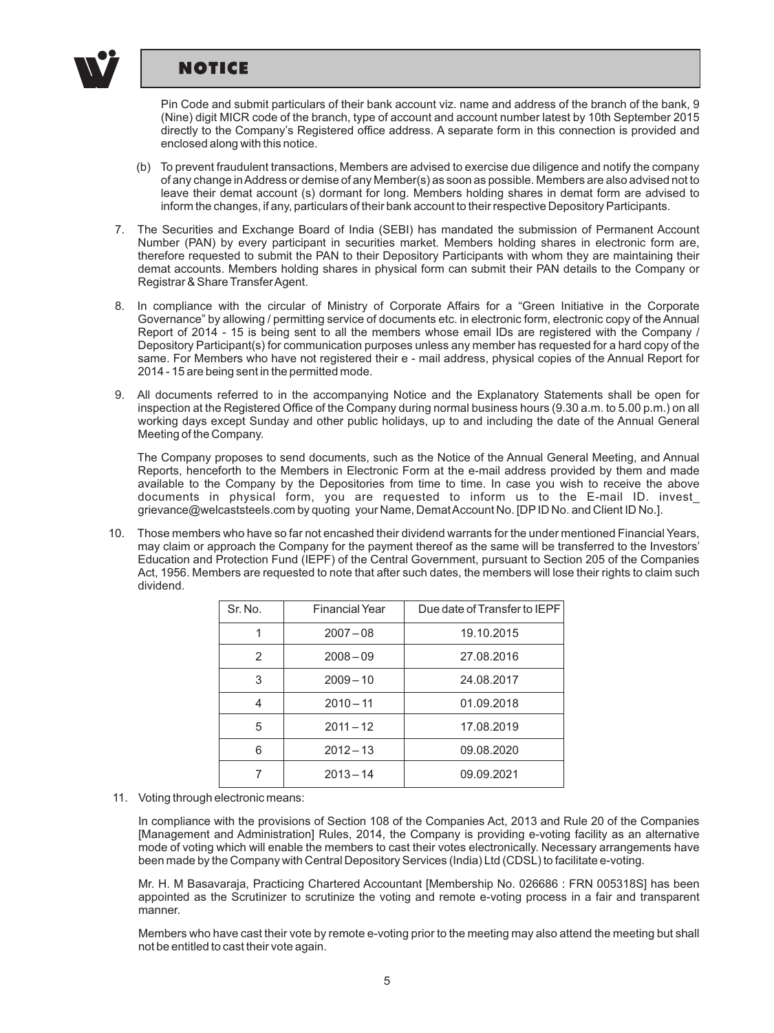Pin Code and submit particulars of their bank account viz. name and address of the branch of the bank, 9 (Nine) digit MICR code of the branch, type of account and account number latest by 10th September 2015 directly to the Company's Registered office address. A separate form in this connection is provided and enclosed along with this notice.

(b) To prevent fraudulent transactions, Members are advised to exercise due diligence and notify the company of any change in Address or demise of any Member(s) as soon as possible. Members are also advised not to leave their demat account (s) dormant for long. Members holding shares in demat form are advised to inform the changes, if any, particulars of their bank account to their respective Depository Participants.

7. The Securities and Exchange Board of India (SEBI) has mandated the submission of Permanent Account Number (PAN) by every participant in securities market. Members holding shares in electronic form are, therefore requested to submit the PAN to their Depository Participants with whom they are maintaining their demat accounts. Members holding shares in physical form can submit their PAN details to the Company or Registrar & Share Transfer Agent.

8. In compliance with the circular of Ministry of Corporate Affairs for a "Green Initiative in the Corporate Governance" by allowing / permitting service of documents etc. in electronic form, electronic copy of the Annual Report of 2014 - 15 is being sent to all the members whose email IDs are registered with the Company / Depository Participant(s) for communication purposes unless any member has requested for a hard copy of the same. For Members who have not registered their e - mail address, physical copies of the Annual Report for 2014 - 15 are being sent in the permitted mode.

9. All documents referred to in the accompanying Notice and the Explanatory Statements shall be open for inspection at the Registered Office of the Company during normal business hours (9.30 a.m. to 5.00 p.m.) on all working days except Sunday and other public holidays, up to and including the date of the Annual General Meeting of the Company.

   The Company proposes to send documents, such as the Notice of the Annual General Meeting, and Annual Reports, henceforth to the Members in Electronic Form at the e-mail address provided by them and made available to the Company by the Depositories from time to time. In case you wish to receive the above documents in physical form, you are requested to inform us to the E-mail ID. invest_grievance@welcaststeels.com by quoting your Name, Demat Account No. [DP ID No. and Client ID No.].

10. Those members who have so far not encashed their dividend warrants for the under mentioned Financial Years, may claim or approach the Company for the payment thereof as the same will be transferred to the Investors' Education and Protection Fund (IEPF) of the Central Government, pursuant to Section 205 of the Companies Act, 1956. Members are requested to note that after such dates, the members will lose their rights to claim such dividend.

| Sr. No. | Financial Year | Due date of Transfer to IEPF |
|---|---|---|
| 1 | 2007 – 08 | 19.10.2015 |
| 2 | 2008 – 09 | 27.08.2016 |
| 3 | 2009 – 10 | 24.08.2017 |
| 4 | 2010 – 11 | 01.09.2018 |
| 5 | 2011 – 12 | 17.08.2019 |
| 6 | 2012 – 13 | 09.08.2020 |
| 7 | 2013 – 14 | 09.09.2021 |

11. Voting through electronic means:

   In compliance with the provisions of Section 108 of the Companies Act, 2013 and Rule 20 of the Companies [Management and Administration] Rules, 2014, the Company is providing e-voting facility as an alternative mode of voting which will enable the members to cast their votes electronically. Necessary arrangements have been made by the Company with Central Depository Services (India) Ltd (CDSL) to facilitate e-voting.

   Mr. H. M Basavaraja, Practicing Chartered Accountant [Membership No. 026686 : FRN 005318S] has been appointed as the Scrutinizer to scrutinize the voting and remote e-voting process in a fair and transparent manner.

   Members who have cast their vote by remote e-voting prior to the meeting may also attend the meeting but shall not be entitled to cast their vote again.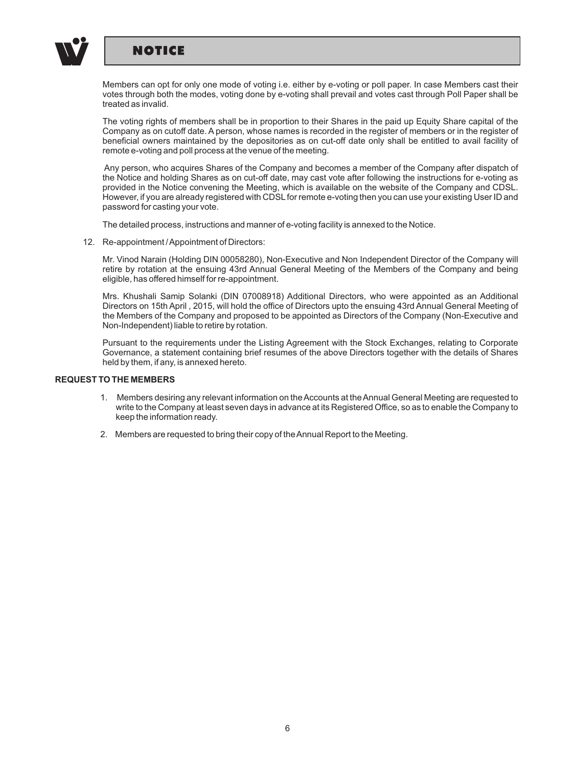Members can opt for only one mode of voting i.e. either by e-voting or poll paper. In case Members cast their votes through both the modes, voting done by e-voting shall prevail and votes cast through Poll Paper shall be treated as invalid.

The voting rights of members shall be in proportion to their Shares in the paid up Equity Share capital of the Company as on cutoff date. A person, whose names is recorded in the register of members or in the register of beneficial owners maintained by the depositories as on cut-off date only shall be entitled to avail facility of remote e-voting and poll process at the venue of the meeting.

Any person, who acquires Shares of the Company and becomes a member of the Company after dispatch of the Notice and holding Shares as on cut-off date, may cast vote after following the instructions for e-voting as provided in the Notice convening the Meeting, which is available on the website of the Company and CDSL. However, if you are already registered with CDSL for remote e-voting then you can use your existing User ID and password for casting your vote.

The detailed process, instructions and manner of e-voting facility is annexed to the Notice.

12. Re-appointment / Appointment of Directors:

    Mr. Vinod Narain (Holding DIN 00058280), Non-Executive and Non Independent Director of the Company will retire by rotation at the ensuing 43rd Annual General Meeting of the Members of the Company and being eligible, has offered himself for re-appointment.

    Mrs. Khushali Samip Solanki (DIN 07008918) Additional Directors, who were appointed as an Additional Directors on 15th April , 2015, will hold the office of Directors upto the ensuing 43rd Annual General Meeting of the Members of the Company and proposed to be appointed as Directors of the Company (Non-Executive and Non-Independent) liable to retire by rotation.

    Pursuant to the requirements under the Listing Agreement with the Stock Exchanges, relating to Corporate Governance, a statement containing brief resumes of the above Directors together with the details of Shares held by them, if any, is annexed hereto.

**REQUEST TO THE MEMBERS**

1. Members desiring any relevant information on the Accounts at the Annual General Meeting are requested to write to the Company at least seven days in advance at its Registered Office, so as to enable the Company to keep the information ready.
2. Members are requested to bring their copy of the Annual Report to the Meeting.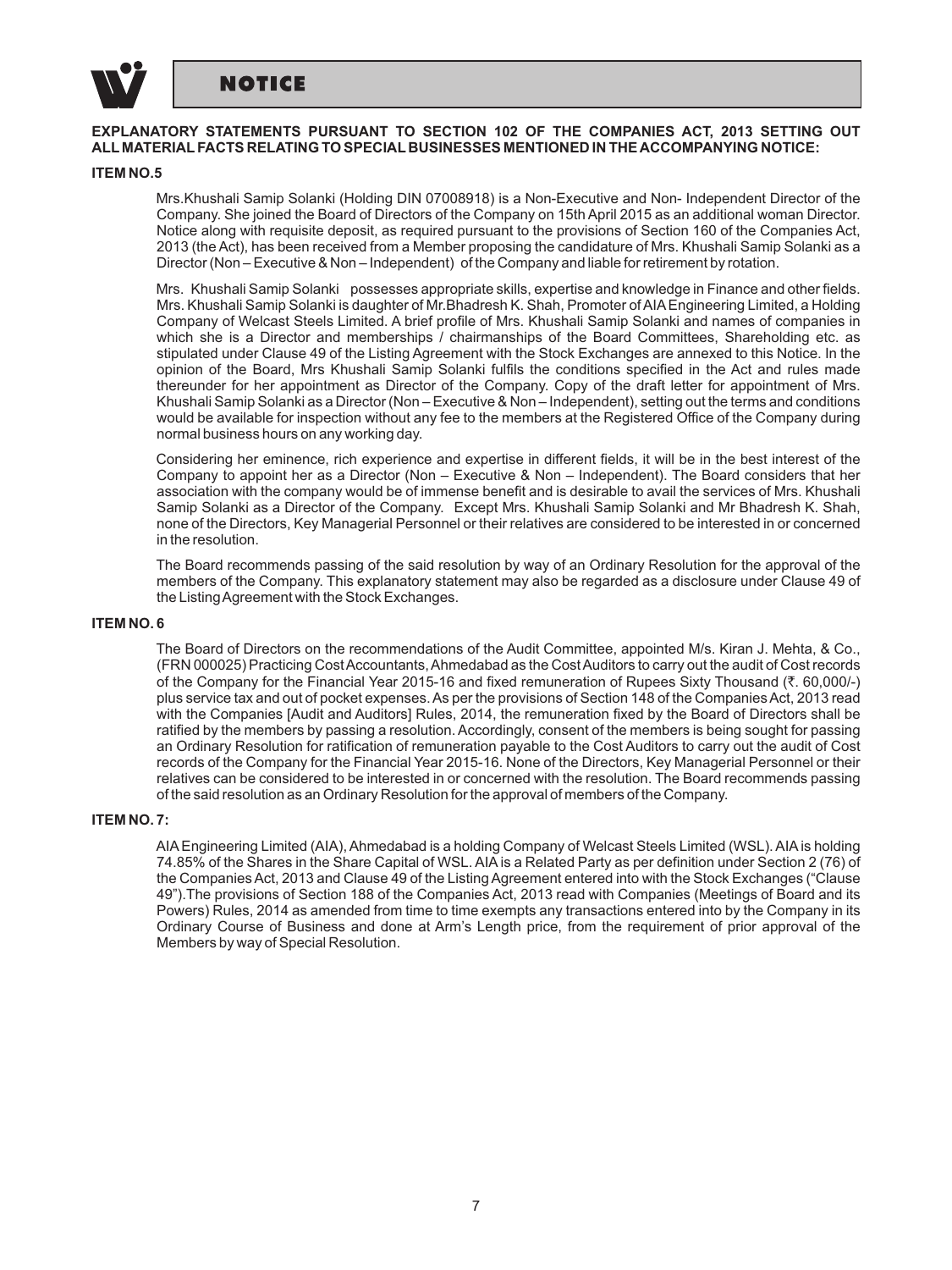## NOTICE

**EXPLANATORY STATEMENTS PURSUANT TO SECTION 102 OF THE COMPANIES ACT, 2013 SETTING OUT ALL MATERIAL FACTS RELATING TO SPECIAL BUSINESSES MENTIONED IN THE ACCOMPANYING NOTICE:**

**ITEM NO.5**

Mrs.Khushali Samip Solanki (Holding DIN 07008918) is a Non-Executive and Non- Independent Director of the Company. She joined the Board of Directors of the Company on 15th April 2015 as an additional woman Director. Notice along with requisite deposit, as required pursuant to the provisions of Section 160 of the Companies Act, 2013 (the Act), has been received from a Member proposing the candidature of Mrs. Khushali Samip Solanki as a Director (Non – Executive & Non – Independent) of the Company and liable for retirement by rotation.

Mrs. Khushali Samip Solanki possesses appropriate skills, expertise and knowledge in Finance and other fields. Mrs. Khushali Samip Solanki is daughter of Mr.Bhadresh K. Shah, Promoter of AIA Engineering Limited, a Holding Company of Welcast Steels Limited. A brief profile of Mrs. Khushali Samip Solanki and names of companies in which she is a Director and memberships / chairmanships of the Board Committees, Shareholding etc. as stipulated under Clause 49 of the Listing Agreement with the Stock Exchanges are annexed to this Notice. In the opinion of the Board, Mrs Khushali Samip Solanki fulfils the conditions specified in the Act and rules made thereunder for her appointment as Director of the Company. Copy of the draft letter for appointment of Mrs. Khushali Samip Solanki as a Director (Non – Executive & Non – Independent), setting out the terms and conditions would be available for inspection without any fee to the members at the Registered Office of the Company during normal business hours on any working day.

Considering her eminence, rich experience and expertise in different fields, it will be in the best interest of the Company to appoint her as a Director (Non – Executive & Non – Independent). The Board considers that her association with the company would be of immense benefit and is desirable to avail the services of Mrs. Khushali Samip Solanki as a Director of the Company. Except Mrs. Khushali Samip Solanki and Mr Bhadresh K. Shah, none of the Directors, Key Managerial Personnel or their relatives are considered to be interested in or concerned in the resolution.

The Board recommends passing of the said resolution by way of an Ordinary Resolution for the approval of the members of the Company. This explanatory statement may also be regarded as a disclosure under Clause 49 of the Listing Agreement with the Stock Exchanges.

**ITEM NO. 6**

The Board of Directors on the recommendations of the Audit Committee, appointed M/s. Kiran J. Mehta, & Co., (FRN 000025) Practicing Cost Accountants, Ahmedabad as the Cost Auditors to carry out the audit of Cost records of the Company for the Financial Year 2015-16 and fixed remuneration of Rupees Sixty Thousand (₹. 60,000/-) plus service tax and out of pocket expenses. As per the provisions of Section 148 of the Companies Act, 2013 read with the Companies [Audit and Auditors] Rules, 2014, the remuneration fixed by the Board of Directors shall be ratified by the members by passing a resolution. Accordingly, consent of the members is being sought for passing an Ordinary Resolution for ratification of remuneration payable to the Cost Auditors to carry out the audit of Cost records of the Company for the Financial Year 2015-16. None of the Directors, Key Managerial Personnel or their relatives can be considered to be interested in or concerned with the resolution. The Board recommends passing of the said resolution as an Ordinary Resolution for the approval of members of the Company.

**ITEM NO. 7:**

AIA Engineering Limited (AIA), Ahmedabad is a holding Company of Welcast Steels Limited (WSL). AIA is holding 74.85% of the Shares in the Share Capital of WSL. AIA is a Related Party as per definition under Section 2 (76) of the Companies Act, 2013 and Clause 49 of the Listing Agreement entered into with the Stock Exchanges ("Clause 49").The provisions of Section 188 of the Companies Act, 2013 read with Companies (Meetings of Board and its Powers) Rules, 2014 as amended from time to time exempts any transactions entered into by the Company in its Ordinary Course of Business and done at Arm's Length price, from the requirement of prior approval of the Members by way of Special Resolution.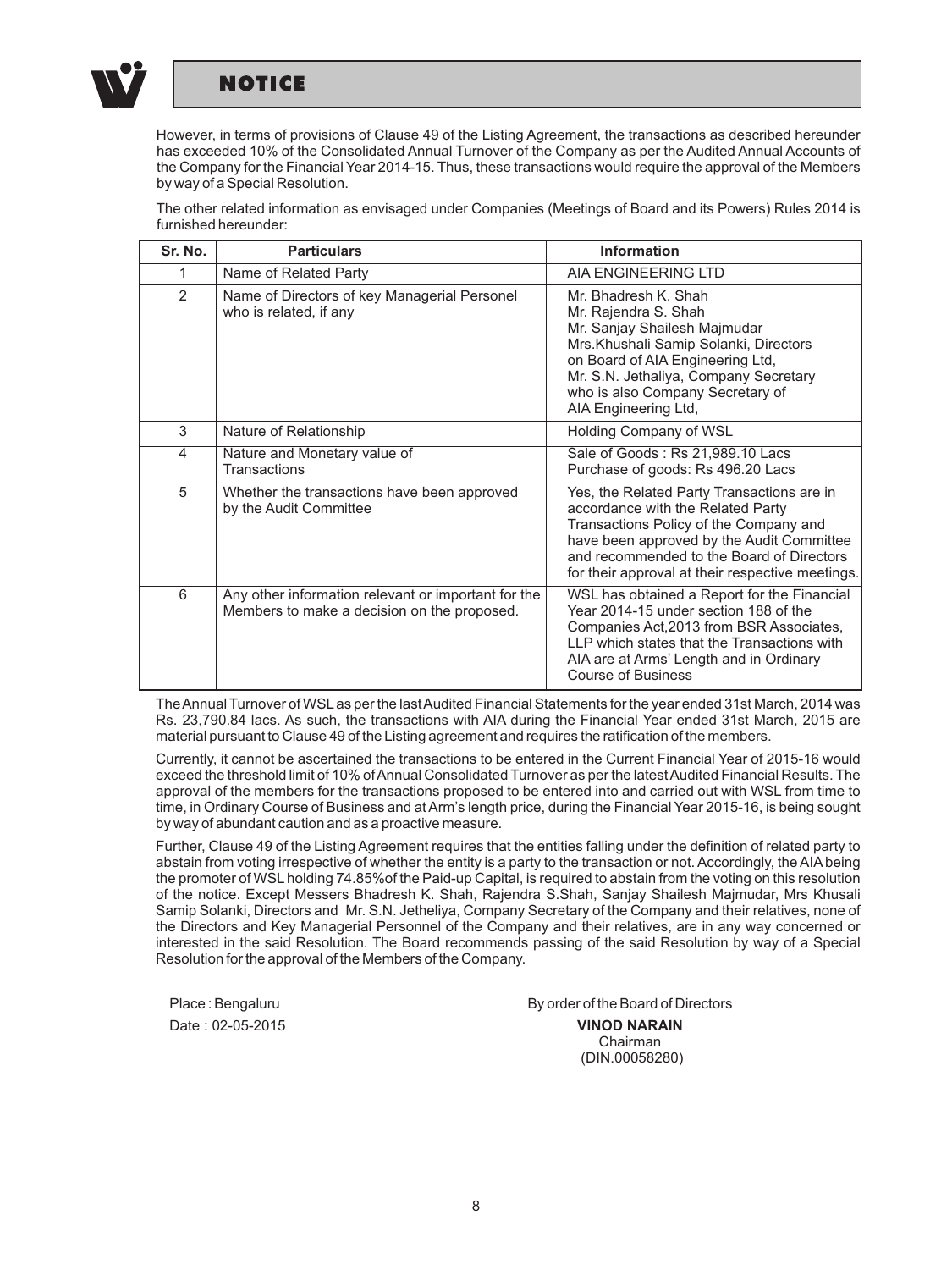# NOTICE

However, in terms of provisions of Clause 49 of the Listing Agreement, the transactions as described hereunder has exceeded 10% of the Consolidated Annual Turnover of the Company as per the Audited Annual Accounts of the Company for the Financial Year 2014-15. Thus, these transactions would require the approval of the Members by way of a Special Resolution.

The other related information as envisaged under Companies (Meetings of Board and its Powers) Rules 2014 is furnished hereunder:

| Sr. No. | Particulars | Information |
|---|---|---|
| 1 | Name of Related Party | AIA ENGINEERING LTD |
| 2 | Name of Directors of key Managerial Personel who is related, if any | Mr. Bhadresh K. Shah<br>Mr. Rajendra S. Shah<br>Mr. Sanjay Shailesh Majmudar<br>Mrs.Khushali Samip Solanki, Directors on Board of AIA Engineering Ltd,<br>Mr. S.N. Jethaliya, Company Secretary who is also Company Secretary of AIA Engineering Ltd, |
| 3 | Nature of Relationship | Holding Company of WSL |
| 4 | Nature and Monetary value of Transactions | Sale of Goods : Rs 21,989.10 Lacs<br>Purchase of goods: Rs 496.20 Lacs |
| 5 | Whether the transactions have been approved by the Audit Committee | Yes, the Related Party Transactions are in accordance with the Related Party Transactions Policy of the Company and have been approved by the Audit Committee and recommended to the Board of Directors for their approval at their respective meetings. |
| 6 | Any other information relevant or important for the Members to make a decision on the proposed. | WSL has obtained a Report for the Financial Year 2014-15 under section 188 of the Companies Act,2013 from BSR Associates, LLP which states that the Transactions with AIA are at Arms' Length and in Ordinary Course of Business |

The Annual Turnover of WSL as per the last Audited Financial Statements for the year ended 31st March, 2014 was Rs. 23,790.84 lacs. As such, the transactions with AIA during the Financial Year ended 31st March, 2015 are material pursuant to Clause 49 of the Listing agreement and requires the ratification of the members.

Currently, it cannot be ascertained the transactions to be entered in the Current Financial Year of 2015-16 would exceed the threshold limit of 10% of Annual Consolidated Turnover as per the latest Audited Financial Results. The approval of the members for the transactions proposed to be entered into and carried out with WSL from time to time, in Ordinary Course of Business and at Arm's length price, during the Financial Year 2015-16, is being sought by way of abundant caution and as a proactive measure.

Further, Clause 49 of the Listing Agreement requires that the entities falling under the definition of related party to abstain from voting irrespective of whether the entity is a party to the transaction or not. Accordingly, the AIA being the promoter of WSL holding 74.85%of the Paid-up Capital, is required to abstain from the voting on this resolution of the notice. Except Messers Bhadresh K. Shah, Rajendra S.Shah, Sanjay Shailesh Majmudar, Mrs Khusali Samip Solanki, Directors and Mr. S.N. Jetheliya, Company Secretary of the Company and their relatives, none of the Directors and Key Managerial Personnel of the Company and their relatives, are in any way concerned or interested in the said Resolution. The Board recommends passing of the said Resolution by way of a Special Resolution for the approval of the Members of the Company.

Place : Bengaluru
Date : 02-05-2015

By order of the Board of Directors

**VINOD NARAIN**
Chairman
(DIN.00058280)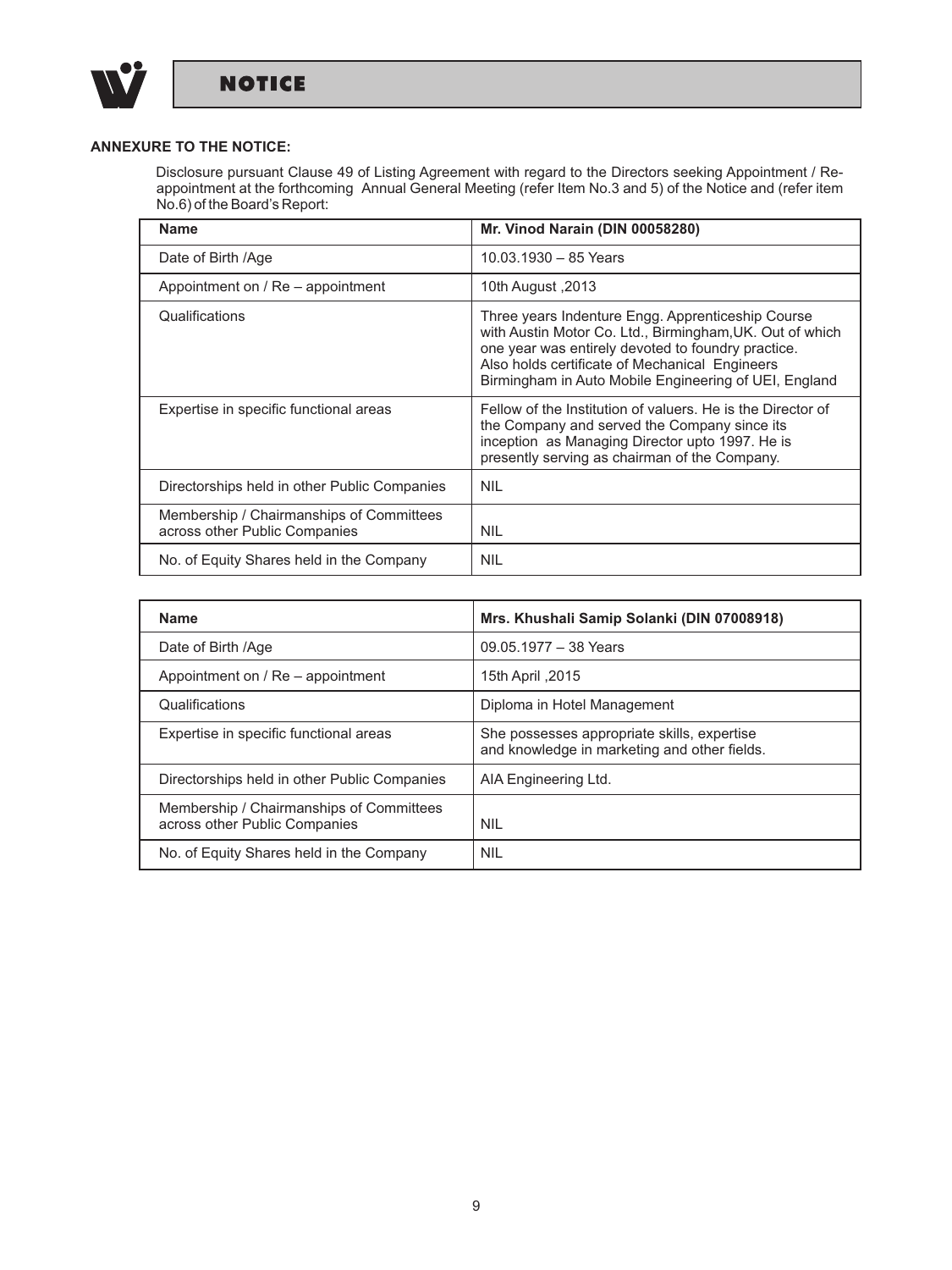## ANNEXURE TO THE NOTICE:

Disclosure pursuant Clause 49 of Listing Agreement with regard to the Directors seeking Appointment / Re-appointment at the forthcoming Annual General Meeting (refer Item No.3 and 5) of the Notice and (refer item No.6) of the Board's Report:

| **Name** | **Mr. Vinod Narain (DIN 00058280)** |
|---|---|
| Date of Birth /Age | 10.03.1930 – 85 Years |
| Appointment on / Re – appointment | 10th August ,2013 |
| Qualifications | Three years Indenture Engg. Apprenticeship Course with Austin Motor Co. Ltd., Birmingham,UK. Out of which one year was entirely devoted to foundry practice. Also holds certificate of Mechanical Engineers Birmingham in Auto Mobile Engineering of UEI, England |
| Expertise in specific functional areas | Fellow of the Institution of valuers. He is the Director of the Company and served the Company since its inception as Managing Director upto 1997. He is presently serving as chairman of the Company. |
| Directorships held in other Public Companies | NIL |
| Membership / Chairmanships of Committees across other Public Companies | NIL |
| No. of Equity Shares held in the Company | NIL |

| **Name** | **Mrs. Khushali Samip Solanki (DIN 07008918)** |
|---|---|
| Date of Birth /Age | 09.05.1977 – 38 Years |
| Appointment on / Re – appointment | 15th April ,2015 |
| Qualifications | Diploma in Hotel Management |
| Expertise in specific functional areas | She possesses appropriate skills, expertise and knowledge in marketing and other fields. |
| Directorships held in other Public Companies | AIA Engineering Ltd. |
| Membership / Chairmanships of Committees across other Public Companies | NIL |
| No. of Equity Shares held in the Company | NIL |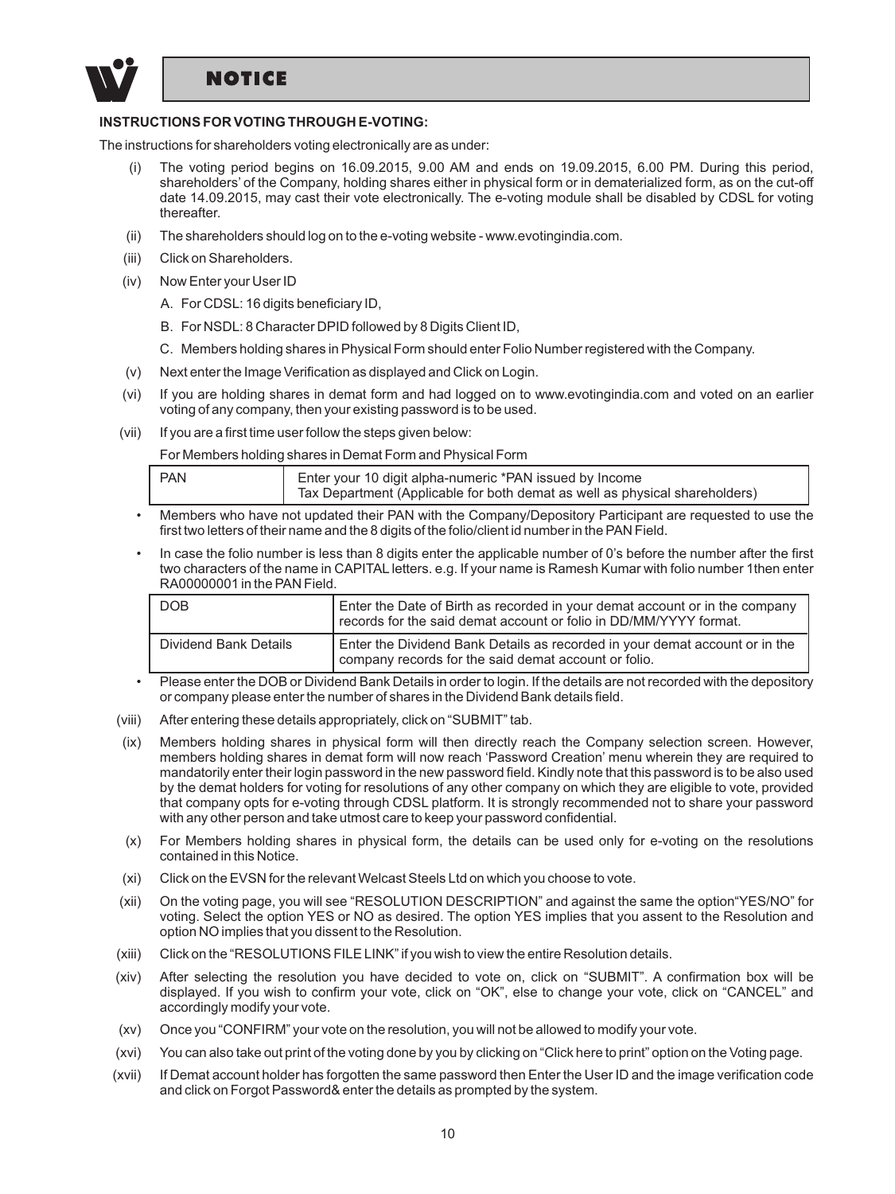# NOTICE

**INSTRUCTIONS FOR VOTING THROUGH E-VOTING:**

The instructions for shareholders voting electronically are as under:

(i) The voting period begins on 16.09.2015, 9.00 AM and ends on 19.09.2015, 6.00 PM. During this period, shareholders' of the Company, holding shares either in physical form or in dematerialized form, as on the cut-off date 14.09.2015, may cast their vote electronically. The e-voting module shall be disabled by CDSL for voting thereafter.

(ii) The shareholders should log on to the e-voting website - www.evotingindia.com.

(iii) Click on Shareholders.

(iv) Now Enter your User ID

   A. For CDSL: 16 digits beneficiary ID,

   B. For NSDL: 8 Character DPID followed by 8 Digits Client ID,

   C. Members holding shares in Physical Form should enter Folio Number registered with the Company.

(v) Next enter the Image Verification as displayed and Click on Login.

(vi) If you are holding shares in demat form and had logged on to www.evotingindia.com and voted on an earlier voting of any company, then your existing password is to be used.

(vii) If you are a first time user follow the steps given below:

For Members holding shares in Demat Form and Physical Form

| PAN | Enter your 10 digit alpha-numeric *PAN issued by Income Tax Department (Applicable for both demat as well as physical shareholders) |
|---|---|

- Members who have not updated their PAN with the Company/Depository Participant are requested to use the first two letters of their name and the 8 digits of the folio/client id number in the PAN Field.
- In case the folio number is less than 8 digits enter the applicable number of 0's before the number after the first two characters of the name in CAPITAL letters. e.g. If your name is Ramesh Kumar with folio number 1then enter RA00000001 in the PAN Field.

| DOB | Enter the Date of Birth as recorded in your demat account or in the company records for the said demat account or folio in DD/MM/YYYY format. |
|---|---|
| Dividend Bank Details | Enter the Dividend Bank Details as recorded in your demat account or in the company records for the said demat account or folio. |

- Please enter the DOB or Dividend Bank Details in order to login. If the details are not recorded with the depository or company please enter the number of shares in the Dividend Bank details field.

(viii) After entering these details appropriately, click on "SUBMIT" tab.

(ix) Members holding shares in physical form will then directly reach the Company selection screen. However, members holding shares in demat form will now reach 'Password Creation' menu wherein they are required to mandatorily enter their login password in the new password field. Kindly note that this password is to be also used by the demat holders for voting for resolutions of any other company on which they are eligible to vote, provided that company opts for e-voting through CDSL platform. It is strongly recommended not to share your password with any other person and take utmost care to keep your password confidential.

(x) For Members holding shares in physical form, the details can be used only for e-voting on the resolutions contained in this Notice.

(xi) Click on the EVSN for the relevant Welcast Steels Ltd on which you choose to vote.

(xii) On the voting page, you will see "RESOLUTION DESCRIPTION" and against the same the option"YES/NO" for voting. Select the option YES or NO as desired. The option YES implies that you assent to the Resolution and option NO implies that you dissent to the Resolution.

(xiii) Click on the "RESOLUTIONS FILE LINK" if you wish to view the entire Resolution details.

(xiv) After selecting the resolution you have decided to vote on, click on "SUBMIT". A confirmation box will be displayed. If you wish to confirm your vote, click on "OK", else to change your vote, click on "CANCEL" and accordingly modify your vote.

(xv) Once you "CONFIRM" your vote on the resolution, you will not be allowed to modify your vote.

(xvi) You can also take out print of the voting done by you by clicking on "Click here to print" option on the Voting page.

(xvii) If Demat account holder has forgotten the same password then Enter the User ID and the image verification code and click on Forgot Password& enter the details as prompted by the system.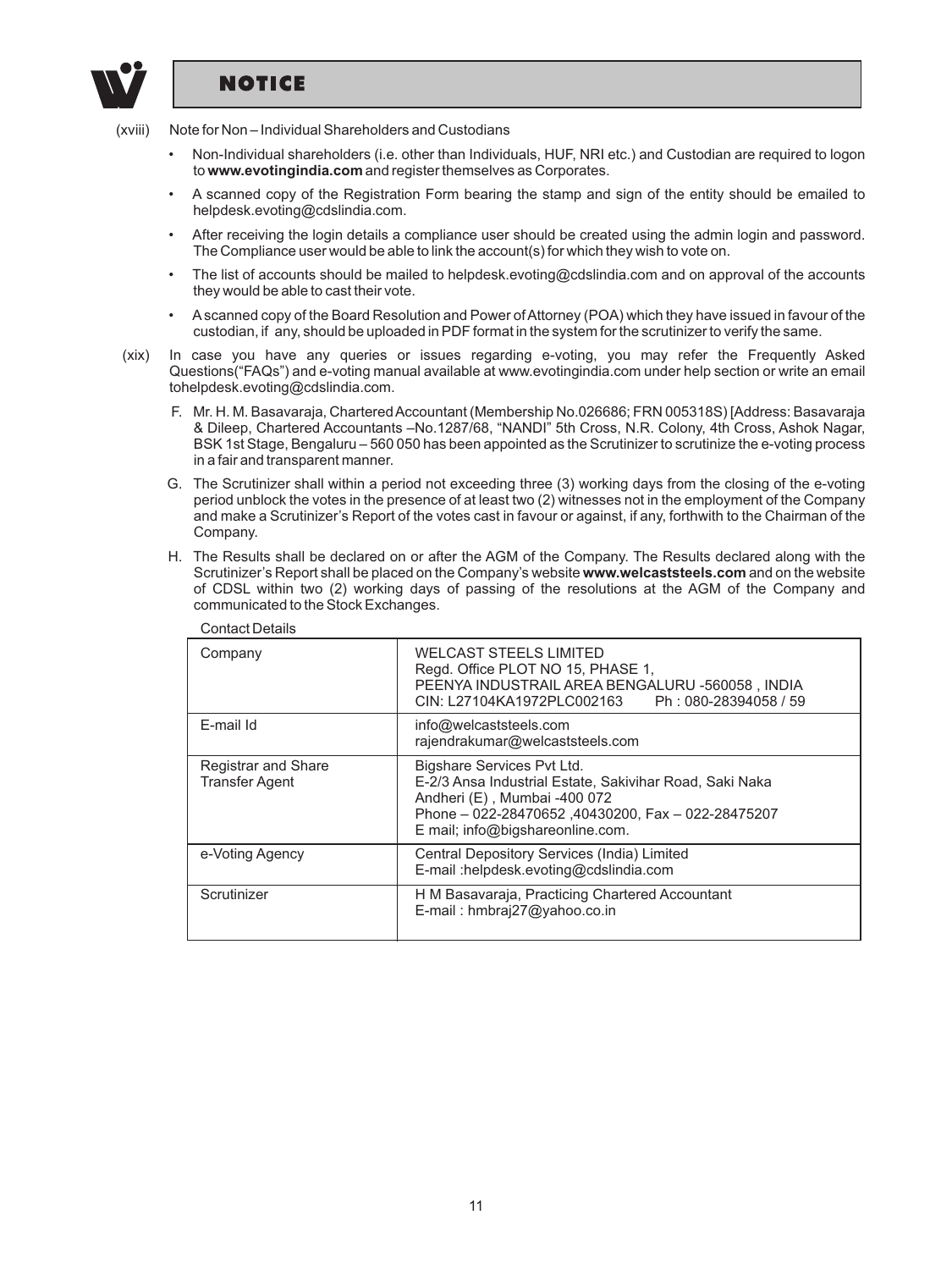(xviii) Note for Non – Individual Shareholders and Custodians

- Non-Individual shareholders (i.e. other than Individuals, HUF, NRI etc.) and Custodian are required to logon to **www.evotingindia.com** and register themselves as Corporates.
- A scanned copy of the Registration Form bearing the stamp and sign of the entity should be emailed to helpdesk.evoting@cdslindia.com.
- After receiving the login details a compliance user should be created using the admin login and password. The Compliance user would be able to link the account(s) for which they wish to vote on.
- The list of accounts should be mailed to helpdesk.evoting@cdslindia.com and on approval of the accounts they would be able to cast their vote.
- A scanned copy of the Board Resolution and Power of Attorney (POA) which they have issued in favour of the custodian, if any, should be uploaded in PDF format in the system for the scrutinizer to verify the same.

(xix) In case you have any queries or issues regarding e-voting, you may refer the Frequently Asked Questions("FAQs") and e-voting manual available at www.evotingindia.com under help section or write an email tohelpdesk.evoting@cdslindia.com.

F. Mr. H. M. Basavaraja, Chartered Accountant (Membership No.026686; FRN 005318S) [Address: Basavaraja & Dileep, Chartered Accountants –No.1287/68, "NANDI" 5th Cross, N.R. Colony, 4th Cross, Ashok Nagar, BSK 1st Stage, Bengaluru – 560 050 has been appointed as the Scrutinizer to scrutinize the e-voting process in a fair and transparent manner.

G. The Scrutinizer shall within a period not exceeding three (3) working days from the closing of the e-voting period unblock the votes in the presence of at least two (2) witnesses not in the employment of the Company and make a Scrutinizer's Report of the votes cast in favour or against, if any, forthwith to the Chairman of the Company.

H. The Results shall be declared on or after the AGM of the Company. The Results declared along with the Scrutinizer's Report shall be placed on the Company's website **www.welcaststeels.com** and on the website of CDSL within two (2) working days of passing of the resolutions at the AGM of the Company and communicated to the Stock Exchanges.

Contact Details

| | |
|---|---|
| Company | WELCAST STEELS LIMITED<br>Regd. Office PLOT NO 15, PHASE 1,<br>PEENYA INDUSTRAIL AREA BENGALURU -560058 , INDIA<br>CIN: L27104KA1972PLC002163 Ph : 080-28394058 / 59 |
| E-mail Id | info@welcaststeels.com<br>rajendrakumar@welcaststeels.com |
| Registrar and Share Transfer Agent | Bigshare Services Pvt Ltd.<br>E-2/3 Ansa Industrial Estate, Sakivihar Road, Saki Naka<br>Andheri (E) , Mumbai -400 072<br>Phone – 022-28470652 ,40430200, Fax – 022-28475207<br>E mail; info@bigshareonline.com. |
| e-Voting Agency | Central Depository Services (India) Limited<br>E-mail :helpdesk.evoting@cdslindia.com |
| Scrutinizer | H M Basavaraja, Practicing Chartered Accountant<br>E-mail : hmbraj27@yahoo.co.in |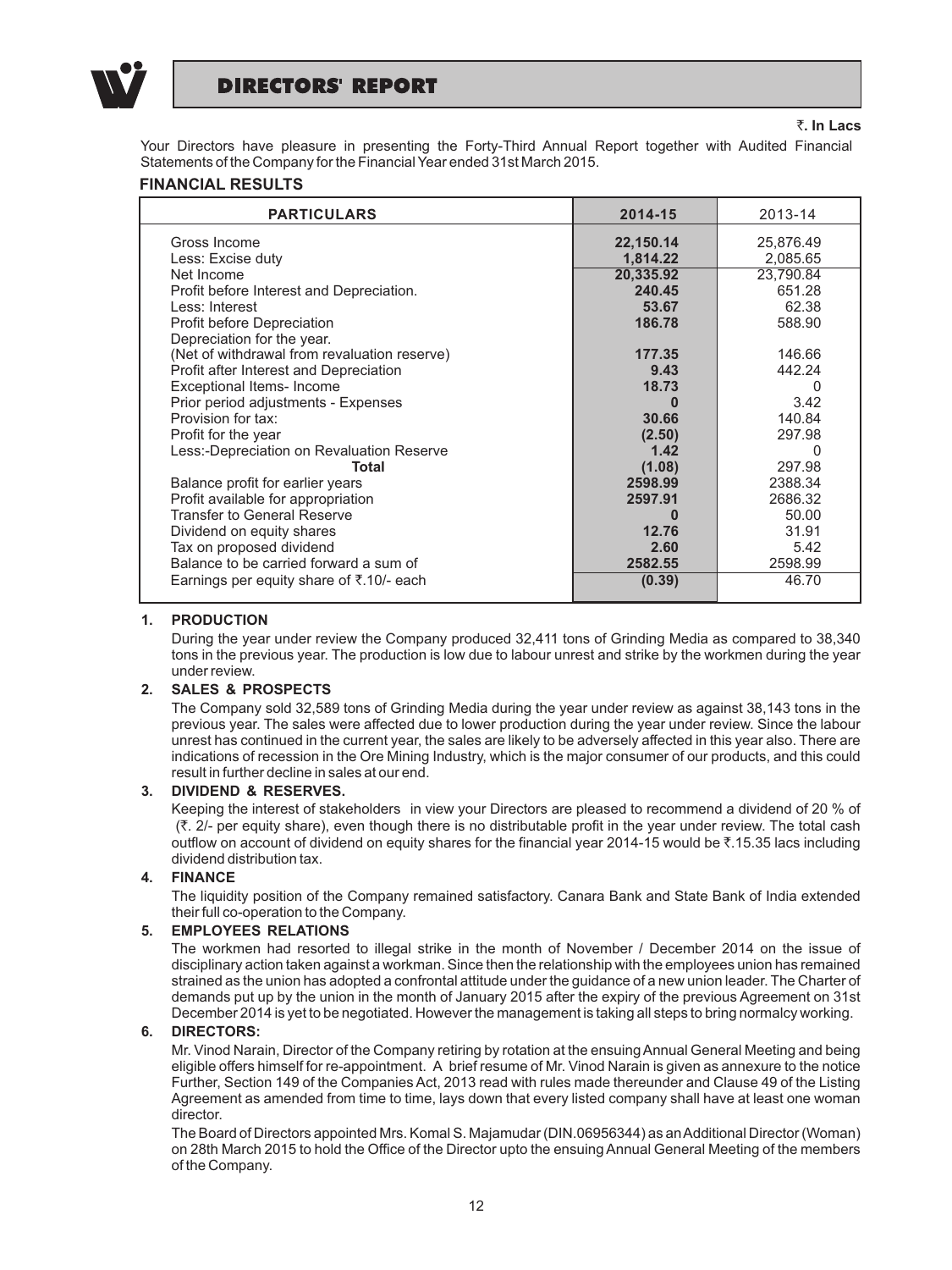# DIRECTORS' REPORT

**₹. In Lacs**

Your Directors have pleasure in presenting the Forty-Third Annual Report together with Audited Financial Statements of the Company for the Financial Year ended 31st March 2015.

## FINANCIAL RESULTS

| PARTICULARS | 2014-15 | 2013-14 |
|---|---|---|
| Gross Income | **22,150.14** | 25,876.49 |
| Less: Excise duty | **1,814.22** | 2,085.65 |
| Net Income | **20,335.92** | 23,790.84 |
| Profit before Interest and Depreciation. | **240.45** | 651.28 |
| Less: Interest | **53.67** | 62.38 |
| Profit before Depreciation | **186.78** | 588.90 |
| Depreciation for the year. (Net of withdrawal from revaluation reserve) | **177.35** | 146.66 |
| Profit after Interest and Depreciation | **9.43** | 442.24 |
| Exceptional Items- Income | **18.73** | 0 |
| Prior period adjustments - Expenses | **0** | 3.42 |
| Provision for tax: | **30.66** | 140.84 |
| Profit for the year | **(2.50)** | 297.98 |
| Less:-Depreciation on Revaluation Reserve | **1.42** | 0 |
| **Total** | **(1.08)** | 297.98 |
| Balance profit for earlier years | **2598.99** | 2388.34 |
| Profit available for appropriation | **2597.91** | 2686.32 |
| Transfer to General Reserve | **0** | 50.00 |
| Dividend on equity shares | **12.76** | 31.91 |
| Tax on proposed dividend | **2.60** | 5.42 |
| Balance to be carried forward a sum of | **2582.55** | 2598.99 |
| Earnings per equity share of ₹.10/- each | **(0.39)** | 46.70 |

### 1. PRODUCTION

During the year under review the Company produced 32,411 tons of Grinding Media as compared to 38,340 tons in the previous year. The production is low due to labour unrest and strike by the workmen during the year under review.

### 2. SALES & PROSPECTS

The Company sold 32,589 tons of Grinding Media during the year under review as against 38,143 tons in the previous year. The sales were affected due to lower production during the year under review. Since the labour unrest has continued in the current year, the sales are likely to be adversely affected in this year also. There are indications of recession in the Ore Mining Industry, which is the major consumer of our products, and this could result in further decline in sales at our end.

### 3. DIVIDEND & RESERVES.

Keeping the interest of stakeholders in view your Directors are pleased to recommend a dividend of 20 % of (₹. 2/- per equity share), even though there is no distributable profit in the year under review. The total cash outflow on account of dividend on equity shares for the financial year 2014-15 would be ₹.15.35 lacs including dividend distribution tax.

### 4. FINANCE

The liquidity position of the Company remained satisfactory. Canara Bank and State Bank of India extended their full co-operation to the Company.

### 5. EMPLOYEES RELATIONS

The workmen had resorted to illegal strike in the month of November / December 2014 on the issue of disciplinary action taken against a workman. Since then the relationship with the employees union has remained strained as the union has adopted a confrontal attitude under the guidance of a new union leader. The Charter of demands put up by the union in the month of January 2015 after the expiry of the previous Agreement on 31st December 2014 is yet to be negotiated. However the management is taking all steps to bring normalcy working.

### 6. DIRECTORS:

Mr. Vinod Narain, Director of the Company retiring by rotation at the ensuing Annual General Meeting and being eligible offers himself for re-appointment. A brief resume of Mr. Vinod Narain is given as annexure to the notice Further, Section 149 of the Companies Act, 2013 read with rules made thereunder and Clause 49 of the Listing Agreement as amended from time to time, lays down that every listed company shall have at least one woman director.

The Board of Directors appointed Mrs. Komal S. Majamudar (DIN.06956344) as an Additional Director (Woman) on 28th March 2015 to hold the Office of the Director upto the ensuing Annual General Meeting of the members of the Company.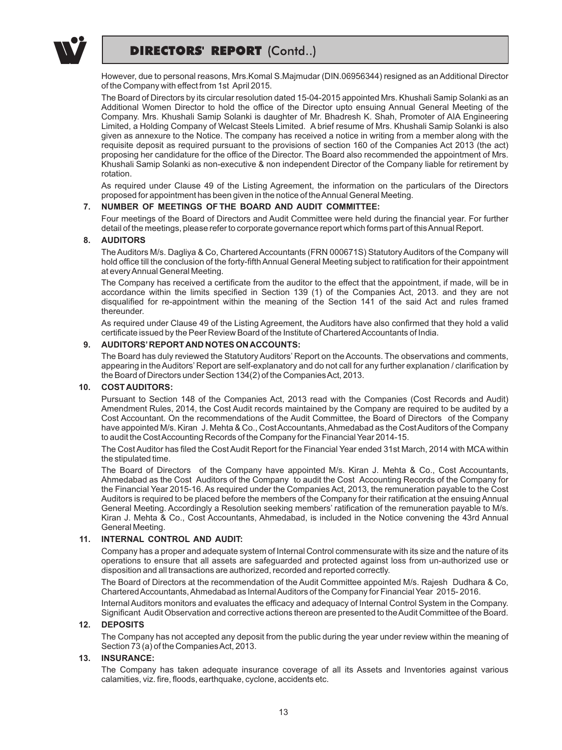However, due to personal reasons, Mrs.Komal S.Majmudar (DIN.06956344) resigned as an Additional Director of the Company with effect from 1st April 2015.

The Board of Directors by its circular resolution dated 15-04-2015 appointed Mrs. Khushali Samip Solanki as an Additional Women Director to hold the office of the Director upto ensuing Annual General Meeting of the Company. Mrs. Khushali Samip Solanki is daughter of Mr. Bhadresh K. Shah, Promoter of AIA Engineering Limited, a Holding Company of Welcast Steels Limited. A brief resume of Mrs. Khushali Samip Solanki is also given as annexure to the Notice. The company has received a notice in writing from a member along with the requisite deposit as required pursuant to the provisions of section 160 of the Companies Act 2013 (the act) proposing her candidature for the office of the Director. The Board also recommended the appointment of Mrs. Khushali Samip Solanki as non-executive & non independent Director of the Company liable for retirement by rotation.

As required under Clause 49 of the Listing Agreement, the information on the particulars of the Directors proposed for appointment has been given in the notice of the Annual General Meeting.

### 7. NUMBER OF MEETINGS OF THE BOARD AND AUDIT COMMITTEE:

Four meetings of the Board of Directors and Audit Committee were held during the financial year. For further detail of the meetings, please refer to corporate governance report which forms part of this Annual Report.

### 8. AUDITORS

The Auditors M/s. Dagliya & Co, Chartered Accountants (FRN 000671S) Statutory Auditors of the Company will hold office till the conclusion of the forty-fifth Annual General Meeting subject to ratification for their appointment at every Annual General Meeting.

The Company has received a certificate from the auditor to the effect that the appointment, if made, will be in accordance within the limits specified in Section 139 (1) of the Companies Act, 2013. and they are not disqualified for re-appointment within the meaning of the Section 141 of the said Act and rules framed thereunder.

As required under Clause 49 of the Listing Agreement, the Auditors have also confirmed that they hold a valid certificate issued by the Peer Review Board of the Institute of Chartered Accountants of India.

### 9. AUDITORS' REPORT AND NOTES ON ACCOUNTS:

The Board has duly reviewed the Statutory Auditors' Report on the Accounts. The observations and comments, appearing in the Auditors' Report are self-explanatory and do not call for any further explanation / clarification by the Board of Directors under Section 134(2) of the Companies Act, 2013.

### 10. COST AUDITORS:

Pursuant to Section 148 of the Companies Act, 2013 read with the Companies (Cost Records and Audit) Amendment Rules, 2014, the Cost Audit records maintained by the Company are required to be audited by a Cost Accountant. On the recommendations of the Audit Committee, the Board of Directors of the Company have appointed M/s. Kiran J. Mehta & Co., Cost Accountants, Ahmedabad as the Cost Auditors of the Company to audit the Cost Accounting Records of the Company for the Financial Year 2014-15.

The Cost Auditor has filed the Cost Audit Report for the Financial Year ended 31st March, 2014 with MCA within the stipulated time.

The Board of Directors of the Company have appointed M/s. Kiran J. Mehta & Co., Cost Accountants, Ahmedabad as the Cost Auditors of the Company to audit the Cost Accounting Records of the Company for the Financial Year 2015-16. As required under the Companies Act, 2013, the remuneration payable to the Cost Auditors is required to be placed before the members of the Company for their ratification at the ensuing Annual General Meeting. Accordingly a Resolution seeking members' ratification of the remuneration payable to M/s. Kiran J. Mehta & Co., Cost Accountants, Ahmedabad, is included in the Notice convening the 43rd Annual General Meeting.

### 11. INTERNAL CONTROL AND AUDIT:

Company has a proper and adequate system of Internal Control commensurate with its size and the nature of its operations to ensure that all assets are safeguarded and protected against loss from un-authorized use or disposition and all transactions are authorized, recorded and reported correctly.

The Board of Directors at the recommendation of the Audit Committee appointed M/s. Rajesh Dudhara & Co, Chartered Accountants, Ahmedabad as Internal Auditors of the Company for Financial Year 2015- 2016.

Internal Auditors monitors and evaluates the efficacy and adequacy of Internal Control System in the Company. Significant Audit Observation and corrective actions thereon are presented to the Audit Committee of the Board.

### 12. DEPOSITS

The Company has not accepted any deposit from the public during the year under review within the meaning of Section 73 (a) of the Companies Act, 2013.

### 13. INSURANCE:

The Company has taken adequate insurance coverage of all its Assets and Inventories against various calamities, viz. fire, floods, earthquake, cyclone, accidents etc.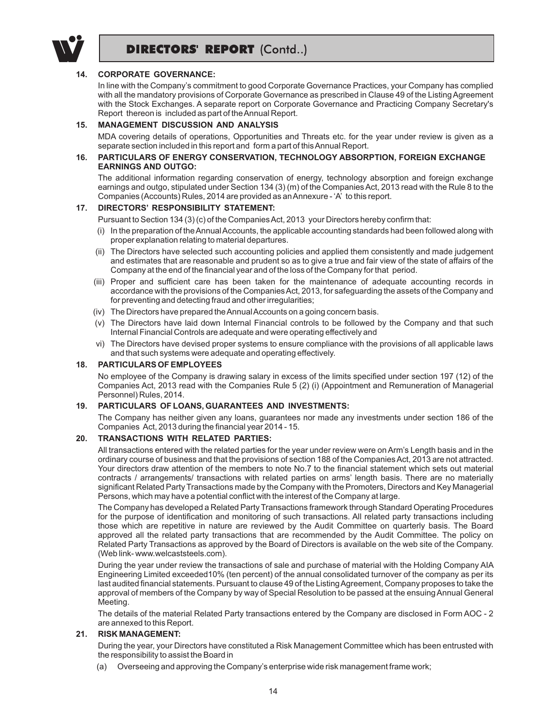**14. CORPORATE GOVERNANCE:**

In line with the Company's commitment to good Corporate Governance Practices, your Company has complied with all the mandatory provisions of Corporate Governance as prescribed in Clause 49 of the Listing Agreement with the Stock Exchanges. A separate report on Corporate Governance and Practicing Company Secretary's Report thereon is included as part of the Annual Report.

**15. MANAGEMENT DISCUSSION AND ANALYSIS**

MDA covering details of operations, Opportunities and Threats etc. for the year under review is given as a separate section included in this report and form a part of this Annual Report.

**16. PARTICULARS OF ENERGY CONSERVATION, TECHNOLOGY ABSORPTION, FOREIGN EXCHANGE EARNINGS AND OUTGO:**

The additional information regarding conservation of energy, technology absorption and foreign exchange earnings and outgo, stipulated under Section 134 (3) (m) of the Companies Act, 2013 read with the Rule 8 to the Companies (Accounts) Rules, 2014 are provided as an Annexure - 'A' to this report.

**17. DIRECTORS' RESPONSIBILITY STATEMENT:**

Pursuant to Section 134 (3) (c) of the Companies Act, 2013 your Directors hereby confirm that:

(i) In the preparation of the Annual Accounts, the applicable accounting standards had been followed along with proper explanation relating to material departures.

(ii) The Directors have selected such accounting policies and applied them consistently and made judgement and estimates that are reasonable and prudent so as to give a true and fair view of the state of affairs of the Company at the end of the financial year and of the loss of the Company for that period.

(iii) Proper and sufficient care has been taken for the maintenance of adequate accounting records in accordance with the provisions of the Companies Act, 2013, for safeguarding the assets of the Company and for preventing and detecting fraud and other irregularities;

(iv) The Directors have prepared the Annual Accounts on a going concern basis.

(v) The Directors have laid down Internal Financial controls to be followed by the Company and that such Internal Financial Controls are adequate and were operating effectively and

vi) The Directors have devised proper systems to ensure compliance with the provisions of all applicable laws and that such systems were adequate and operating effectively.

**18. PARTICULARS OF EMPLOYEES**

No employee of the Company is drawing salary in excess of the limits specified under section 197 (12) of the Companies Act, 2013 read with the Companies Rule 5 (2) (i) (Appointment and Remuneration of Managerial Personnel) Rules, 2014.

**19. PARTICULARS OF LOANS, GUARANTEES AND INVESTMENTS:**

The Company has neither given any loans, guarantees nor made any investments under section 186 of the Companies Act, 2013 during the financial year 2014 - 15.

**20. TRANSACTIONS WITH RELATED PARTIES:**

All transactions entered with the related parties for the year under review were on Arm's Length basis and in the ordinary course of business and that the provisions of section 188 of the Companies Act, 2013 are not attracted. Your directors draw attention of the members to note No.7 to the financial statement which sets out material contracts / arrangements/ transactions with related parties on arms' length basis. There are no materially significant Related Party Transactions made by the Company with the Promoters, Directors and Key Managerial Persons, which may have a potential conflict with the interest of the Company at large.

The Company has developed a Related Party Transactions framework through Standard Operating Procedures for the purpose of identification and monitoring of such transactions. All related party transactions including those which are repetitive in nature are reviewed by the Audit Committee on quarterly basis. The Board approved all the related party transactions that are recommended by the Audit Committee. The policy on Related Party Transactions as approved by the Board of Directors is available on the web site of the Company. (Web link- www.welcaststeels.com).

During the year under review the transactions of sale and purchase of material with the Holding Company AIA Engineering Limited exceeded10% (ten percent) of the annual consolidated turnover of the company as per its last audited financial statements. Pursuant to clause 49 of the Listing Agreement, Company proposes to take the approval of members of the Company by way of Special Resolution to be passed at the ensuing Annual General Meeting.

The details of the material Related Party transactions entered by the Company are disclosed in Form AOC - 2 are annexed to this Report.

**21. RISK MANAGEMENT:**

During the year, your Directors have constituted a Risk Management Committee which has been entrusted with the responsibility to assist the Board in

(a) Overseeing and approving the Company's enterprise wide risk management frame work;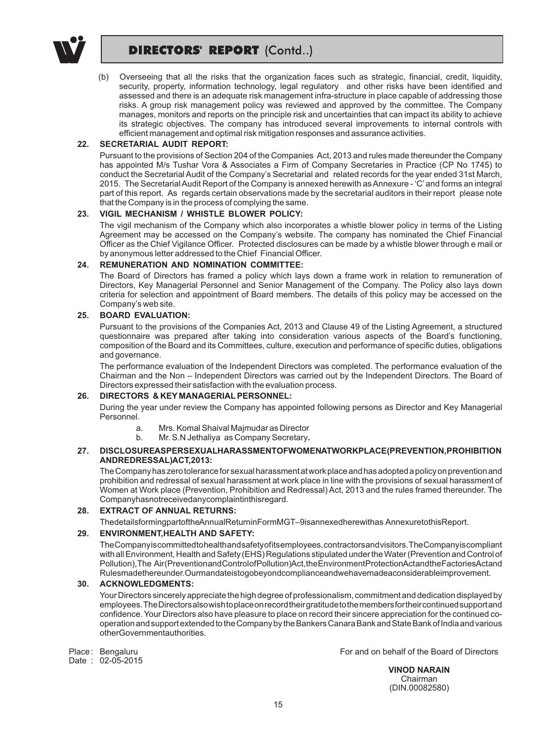(b) Overseeing that all the risks that the organization faces such as strategic, financial, credit, liquidity, security, property, information technology, legal regulatory and other risks have been identified and assessed and there is an adequate risk management infra-structure in place capable of addressing those risks. A group risk management policy was reviewed and approved by the committee. The Company manages, monitors and reports on the principle risk and uncertainties that can impact its ability to achieve its strategic objectives. The company has introduced several improvements to internal controls with efficient management and optimal risk mitigation responses and assurance activities.

**22. SECRETARIAL AUDIT REPORT:**

Pursuant to the provisions of Section 204 of the Companies Act, 2013 and rules made thereunder the Company has appointed M/s Tushar Vora & Associates a Firm of Company Secretaries in Practice (CP No 1745) to conduct the Secretarial Audit of the Company's Secretarial and related records for the year ended 31st March, 2015. The Secretarial Audit Report of the Company is annexed herewith as Annexure - 'C' and forms an integral part of this report. As regards certain observations made by the secretarial auditors in their report please note that the Company is in the process of complying the same.

**23. VIGIL MECHANISM / WHISTLE BLOWER POLICY:**

The vigil mechanism of the Company which also incorporates a whistle blower policy in terms of the Listing Agreement may be accessed on the Company's website. The company has nominated the Chief Financial Officer as the Chief Vigilance Officer. Protected disclosures can be made by a whistle blower through e mail or by anonymous letter addressed to the Chief Financial Officer.

**24. REMUNERATION AND NOMINATION COMMITTEE:**

The Board of Directors has framed a policy which lays down a frame work in relation to remuneration of Directors, Key Managerial Personnel and Senior Management of the Company. The Policy also lays down criteria for selection and appointment of Board members. The details of this policy may be accessed on the Company's web site.

**25. BOARD EVALUATION:**

Pursuant to the provisions of the Companies Act, 2013 and Clause 49 of the Listing Agreement, a structured questionnaire was prepared after taking into consideration various aspects of the Board's functioning, composition of the Board and its Committees, culture, execution and performance of specific duties, obligations and governance.

The performance evaluation of the Independent Directors was completed. The performance evaluation of the Chairman and the Non – Independent Directors was carried out by the Independent Directors. The Board of Directors expressed their satisfaction with the evaluation process.

**26. DIRECTORS & KEY MANAGERIAL PERSONNEL:**

During the year under review the Company has appointed following persons as Director and Key Managerial Personnel.

a. Mrs. Komal Shaival Majmudar as Director
b. Mr. S.N Jethaliya as Company Secretary**.**

**27. DISCLOSUREASPERSEXUALHARASSMENTOFWOMENATWORKPLACE(PREVENTION,PROHIBITION ANDREDRESSAL)ACT,2013:**

The Company has zero tolerance for sexual harassment at work place and has adopted a policy on prevention and prohibition and redressal of sexual harassment at work place in line with the provisions of sexual harassment of Women at Work place (Prevention, Prohibition and Redressal) Act, 2013 and the rules framed thereunder. The Company has not received any complaint in this regard.

**28. EXTRACT OF ANNUAL RETURNS:**

The details forming part of the Annual Return in Form MGT–9 is annexed herewith as Annexure to this Report.

**29. ENVIRONMENT,HEALTH AND SAFETY:**

The Company is committed to health and safety of its employees, contractors and visitors. The Company is compliant with all Environment, Health and Safety (EHS) Regulations stipulated under the Water (Prevention and Control of Pollution), The Air (Prevention and Control of Pollution) Act, the Environment Protection Act and the Factories Act and Rules made thereunder. Our mandate is to go beyond compliance and we have made a considerable improvement.

**30. ACKNOWLEDGMENTS:**

Your Directors sincerely appreciate the high degree of professionalism, commitment and dedication displayed by employees. The Directors also wish to place on record their gratitude to the members for their continued support and confidence. Your Directors also have pleasure to place on record their sincere appreciation for the continued co-operation and support extended to the Company by the Bankers Canara Bank and State Bank of India and various other Government authorities.

Place : Bengaluru
Date : 02-05-2015

For and on behalf of the Board of Directors

**VINOD NARAIN**
Chairman
(DIN.00082580)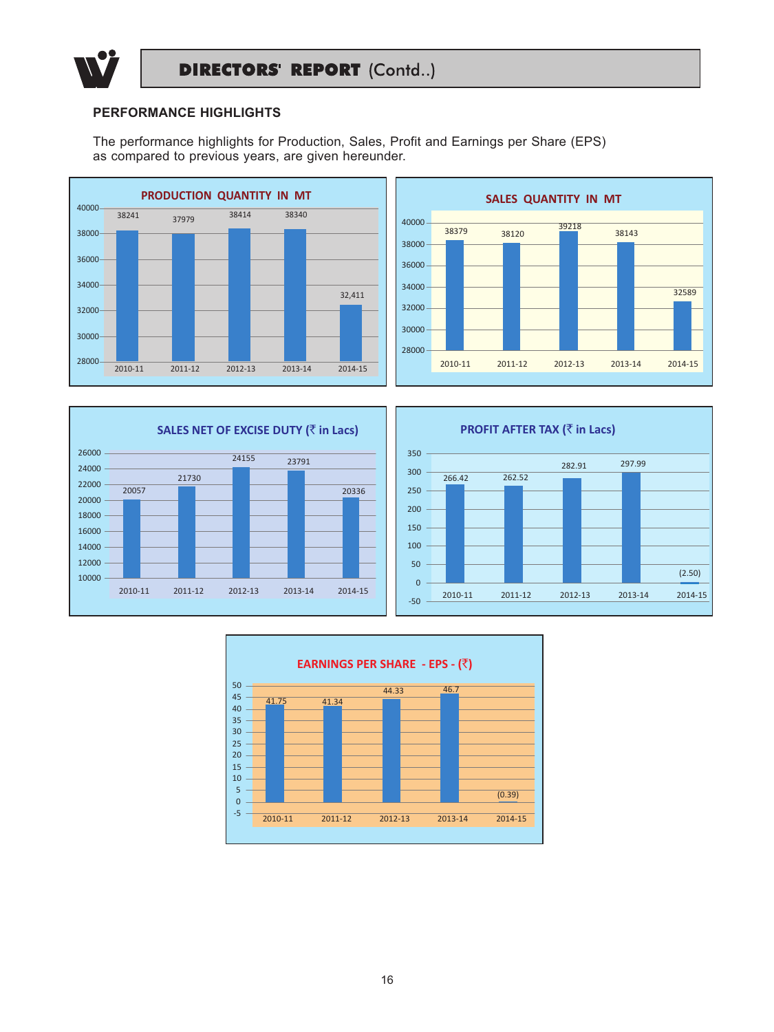## PERFORMANCE HIGHLIGHTS

The performance highlights for Production, Sales, Profit and Earnings per Share (EPS) as compared to previous years, are given hereunder.

**PRODUCTION QUANTITY IN MT**

| Year | Production Quantity (MT) |
|---|---|
| 2010-11 | 38241 |
| 2011-12 | 37979 |
| 2012-13 | 38414 |
| 2013-14 | 38340 |
| 2014-15 | 32,411 |

**SALES QUANTITY IN MT**

| Year | Sales Quantity (MT) |
|---|---|
| 2010-11 | 38379 |
| 2011-12 | 38120 |
| 2012-13 | 39218 |
| 2013-14 | 38143 |
| 2014-15 | 32589 |

**SALES NET OF EXCISE DUTY (₹ in Lacs)**

| Year | Sales Net of Excise Duty (₹ in Lacs) |
|---|---|
| 2010-11 | 20057 |
| 2011-12 | 21730 |
| 2012-13 | 24155 |
| 2013-14 | 23791 |
| 2014-15 | 20336 |

**PROFIT AFTER TAX (₹ in Lacs)**

| Year | Profit After Tax (₹ in Lacs) |
|---|---|
| 2010-11 | 266.42 |
| 2011-12 | 262.52 |
| 2012-13 | 282.91 |
| 2013-14 | 297.99 |
| 2014-15 | (2.50) |

**EARNINGS PER SHARE - EPS - (₹)**

| Year | EPS (₹) |
|---|---|
| 2010-11 | 41.75 |
| 2011-12 | 41.34 |
| 2012-13 | 44.33 |
| 2013-14 | 46.7 |
| 2014-15 | (0.39) |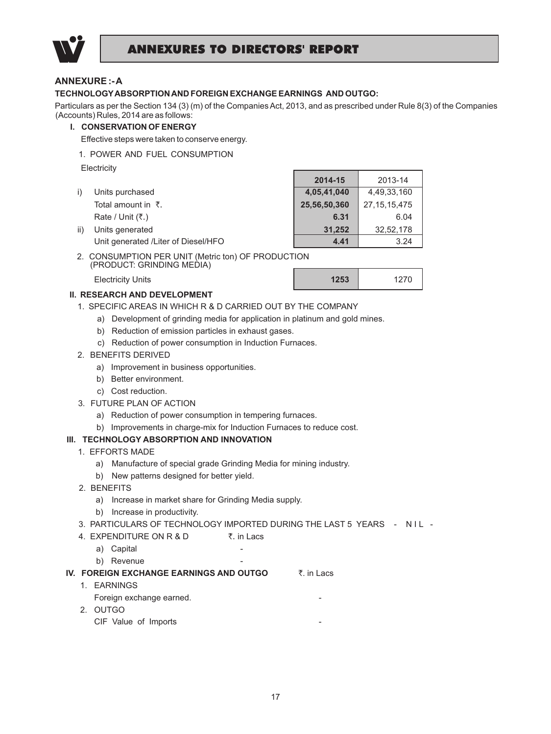# ANNEXURES TO DIRECTORS' REPORT

## ANNEXURE :- A

### TECHNOLOGY ABSORPTION AND FOREIGN EXCHANGE EARNINGS AND OUTGO:

Particulars as per the Section 134 (3) (m) of the Companies Act, 2013, and as prescribed under Rule 8(3) of the Companies (Accounts) Rules, 2014 are as follows:

**I. CONSERVATION OF ENERGY**

Effective steps were taken to conserve energy.

1. POWER AND FUEL CONSUMPTION

Electricity

| | | **2014-15** | 2013-14 |
|---|---|---|---|
| i) | Units purchased | **4,05,41,040** | 4,49,33,160 |
| | Total amount in ₹. | **25,56,50,360** | 27,15,15,475 |
| | Rate / Unit (₹.) | **6.31** | 6.04 |
| ii) | Units generated | **31,252** | 32,52,178 |
| | Unit generated /Liter of Diesel/HFO | **4.41** | 3.24 |

2. CONSUMPTION PER UNIT (Metric ton) OF PRODUCTION (PRODUCT: GRINDING MEDIA)

| | **2014-15** | 2013-14 |
|---|---|---|
| Electricity Units | **1253** | 1270 |

**II. RESEARCH AND DEVELOPMENT**

1. SPECIFIC AREAS IN WHICH R & D CARRIED OUT BY THE COMPANY
   - a) Development of grinding media for application in platinum and gold mines.
   - b) Reduction of emission particles in exhaust gases.
   - c) Reduction of power consumption in Induction Furnaces.
2. BENEFITS DERIVED
   - a) Improvement in business opportunities.
   - b) Better environment.
   - c) Cost reduction.
3. FUTURE PLAN OF ACTION
   - a) Reduction of power consumption in tempering furnaces.
   - b) Improvements in charge-mix for Induction Furnaces to reduce cost.

**III. TECHNOLOGY ABSORPTION AND INNOVATION**

1. EFFORTS MADE
   - a) Manufacture of special grade Grinding Media for mining industry.
   - b) New patterns designed for better yield.
2. BENEFITS
   - a) Increase in market share for Grinding Media supply.
   - b) Increase in productivity.
3. PARTICULARS OF TECHNOLOGY IMPORTED DURING THE LAST 5 YEARS - N I L -
4. EXPENDITURE ON R & D ₹. in Lacs
   - a) Capital -
   - b) Revenue -

**IV. FOREIGN EXCHANGE EARNINGS AND OUTGO** ₹. in Lacs

1. EARNINGS

   Foreign exchange earned. -
2. OUTGO

   CIF Value of Imports -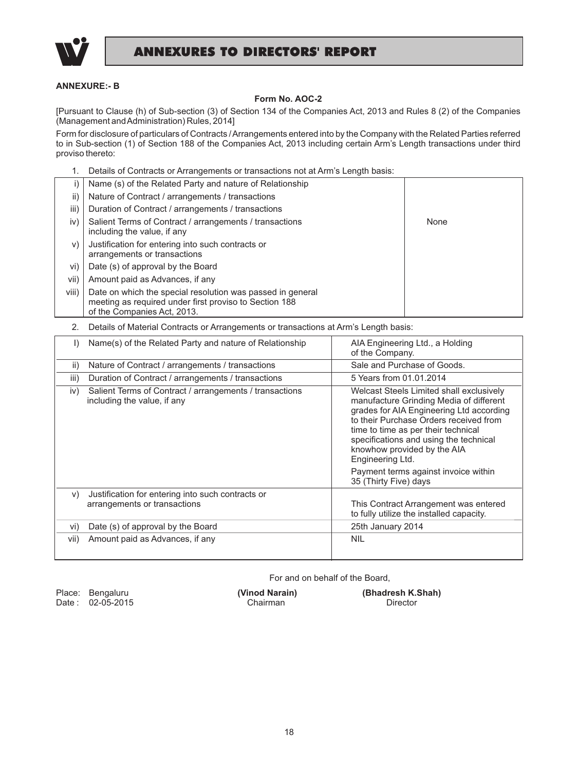# ANNEXURES TO DIRECTORS' REPORT

**ANNEXURE:- B**

**Form No. AOC-2**

[Pursuant to Clause (h) of Sub-section (3) of Section 134 of the Companies Act, 2013 and Rules 8 (2) of the Companies (Management and Administration) Rules, 2014]

Form for disclosure of particulars of Contracts / Arrangements entered into by the Company with the Related Parties referred to in Sub-section (1) of Section 188 of the Companies Act, 2013 including certain Arm's Length transactions under third proviso thereto:

1. Details of Contracts or Arrangements or transactions not at Arm's Length basis:

| | | |
|---|---|---|
| i) | Name (s) of the Related Party and nature of Relationship | None |
| ii) | Nature of Contract / arrangements / transactions | |
| iii) | Duration of Contract / arrangements / transactions | |
| iv) | Salient Terms of Contract / arrangements / transactions including the value, if any | |
| v) | Justification for entering into such contracts or arrangements or transactions | |
| vi) | Date (s) of approval by the Board | |
| vii) | Amount paid as Advances, if any | |
| viii) | Date on which the special resolution was passed in general meeting as required under first proviso to Section 188 of the Companies Act, 2013. | |

2. Details of Material Contracts or Arrangements or transactions at Arm's Length basis:

| | | |
|---|---|---|
| I) | Name(s) of the Related Party and nature of Relationship | AIA Engineering Ltd., a Holding of the Company. |
| ii) | Nature of Contract / arrangements / transactions | Sale and Purchase of Goods. |
| iii) | Duration of Contract / arrangements / transactions | 5 Years from 01.01.2014 |
| iv) | Salient Terms of Contract / arrangements / transactions including the value, if any | Welcast Steels Limited shall exclusively manufacture Grinding Media of different grades for AIA Engineering Ltd according to their Purchase Orders received from time to time as per their technical specifications and using the technical knowhow provided by the AIA Engineering Ltd.<br>Payment terms against invoice within 35 (Thirty Five) days |
| v) | Justification for entering into such contracts or arrangements or transactions | This Contract Arrangement was entered to fully utilize the installed capacity. |
| vi) | Date (s) of approval by the Board | 25th January 2014 |
| vii) | Amount paid as Advances, if any | NIL |

For and on behalf of the Board,

Place: Bengaluru
Date : 02-05-2015

**(Vinod Narain)**
Chairman

**(Bhadresh K.Shah)**
Director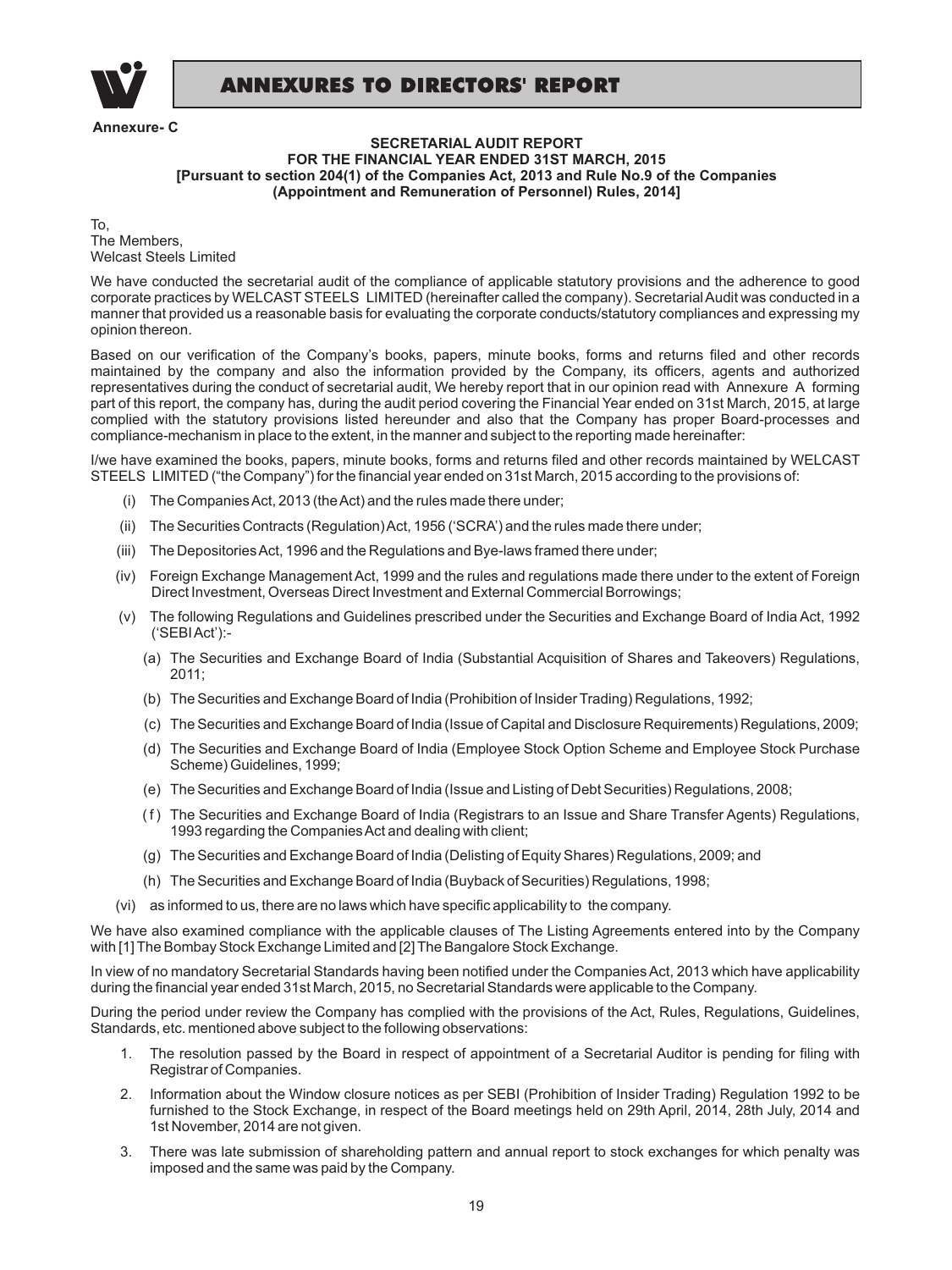# ANNEXURES TO DIRECTORS' REPORT

**Annexure- C**

**SECRETARIAL AUDIT REPORT**
**FOR THE FINANCIAL YEAR ENDED 31ST MARCH, 2015**
**[Pursuant to section 204(1) of the Companies Act, 2013 and Rule No.9 of the Companies (Appointment and Remuneration of Personnel) Rules, 2014]**

To,
The Members,
Welcast Steels Limited

We have conducted the secretarial audit of the compliance of applicable statutory provisions and the adherence to good corporate practices by WELCAST STEELS LIMITED (hereinafter called the company). Secretarial Audit was conducted in a manner that provided us a reasonable basis for evaluating the corporate conducts/statutory compliances and expressing my opinion thereon.

Based on our verification of the Company's books, papers, minute books, forms and returns filed and other records maintained by the company and also the information provided by the Company, its officers, agents and authorized representatives during the conduct of secretarial audit, We hereby report that in our opinion read with Annexure A forming part of this report, the company has, during the audit period covering the Financial Year ended on 31st March, 2015, at large complied with the statutory provisions listed hereunder and also that the Company has proper Board-processes and compliance-mechanism in place to the extent, in the manner and subject to the reporting made hereinafter:

I/we have examined the books, papers, minute books, forms and returns filed and other records maintained by WELCAST STEELS LIMITED ("the Company") for the financial year ended on 31st March, 2015 according to the provisions of:

(i) The Companies Act, 2013 (the Act) and the rules made there under;

(ii) The Securities Contracts (Regulation) Act, 1956 ('SCRA') and the rules made there under;

(iii) The Depositories Act, 1996 and the Regulations and Bye-laws framed there under;

(iv) Foreign Exchange Management Act, 1999 and the rules and regulations made there under to the extent of Foreign Direct Investment, Overseas Direct Investment and External Commercial Borrowings;

(v) The following Regulations and Guidelines prescribed under the Securities and Exchange Board of India Act, 1992 ('SEBI Act'):-

(a) The Securities and Exchange Board of India (Substantial Acquisition of Shares and Takeovers) Regulations, 2011;

(b) The Securities and Exchange Board of India (Prohibition of Insider Trading) Regulations, 1992;

(c) The Securities and Exchange Board of India (Issue of Capital and Disclosure Requirements) Regulations, 2009;

(d) The Securities and Exchange Board of India (Employee Stock Option Scheme and Employee Stock Purchase Scheme) Guidelines, 1999;

(e) The Securities and Exchange Board of India (Issue and Listing of Debt Securities) Regulations, 2008;

(f) The Securities and Exchange Board of India (Registrars to an Issue and Share Transfer Agents) Regulations, 1993 regarding the Companies Act and dealing with client;

(g) The Securities and Exchange Board of India (Delisting of Equity Shares) Regulations, 2009; and

(h) The Securities and Exchange Board of India (Buyback of Securities) Regulations, 1998;

(vi) as informed to us, there are no laws which have specific applicability to the company.

We have also examined compliance with the applicable clauses of The Listing Agreements entered into by the Company with [1] The Bombay Stock Exchange Limited and [2] The Bangalore Stock Exchange.

In view of no mandatory Secretarial Standards having been notified under the Companies Act, 2013 which have applicability during the financial year ended 31st March, 2015, no Secretarial Standards were applicable to the Company.

During the period under review the Company has complied with the provisions of the Act, Rules, Regulations, Guidelines, Standards, etc. mentioned above subject to the following observations:

1. The resolution passed by the Board in respect of appointment of a Secretarial Auditor is pending for filing with Registrar of Companies.

2. Information about the Window closure notices as per SEBI (Prohibition of Insider Trading) Regulation 1992 to be furnished to the Stock Exchange, in respect of the Board meetings held on 29th April, 2014, 28th July, 2014 and 1st November, 2014 are not given.

3. There was late submission of shareholding pattern and annual report to stock exchanges for which penalty was imposed and the same was paid by the Company.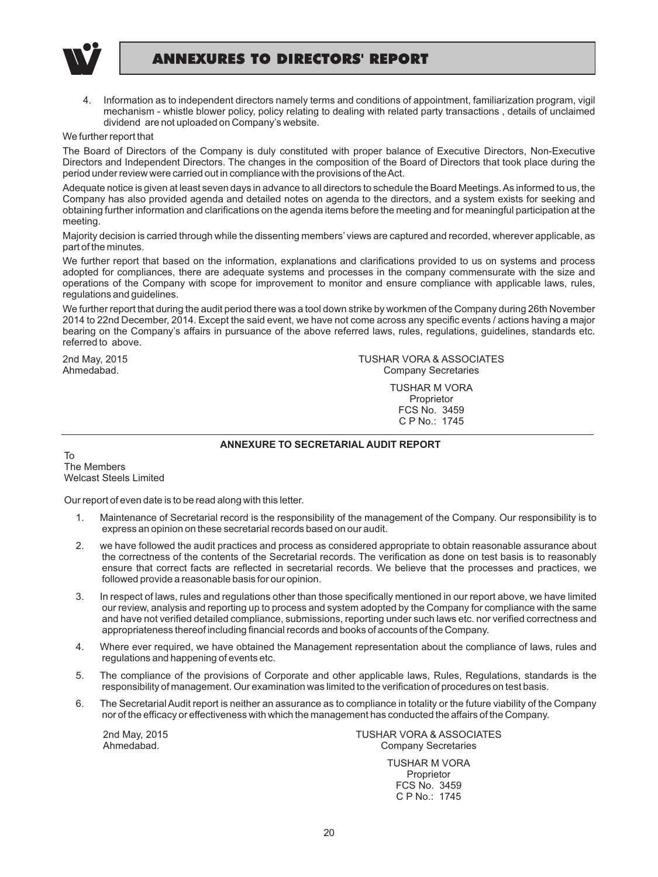4. Information as to independent directors namely terms and conditions of appointment, familiarization program, vigil mechanism - whistle blower policy, policy relating to dealing with related party transactions , details of unclaimed dividend are not uploaded on Company's website.

We further report that

The Board of Directors of the Company is duly constituted with proper balance of Executive Directors, Non-Executive Directors and Independent Directors. The changes in the composition of the Board of Directors that took place during the period under review were carried out in compliance with the provisions of the Act.

Adequate notice is given at least seven days in advance to all directors to schedule the Board Meetings. As informed to us, the Company has also provided agenda and detailed notes on agenda to the directors, and a system exists for seeking and obtaining further information and clarifications on the agenda items before the meeting and for meaningful participation at the meeting.

Majority decision is carried through while the dissenting members' views are captured and recorded, wherever applicable, as part of the minutes.

We further report that based on the information, explanations and clarifications provided to us on systems and process adopted for compliances, there are adequate systems and processes in the company commensurate with the size and operations of the Company with scope for improvement to monitor and ensure compliance with applicable laws, rules, regulations and guidelines.

We further report that during the audit period there was a tool down strike by workmen of the Company during 26th November 2014 to 22nd December, 2014. Except the said event, we have not come across any specific events / actions having a major bearing on the Company's affairs in pursuance of the above referred laws, rules, regulations, guidelines, standards etc. referred to above.

2nd May, 2015
Ahmedabad.

TUSHAR VORA & ASSOCIATES
Company Secretaries

TUSHAR M VORA
Proprietor
FCS No. 3459
C P No.: 1745

---

**ANNEXURE TO SECRETARIAL AUDIT REPORT**

To
The Members
Welcast Steels Limited

Our report of even date is to be read along with this letter.

1. Maintenance of Secretarial record is the responsibility of the management of the Company. Our responsibility is to express an opinion on these secretarial records based on our audit.
2. we have followed the audit practices and process as considered appropriate to obtain reasonable assurance about the correctness of the contents of the Secretarial records. The verification as done on test basis is to reasonably ensure that correct facts are reflected in secretarial records. We believe that the processes and practices, we followed provide a reasonable basis for our opinion.
3. In respect of laws, rules and regulations other than those specifically mentioned in our report above, we have limited our review, analysis and reporting up to process and system adopted by the Company for compliance with the same and have not verified detailed compliance, submissions, reporting under such laws etc. nor verified correctness and appropriateness thereof including financial records and books of accounts of the Company.
4. Where ever required, we have obtained the Management representation about the compliance of laws, rules and regulations and happening of events etc.
5. The compliance of the provisions of Corporate and other applicable laws, Rules, Regulations, standards is the responsibility of management. Our examination was limited to the verification of procedures on test basis.
6. The Secretarial Audit report is neither an assurance as to compliance in totality or the future viability of the Company nor of the efficacy or effectiveness with which the management has conducted the affairs of the Company.

2nd May, 2015
Ahmedabad.

TUSHAR VORA & ASSOCIATES
Company Secretaries

TUSHAR M VORA
Proprietor
FCS No. 3459
C P No.: 1745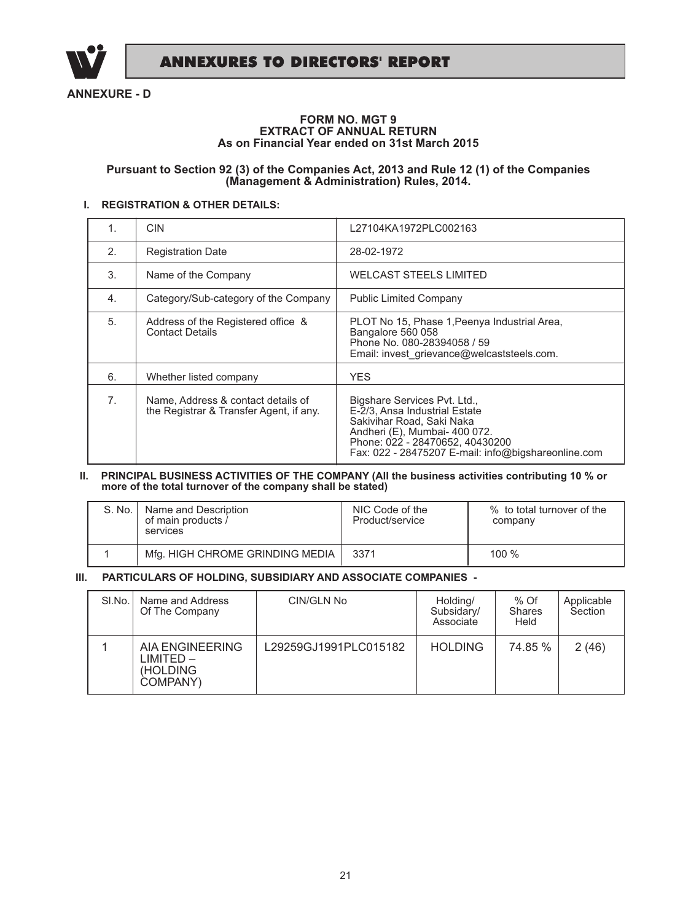ANNEXURE - D

# FORM NO. MGT 9
## EXTRACT OF ANNUAL RETURN
## As on Financial Year ended on 31st March 2015

**Pursuant to Section 92 (3) of the Companies Act, 2013 and Rule 12 (1) of the Companies (Management & Administration) Rules, 2014.**

### I. REGISTRATION & OTHER DETAILS:

| | | |
|---|---|---|
| 1. | CIN | L27104KA1972PLC002163 |
| 2. | Registration Date | 28-02-1972 |
| 3. | Name of the Company | WELCAST STEELS LIMITED |
| 4. | Category/Sub-category of the Company | Public Limited Company |
| 5. | Address of the Registered office & Contact Details | PLOT No 15, Phase 1,Peenya Industrial Area, Bangalore 560 058<br>Phone No. 080-28394058 / 59<br>Email: invest_grievance@welcaststeels.com. |
| 6. | Whether listed company | YES |
| 7. | Name, Address & contact details of the Registrar & Transfer Agent, if any. | Bigshare Services Pvt. Ltd.,<br>E-2/3, Ansa Industrial Estate<br>Sakivihar Road, Saki Naka<br>Andheri (E), Mumbai- 400 072.<br>Phone: 022 - 28470652, 40430200<br>Fax: 022 - 28475207 E-mail: info@bigshareonline.com |

### II. PRINCIPAL BUSINESS ACTIVITIES OF THE COMPANY (All the business activities contributing 10 % or more of the total turnover of the company shall be stated)

| S. No. | Name and Description of main products / services | NIC Code of the Product/service | % to total turnover of the company |
|---|---|---|---|
| 1 | Mfg. HIGH CHROME GRINDING MEDIA | 3371 | 100 % |

### III. PARTICULARS OF HOLDING, SUBSIDIARY AND ASSOCIATE COMPANIES -

| Sl.No. | Name and Address Of The Company | CIN/GLN No | Holding/ Subsidary/ Associate | % Of Shares Held | Applicable Section |
|---|---|---|---|---|---|
| 1 | AIA ENGINEERING LIMITED – (HOLDING COMPANY) | L29259GJ1991PLC015182 | HOLDING | 74.85 % | 2 (46) |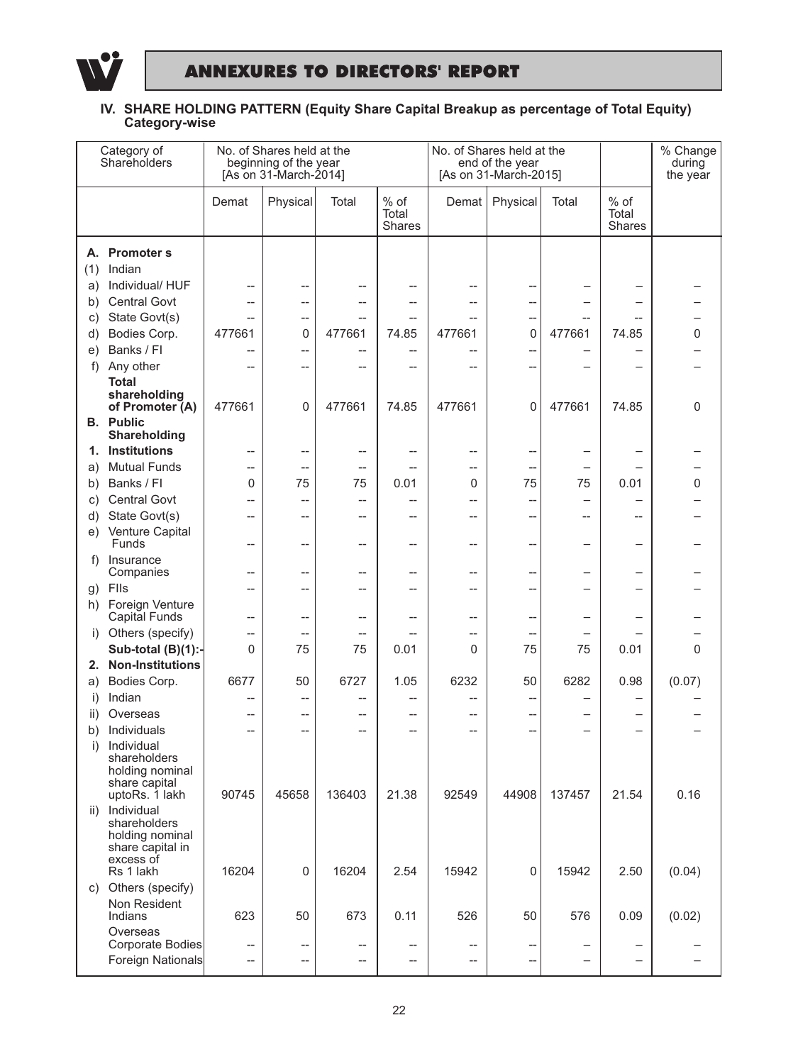## ANNEXURES TO DIRECTORS' REPORT

### IV. SHARE HOLDING PATTERN (Equity Share Capital Breakup as percentage of Total Equity) Category-wise

| Category of Shareholders | No. of Shares held at the beginning of the year [As on 31-March-2014] | | | | No. of Shares held at the end of the year [As on 31-March-2015] | | | | % Change during the year |
|---|---|---|---|---|---|---|---|---|---|
| | Demat | Physical | Total | % of Total Shares | Demat | Physical | Total | % of Total Shares | |
| **A. Promoter s** | | | | | | | | | |
| (1) Indian | | | | | | | | | |
| a) Individual/ HUF | -- | -- | -- | -- | -- | -- | – | – | – |
| b) Central Govt | -- | -- | -- | -- | -- | -- | – | – | – |
| c) State Govt(s) | -- | -- | -- | -- | -- | -- | -- | -- | – |
| d) Bodies Corp. | 477661 | 0 | 477661 | 74.85 | 477661 | 0 | 477661 | 74.85 | 0 |
| e) Banks / FI | -- | -- | -- | -- | -- | -- | – | – | – |
| f) Any other | -- | -- | -- | -- | -- | -- | – | – | – |
| **Total shareholding of Promoter (A)** | 477661 | 0 | 477661 | 74.85 | 477661 | 0 | 477661 | 74.85 | 0 |
| **B. Public Shareholding** | | | | | | | | | |
| **1. Institutions** | -- | -- | -- | -- | -- | -- | – | – | – |
| a) Mutual Funds | -- | -- | -- | -- | -- | -- | – | – | – |
| b) Banks / FI | 0 | 75 | 75 | 0.01 | 0 | 75 | 75 | 0.01 | 0 |
| c) Central Govt | -- | -- | -- | -- | -- | -- | – | – | – |
| d) State Govt(s) | -- | -- | -- | -- | -- | -- | -- | -- | – |
| e) Venture Capital Funds | -- | -- | -- | -- | -- | -- | – | – | – |
| f) Insurance Companies | -- | -- | -- | -- | -- | -- | – | – | – |
| g) FIIs | -- | -- | -- | -- | -- | -- | – | – | – |
| h) Foreign Venture Capital Funds | -- | -- | -- | -- | -- | -- | – | – | – |
| i) Others (specify) | -- | -- | -- | -- | -- | -- | – | – | – |
| **Sub-total (B)(1):-** | 0 | 75 | 75 | 0.01 | 0 | 75 | 75 | 0.01 | 0 |
| **2. Non-Institutions** | | | | | | | | | |
| a) Bodies Corp. | 6677 | 50 | 6727 | 1.05 | 6232 | 50 | 6282 | 0.98 | (0.07) |
| i) Indian | -- | -- | -- | -- | -- | -- | – | – | – |
| ii) Overseas | -- | -- | -- | -- | -- | -- | – | – | – |
| b) Individuals | -- | -- | -- | -- | -- | -- | – | – | – |
| i) Individual shareholders holding nominal share capital uptoRs. 1 lakh | 90745 | 45658 | 136403 | 21.38 | 92549 | 44908 | 137457 | 21.54 | 0.16 |
| ii) Individual shareholders holding nominal share capital in excess of Rs 1 lakh | 16204 | 0 | 16204 | 2.54 | 15942 | 0 | 15942 | 2.50 | (0.04) |
| c) Others (specify) | | | | | | | | | |
| Non Resident Indians | 623 | 50 | 673 | 0.11 | 526 | 50 | 576 | 0.09 | (0.02) |
| Overseas Corporate Bodies | -- | -- | -- | -- | -- | -- | – | – | – |
| Foreign Nationals | -- | -- | -- | -- | -- | -- | – | – | – |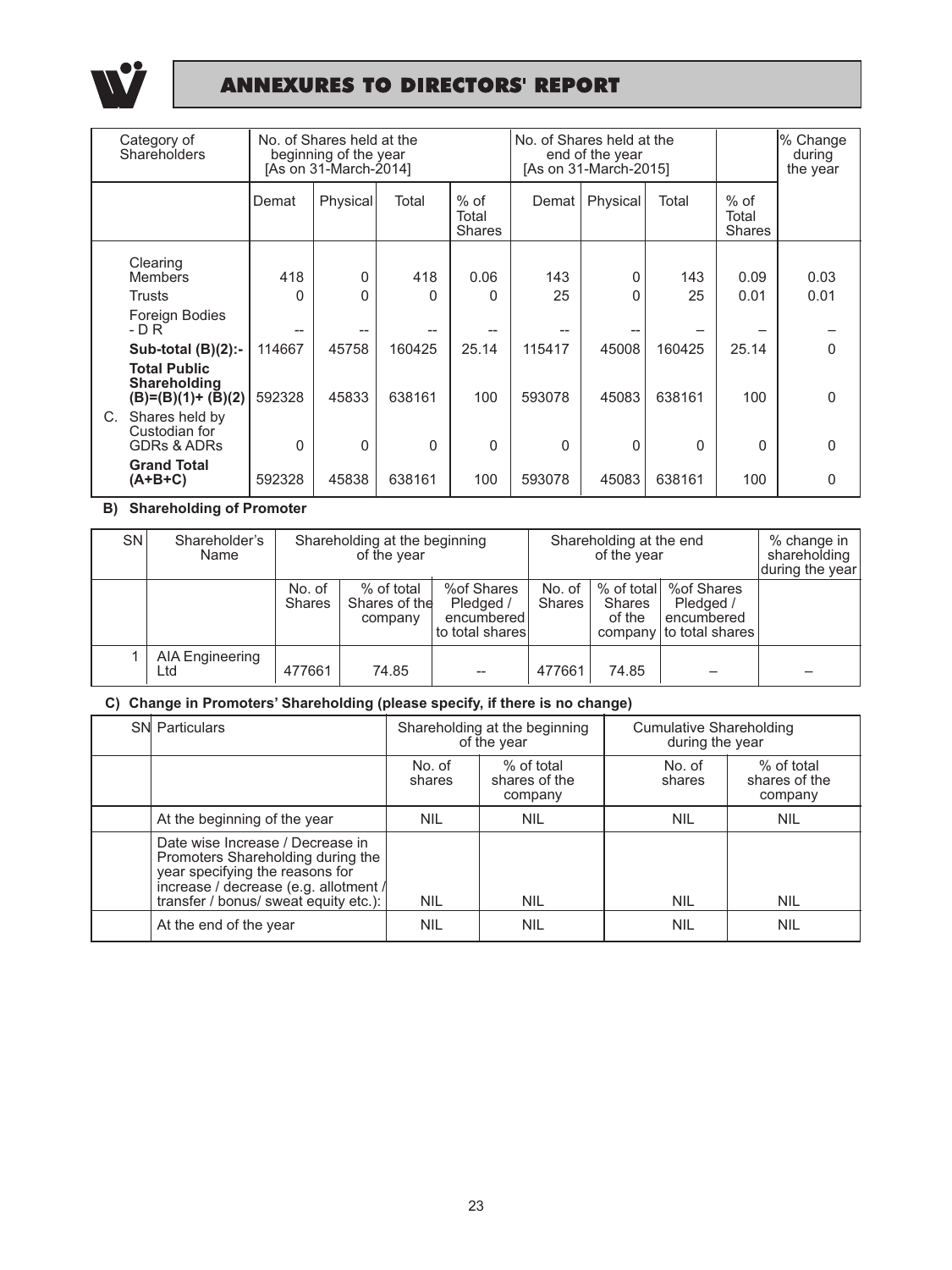# ANNEXURES TO DIRECTORS' REPORT

| Category of Shareholders | No. of Shares held at the beginning of the year [As on 31-March-2014] | | | | No. of Shares held at the end of the year [As on 31-March-2015] | | | | % Change during the year |
|---|---|---|---|---|---|---|---|---|---|
| | Demat | Physical | Total | % of Total Shares | Demat | Physical | Total | % of Total Shares | |
| Clearing Members | 418 | 0 | 418 | 0.06 | 143 | 0 | 143 | 0.09 | 0.03 |
| Trusts | 0 | 0 | 0 | 0 | 25 | 0 | 25 | 0.01 | 0.01 |
| Foreign Bodies - D R | -- | -- | -- | -- | -- | -- | – | – | – |
| **Sub-total (B)(2):-** | 114667 | 45758 | 160425 | 25.14 | 115417 | 45008 | 160425 | 25.14 | 0 |
| **Total Public Shareholding (B)=(B)(1)+ (B)(2)** | 592328 | 45833 | 638161 | 100 | 593078 | 45083 | 638161 | 100 | 0 |
| C. Shares held by Custodian for GDRs & ADRs | 0 | 0 | 0 | 0 | 0 | 0 | 0 | 0 | 0 |
| **Grand Total (A+B+C)** | 592328 | 45838 | 638161 | 100 | 593078 | 45083 | 638161 | 100 | 0 |

**B) Shareholding of Promoter**

| SN | Shareholder's Name | Shareholding at the beginning of the year | | | Shareholding at the end of the year | | | % change in shareholding during the year |
|---|---|---|---|---|---|---|---|---|
| | | No. of Shares | % of total Shares of the company | %of Shares Pledged / encumbered to total shares | No. of Shares | % of total Shares of the company | %of Shares Pledged / encumbered to total shares | |
| 1 | AIA Engineering Ltd | 477661 | 74.85 | -- | 477661 | 74.85 | – | – |

**C) Change in Promoters' Shareholding (please specify, if there is no change)**

| SN | Particulars | Shareholding at the beginning of the year | | Cumulative Shareholding during the year | |
|---|---|---|---|---|---|
| | | No. of shares | % of total shares of the company | No. of shares | % of total shares of the company |
| | At the beginning of the year | NIL | NIL | NIL | NIL |
| | Date wise Increase / Decrease in Promoters Shareholding during the year specifying the reasons for increase / decrease (e.g. allotment / transfer / bonus/ sweat equity etc.): | NIL | NIL | NIL | NIL |
| | At the end of the year | NIL | NIL | NIL | NIL |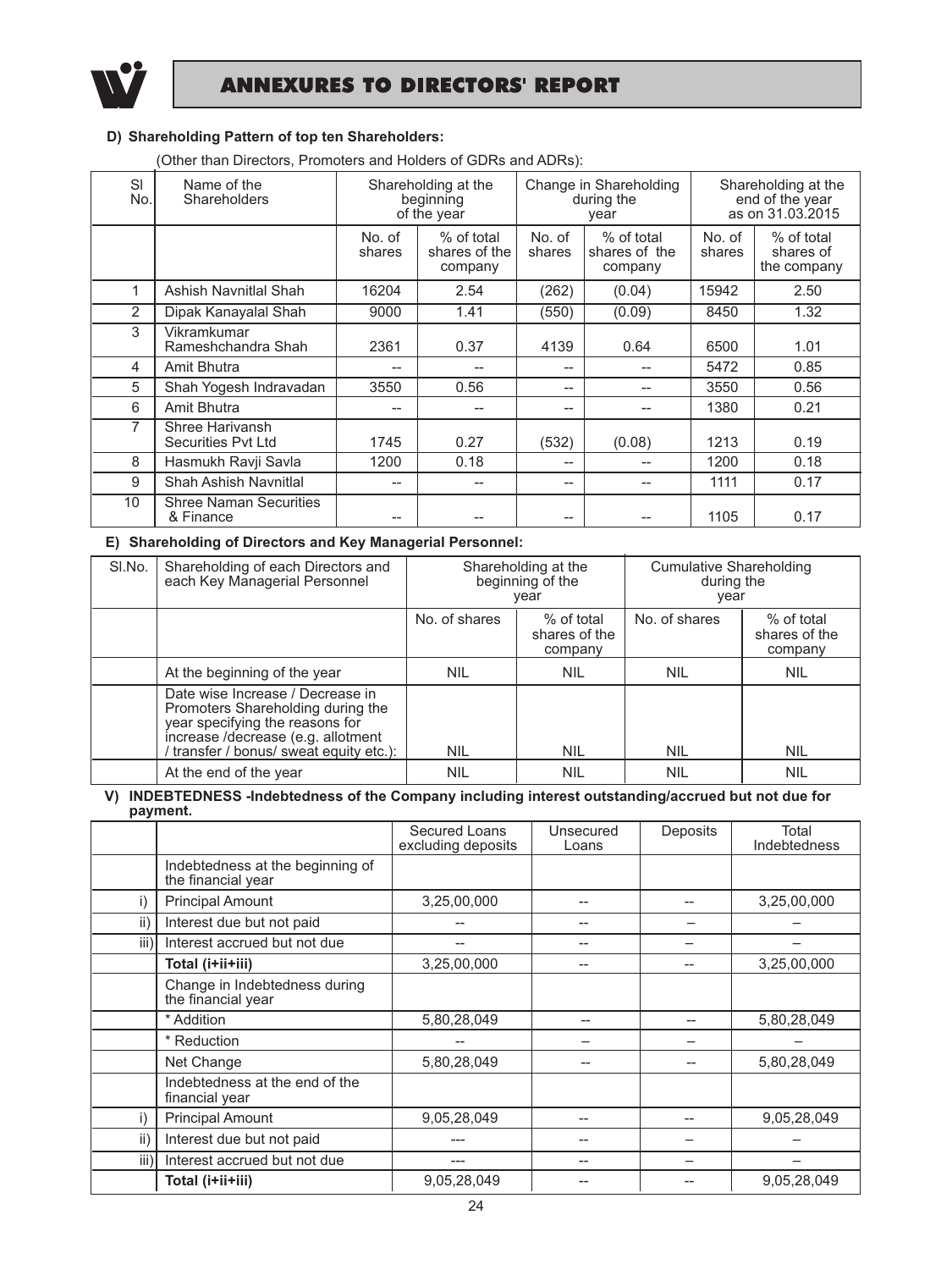## ANNEXURES TO DIRECTORS' REPORT

**D) Shareholding Pattern of top ten Shareholders:**

(Other than Directors, Promoters and Holders of GDRs and ADRs):

| Sl No. | Name of the Shareholders | Shareholding at the beginning of the year | | Change in Shareholding during the year | | Shareholding at the end of the year as on 31.03.2015 | |
|---|---|---|---|---|---|---|---|
| | | No. of shares | % of total shares of the company | No. of shares | % of total shares of the company | No. of shares | % of total shares of the company |
| 1 | Ashish Navnitlal Shah | 16204 | 2.54 | (262) | (0.04) | 15942 | 2.50 |
| 2 | Dipak Kanayalal Shah | 9000 | 1.41 | (550) | (0.09) | 8450 | 1.32 |
| 3 | Vikramkumar Rameshchandra Shah | 2361 | 0.37 | 4139 | 0.64 | 6500 | 1.01 |
| 4 | Amit Bhutra | -- | -- | -- | -- | 5472 | 0.85 |
| 5 | Shah Yogesh Indravadan | 3550 | 0.56 | -- | -- | 3550 | 0.56 |
| 6 | Amit Bhutra | -- | -- | -- | -- | 1380 | 0.21 |
| 7 | Shree Harivansh Securities Pvt Ltd | 1745 | 0.27 | (532) | (0.08) | 1213 | 0.19 |
| 8 | Hasmukh Ravji Savla | 1200 | 0.18 | -- | -- | 1200 | 0.18 |
| 9 | Shah Ashish Navnitlal | -- | -- | -- | -- | 1111 | 0.17 |
| 10 | Shree Naman Securities & Finance | -- | -- | -- | -- | 1105 | 0.17 |

**E) Shareholding of Directors and Key Managerial Personnel:**

| Sl.No. | Shareholding of each Directors and each Key Managerial Personnel | Shareholding at the beginning of the year | | Cumulative Shareholding during the year | |
|---|---|---|---|---|---|
| | | No. of shares | % of total shares of the company | No. of shares | % of total shares of the company |
| | At the beginning of the year | NIL | NIL | NIL | NIL |
| | Date wise Increase / Decrease in Promoters Shareholding during the year specifying the reasons for increase /decrease (e.g. allotment / transfer / bonus/ sweat equity etc.): | NIL | NIL | NIL | NIL |
| | At the end of the year | NIL | NIL | NIL | NIL |

**V) INDEBTEDNESS -Indebtedness of the Company including interest outstanding/accrued but not due for payment.**

| | | Secured Loans excluding deposits | Unsecured Loans | Deposits | Total Indebtedness |
|---|---|---|---|---|---|
| | Indebtedness at the beginning of the financial year | | | | |
| i) | Principal Amount | 3,25,00,000 | -- | -- | 3,25,00,000 |
| ii) | Interest due but not paid | -- | -- | – | – |
| iii) | Interest accrued but not due | -- | -- | – | – |
| | **Total (i+ii+iii)** | 3,25,00,000 | -- | -- | 3,25,00,000 |
| | Change in Indebtedness during the financial year | | | | |
| | * Addition | 5,80,28,049 | -- | -- | 5,80,28,049 |
| | * Reduction | -- | – | – | – |
| | Net Change | 5,80,28,049 | -- | -- | 5,80,28,049 |
| | Indebtedness at the end of the financial year | | | | |
| i) | Principal Amount | 9,05,28,049 | -- | -- | 9,05,28,049 |
| ii) | Interest due but not paid | --- | -- | – | – |
| iii) | Interest accrued but not due | --- | -- | – | – |
| | **Total (i+ii+iii)** | 9,05,28,049 | -- | -- | 9,05,28,049 |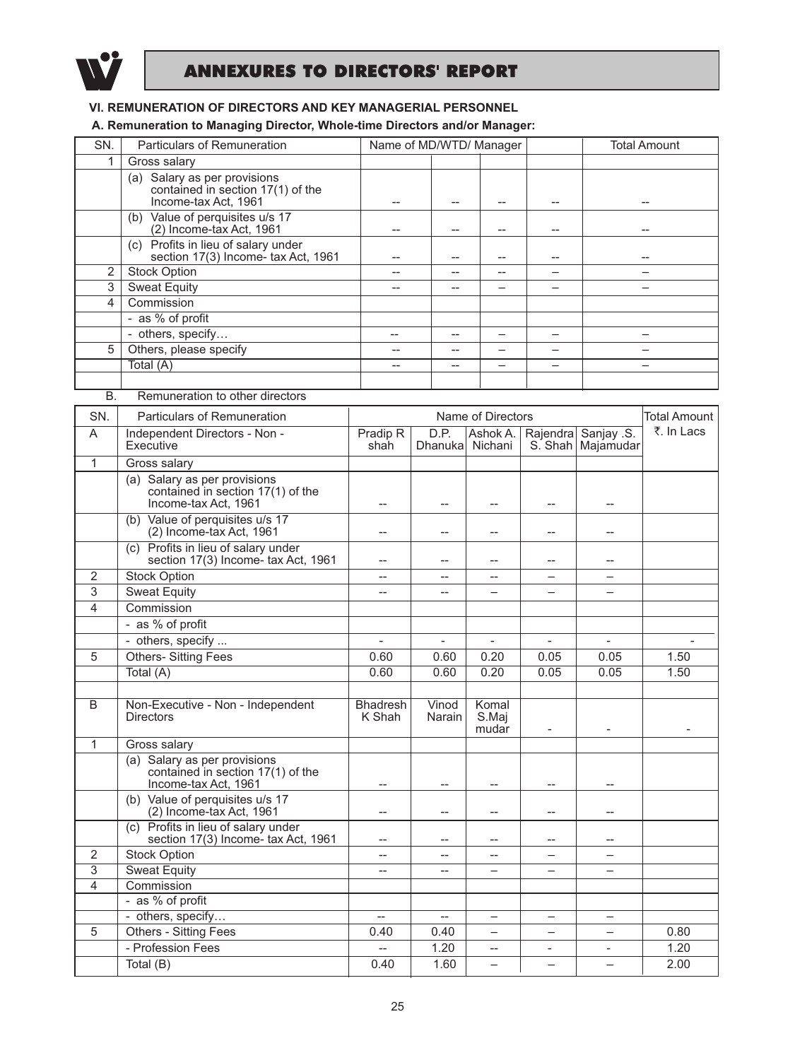## ANNEXURES TO DIRECTORS' REPORT

### VI. REMUNERATION OF DIRECTORS AND KEY MANAGERIAL PERSONNEL

**A. Remuneration to Managing Director, Whole-time Directors and/or Manager:**

| SN. | Particulars of Remuneration | Name of MD/WTD/ Manager | | | | Total Amount |
|---|---|---|---|---|---|---|
| 1 | Gross salary | | | | | |
| | (a) Salary as per provisions contained in section 17(1) of the Income-tax Act, 1961 | -- | -- | -- | -- | -- |
| | (b) Value of perquisites u/s 17 (2) Income-tax Act, 1961 | -- | -- | -- | -- | -- |
| | (c) Profits in lieu of salary under section 17(3) Income- tax Act, 1961 | -- | -- | -- | -- | -- |
| 2 | Stock Option | -- | -- | -- | – | – |
| 3 | Sweat Equity | -- | -- | – | – | – |
| 4 | Commission | | | | | |
| | - as % of profit | | | | | |
| | - others, specify… | -- | -- | – | – | – |
| 5 | Others, please specify | -- | -- | – | – | – |
| | Total (A) | -- | -- | – | – | – |

B. Remuneration to other directors

| SN. | Particulars of Remuneration | Name of Directors | | | | | Total Amount |
|---|---|---|---|---|---|---|---|
| A | Independent Directors - Non - Executive | Pradip R shah | D.P. Dhanuka | Ashok A. Nichani | Rajendra S. Shah | Sanjay .S. Majamudar | ₹. In Lacs |
| 1 | Gross salary | | | | | | |
| | (a) Salary as per provisions contained in section 17(1) of the Income-tax Act, 1961 | -- | -- | -- | -- | -- | |
| | (b) Value of perquisites u/s 17 (2) Income-tax Act, 1961 | -- | -- | -- | -- | -- | |
| | (c) Profits in lieu of salary under section 17(3) Income- tax Act, 1961 | -- | -- | -- | -- | -- | |
| 2 | Stock Option | -- | -- | -- | – | – | |
| 3 | Sweat Equity | -- | -- | – | – | – | |
| 4 | Commission | | | | | | |
| | - as % of profit | | | | | | |
| | - others, specify ... | - | - | - | - | - | - |
| 5 | Others- Sitting Fees | 0.60 | 0.60 | 0.20 | 0.05 | 0.05 | 1.50 |
| | Total (A) | 0.60 | 0.60 | 0.20 | 0.05 | 0.05 | 1.50 |
| | | | | | | | |
| B | Non-Executive - Non - Independent Directors | Bhadresh K Shah | Vinod Narain | Komal S.Majmudar | - | - | - |
| 1 | Gross salary | | | | | | |
| | (a) Salary as per provisions contained in section 17(1) of the Income-tax Act, 1961 | -- | -- | -- | -- | -- | |
| | (b) Value of perquisites u/s 17 (2) Income-tax Act, 1961 | -- | -- | -- | -- | -- | |
| | (c) Profits in lieu of salary under section 17(3) Income- tax Act, 1961 | -- | -- | -- | -- | -- | |
| 2 | Stock Option | -- | -- | -- | – | – | |
| 3 | Sweat Equity | -- | -- | – | – | – | |
| 4 | Commission | | | | | | |
| | - as % of profit | | | | | | |
| | - others, specify… | -- | -- | – | – | – | |
| 5 | Others - Sitting Fees | 0.40 | 0.40 | – | – | – | 0.80 |
| | - Profession Fees | -- | 1.20 | -- | - | - | 1.20 |
| | Total (B) | 0.40 | 1.60 | – | – | – | 2.00 |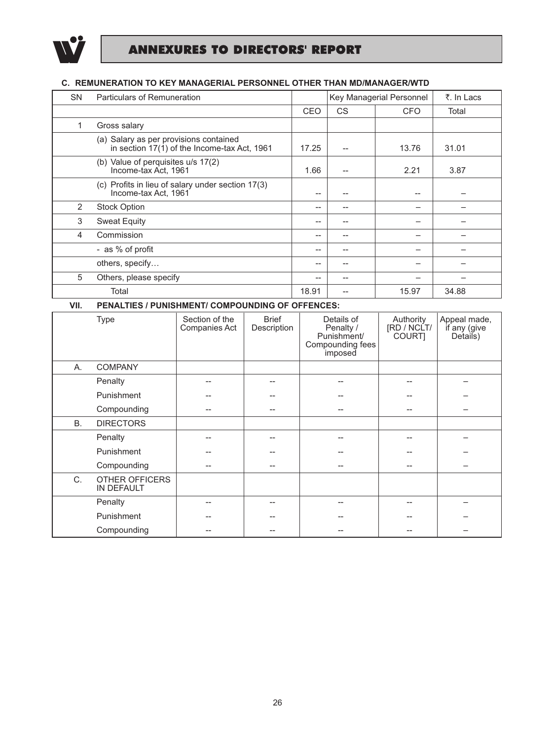## ANNEXURES TO DIRECTORS' REPORT

### C. REMUNERATION TO KEY MANAGERIAL PERSONNEL OTHER THAN MD/MANAGER/WTD

| SN | Particulars of Remuneration | | Key Managerial Personnel | | ₹. In Lacs |
|---|---|---|---|---|---|
| | | CEO | CS | CFO | Total |
| 1 | Gross salary | | | | |
| | (a) Salary as per provisions contained in section 17(1) of the Income-tax Act, 1961 | 17.25 | -- | 13.76 | 31.01 |
| | (b) Value of perquisites u/s 17(2) Income-tax Act, 1961 | 1.66 | -- | 2.21 | 3.87 |
| | (c) Profits in lieu of salary under section 17(3) Income-tax Act, 1961 | -- | -- | -- | – |
| 2 | Stock Option | -- | -- | – | – |
| 3 | Sweat Equity | -- | -- | – | – |
| 4 | Commission | -- | -- | – | – |
| | - as % of profit | -- | -- | – | – |
| | others, specify… | -- | -- | – | – |
| 5 | Others, please specify | -- | -- | – | – |
| | Total | 18.91 | -- | 15.97 | 34.88 |

### VII. PENALTIES / PUNISHMENT/ COMPOUNDING OF OFFENCES:

| | Type | Section of the Companies Act | Brief Description | Details of Penalty / Punishment/ Compounding fees imposed | Authority [RD / NCLT/ COURT] | Appeal made, if any (give Details) |
|---|---|---|---|---|---|---|
| A. | COMPANY | | | | | |
| | Penalty | -- | -- | -- | -- | – |
| | Punishment | -- | -- | -- | -- | – |
| | Compounding | -- | -- | -- | -- | – |
| B. | DIRECTORS | | | | | |
| | Penalty | -- | -- | -- | -- | – |
| | Punishment | -- | -- | -- | -- | – |
| | Compounding | -- | -- | -- | -- | – |
| C. | OTHER OFFICERS IN DEFAULT | | | | | |
| | Penalty | -- | -- | -- | -- | – |
| | Punishment | -- | -- | -- | -- | – |
| | Compounding | -- | -- | -- | -- | – |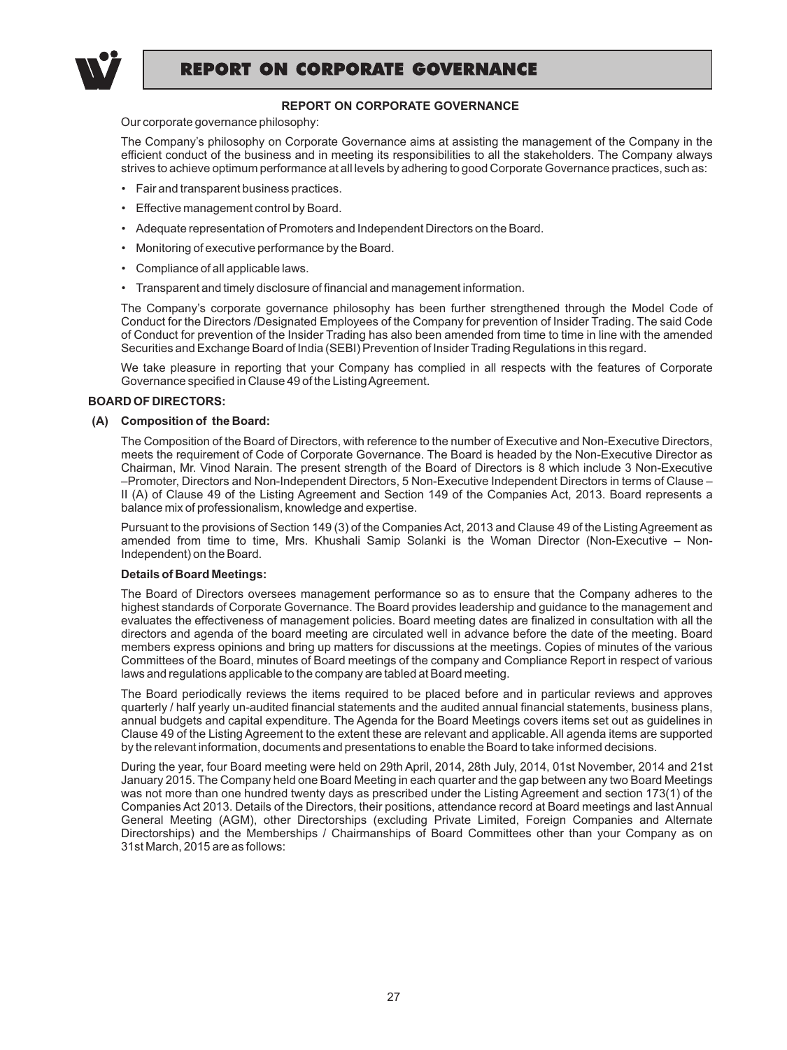## REPORT ON CORPORATE GOVERNANCE

Our corporate governance philosophy:

The Company's philosophy on Corporate Governance aims at assisting the management of the Company in the efficient conduct of the business and in meeting its responsibilities to all the stakeholders. The Company always strives to achieve optimum performance at all levels by adhering to good Corporate Governance practices, such as:

- Fair and transparent business practices.
- Effective management control by Board.
- Adequate representation of Promoters and Independent Directors on the Board.
- Monitoring of executive performance by the Board.
- Compliance of all applicable laws.
- Transparent and timely disclosure of financial and management information.

The Company's corporate governance philosophy has been further strengthened through the Model Code of Conduct for the Directors /Designated Employees of the Company for prevention of Insider Trading. The said Code of Conduct for prevention of the Insider Trading has also been amended from time to time in line with the amended Securities and Exchange Board of India (SEBI) Prevention of Insider Trading Regulations in this regard.

We take pleasure in reporting that your Company has complied in all respects with the features of Corporate Governance specified in Clause 49 of the Listing Agreement.

**BOARD OF DIRECTORS:**

**(A) Composition of the Board:**

The Composition of the Board of Directors, with reference to the number of Executive and Non-Executive Directors, meets the requirement of Code of Corporate Governance. The Board is headed by the Non-Executive Director as Chairman, Mr. Vinod Narain. The present strength of the Board of Directors is 8 which include 3 Non-Executive –Promoter, Directors and Non-Independent Directors, 5 Non-Executive Independent Directors in terms of Clause – II (A) of Clause 49 of the Listing Agreement and Section 149 of the Companies Act, 2013. Board represents a balance mix of professionalism, knowledge and expertise.

Pursuant to the provisions of Section 149 (3) of the Companies Act, 2013 and Clause 49 of the Listing Agreement as amended from time to time, Mrs. Khushali Samip Solanki is the Woman Director (Non-Executive – Non-Independent) on the Board.

**Details of Board Meetings:**

The Board of Directors oversees management performance so as to ensure that the Company adheres to the highest standards of Corporate Governance. The Board provides leadership and guidance to the management and evaluates the effectiveness of management policies. Board meeting dates are finalized in consultation with all the directors and agenda of the board meeting are circulated well in advance before the date of the meeting. Board members express opinions and bring up matters for discussions at the meetings. Copies of minutes of the various Committees of the Board, minutes of Board meetings of the company and Compliance Report in respect of various laws and regulations applicable to the company are tabled at Board meeting.

The Board periodically reviews the items required to be placed before and in particular reviews and approves quarterly / half yearly un-audited financial statements and the audited annual financial statements, business plans, annual budgets and capital expenditure. The Agenda for the Board Meetings covers items set out as guidelines in Clause 49 of the Listing Agreement to the extent these are relevant and applicable. All agenda items are supported by the relevant information, documents and presentations to enable the Board to take informed decisions.

During the year, four Board meeting were held on 29th April, 2014, 28th July, 2014, 01st November, 2014 and 21st January 2015. The Company held one Board Meeting in each quarter and the gap between any two Board Meetings was not more than one hundred twenty days as prescribed under the Listing Agreement and section 173(1) of the Companies Act 2013. Details of the Directors, their positions, attendance record at Board meetings and last Annual General Meeting (AGM), other Directorships (excluding Private Limited, Foreign Companies and Alternate Directorships) and the Memberships / Chairmanships of Board Committees other than your Company as on 31st March, 2015 are as follows: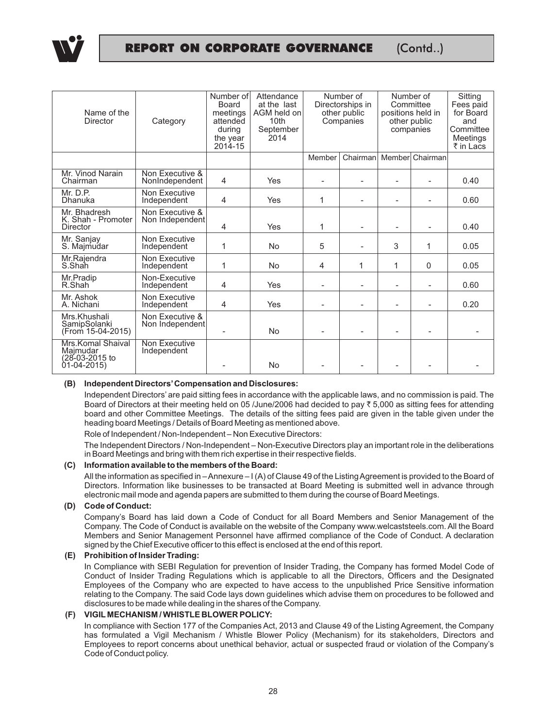| Name of the Director | Category | Number of Board meetings attended during the year 2014-15 | Attendance at the last AGM held on 10th September 2014 | Number of Directorships in other public Companies | | Number of Committee positions held in other public companies | | Sitting Fees paid for Board and Committee Meetings ₹ in Lacs |
|---|---|---|---|---|---|---|---|---|
| | | | | Member | Chairman | Member | Chairman | |
| Mr. Vinod Narain Chairman | Non Executive & NonIndependent | 4 | Yes | - | - | - | - | 0.40 |
| Mr. D.P. Dhanuka | Non Executive Independent | 4 | Yes | 1 | - | - | - | 0.60 |
| Mr. Bhadresh K. Shah - Promoter Director | Non Executive & Non Independent | 4 | Yes | 1 | - | - | - | 0.40 |
| Mr. Sanjay S. Majmudar | Non Executive Independent | 1 | No | 5 | - | 3 | 1 | 0.05 |
| Mr.Rajendra S.Shah | Non Executive Independent | 1 | No | 4 | 1 | 1 | 0 | 0.05 |
| Mr.Pradip R.Shah | Non-Executive Independent | 4 | Yes | - | - | - | - | 0.60 |
| Mr. Ashok A. Nichani | Non Executive Independent | 4 | Yes | - | - | - | - | 0.20 |
| Mrs.Khushali SamipSolanki (From 15-04-2015) | Non Executive & Non Independent | - | No | - | - | - | - | - |
| Mrs.Komal Shaival Majmudar (28-03-2015 to 01-04-2015) | Non Executive Independent | - | No | - | - | - | - | - |

**(B) Independent Directors' Compensation and Disclosures:**

Independent Directors' are paid sitting fees in accordance with the applicable laws, and no commission is paid. The Board of Directors at their meeting held on 05 /June/2006 had decided to pay ₹ 5,000 as sitting fees for attending board and other Committee Meetings. The details of the sitting fees paid are given in the table given under the heading board Meetings / Details of Board Meeting as mentioned above.

Role of Independent / Non-Independent – Non Executive Directors:

The Independent Directors / Non-Independent – Non-Executive Directors play an important role in the deliberations in Board Meetings and bring with them rich expertise in their respective fields.

**(C) Information available to the members of the Board:**

All the information as specified in – Annexure – I (A) of Clause 49 of the Listing Agreement is provided to the Board of Directors. Information like businesses to be transacted at Board Meeting is submitted well in advance through electronic mail mode and agenda papers are submitted to them during the course of Board Meetings.

**(D) Code of Conduct:**

Company's Board has laid down a Code of Conduct for all Board Members and Senior Management of the Company. The Code of Conduct is available on the website of the Company www.welcaststeels.com. All the Board Members and Senior Management Personnel have affirmed compliance of the Code of Conduct. A declaration signed by the Chief Executive officer to this effect is enclosed at the end of this report.

**(E) Prohibition of Insider Trading:**

In Compliance with SEBI Regulation for prevention of Insider Trading, the Company has formed Model Code of Conduct of Insider Trading Regulations which is applicable to all the Directors, Officers and the Designated Employees of the Company who are expected to have access to the unpublished Price Sensitive information relating to the Company. The said Code lays down guidelines which advise them on procedures to be followed and disclosures to be made while dealing in the shares of the Company.

**(F) VIGIL MECHANISM / WHISTLE BLOWER POLICY:**

In compliance with Section 177 of the Companies Act, 2013 and Clause 49 of the Listing Agreement, the Company has formulated a Vigil Mechanism / Whistle Blower Policy (Mechanism) for its stakeholders, Directors and Employees to report concerns about unethical behavior, actual or suspected fraud or violation of the Company's Code of Conduct policy.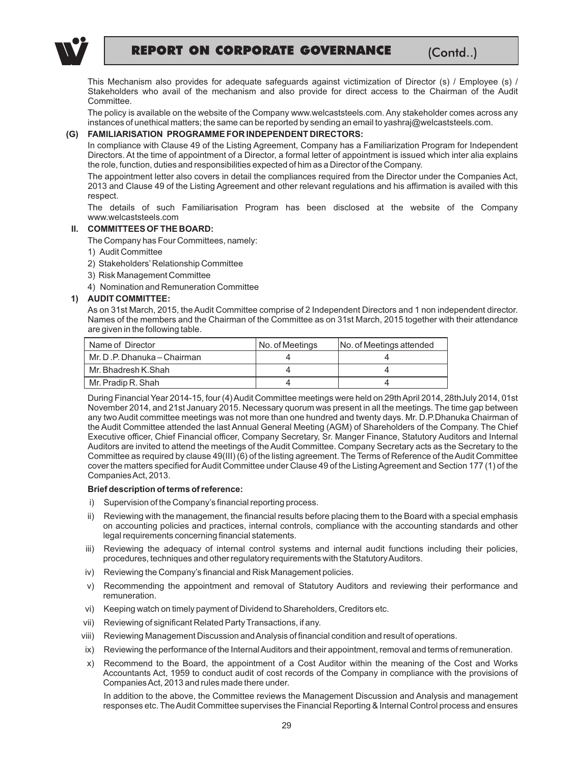This Mechanism also provides for adequate safeguards against victimization of Director (s) / Employee (s) / Stakeholders who avail of the mechanism and also provide for direct access to the Chairman of the Audit Committee.

The policy is available on the website of the Company www.welcaststeels.com. Any stakeholder comes across any instances of unethical matters; the same can be reported by sending an email to yashraj@welcaststeels.com.

**(G) FAMILIARISATION PROGRAMME FOR INDEPENDENT DIRECTORS:**

In compliance with Clause 49 of the Listing Agreement, Company has a Familiarization Program for Independent Directors. At the time of appointment of a Director, a formal letter of appointment is issued which inter alia explains the role, function, duties and responsibilities expected of him as a Director of the Company.

The appointment letter also covers in detail the compliances required from the Director under the Companies Act, 2013 and Clause 49 of the Listing Agreement and other relevant regulations and his affirmation is availed with this respect.

The details of such Familiarisation Program has been disclosed at the website of the Company www.welcaststeels.com

**II. COMMITTEES OF THE BOARD:**

The Company has Four Committees, namely:

1) Audit Committee
2) Stakeholders' Relationship Committee
3) Risk Management Committee
4) Nomination and Remuneration Committee

**1) AUDIT COMMITTEE:**

As on 31st March, 2015, the Audit Committee comprise of 2 Independent Directors and 1 non independent director. Names of the members and the Chairman of the Committee as on 31st March, 2015 together with their attendance are given in the following table.

| Name of Director | No. of Meetings | No. of Meetings attended |
|---|---|---|
| Mr. D .P. Dhanuka – Chairman | 4 | 4 |
| Mr. Bhadresh K.Shah | 4 | 4 |
| Mr. Pradip R. Shah | 4 | 4 |

During Financial Year 2014-15, four (4) Audit Committee meetings were held on 29th April 2014, 28th July 2014, 01st November 2014, and 21st January 2015. Necessary quorum was present in all the meetings. The time gap between any two Audit committee meetings was not more than one hundred and twenty days. Mr. D.P.Dhanuka Chairman of the Audit Committee attended the last Annual General Meeting (AGM) of Shareholders of the Company. The Chief Executive officer, Chief Financial officer, Company Secretary, Sr. Manger Finance, Statutory Auditors and Internal Auditors are invited to attend the meetings of the Audit Committee. Company Secretary acts as the Secretary to the Committee as required by clause 49(III) (6) of the listing agreement. The Terms of Reference of the Audit Committee cover the matters specified for Audit Committee under Clause 49 of the Listing Agreement and Section 177 (1) of the Companies Act, 2013.

**Brief description of terms of reference:**

i) Supervision of the Company's financial reporting process.

ii) Reviewing with the management, the financial results before placing them to the Board with a special emphasis on accounting policies and practices, internal controls, compliance with the accounting standards and other legal requirements concerning financial statements.

iii) Reviewing the adequacy of internal control systems and internal audit functions including their policies, procedures, techniques and other regulatory requirements with the Statutory Auditors.

iv) Reviewing the Company's financial and Risk Management policies.

v) Recommending the appointment and removal of Statutory Auditors and reviewing their performance and remuneration.

vi) Keeping watch on timely payment of Dividend to Shareholders, Creditors etc.

vii) Reviewing of significant Related Party Transactions, if any.

viii) Reviewing Management Discussion and Analysis of financial condition and result of operations.

ix) Reviewing the performance of the Internal Auditors and their appointment, removal and terms of remuneration.

x) Recommend to the Board, the appointment of a Cost Auditor within the meaning of the Cost and Works Accountants Act, 1959 to conduct audit of cost records of the Company in compliance with the provisions of Companies Act, 2013 and rules made there under.

In addition to the above, the Committee reviews the Management Discussion and Analysis and management responses etc. The Audit Committee supervises the Financial Reporting & Internal Control process and ensures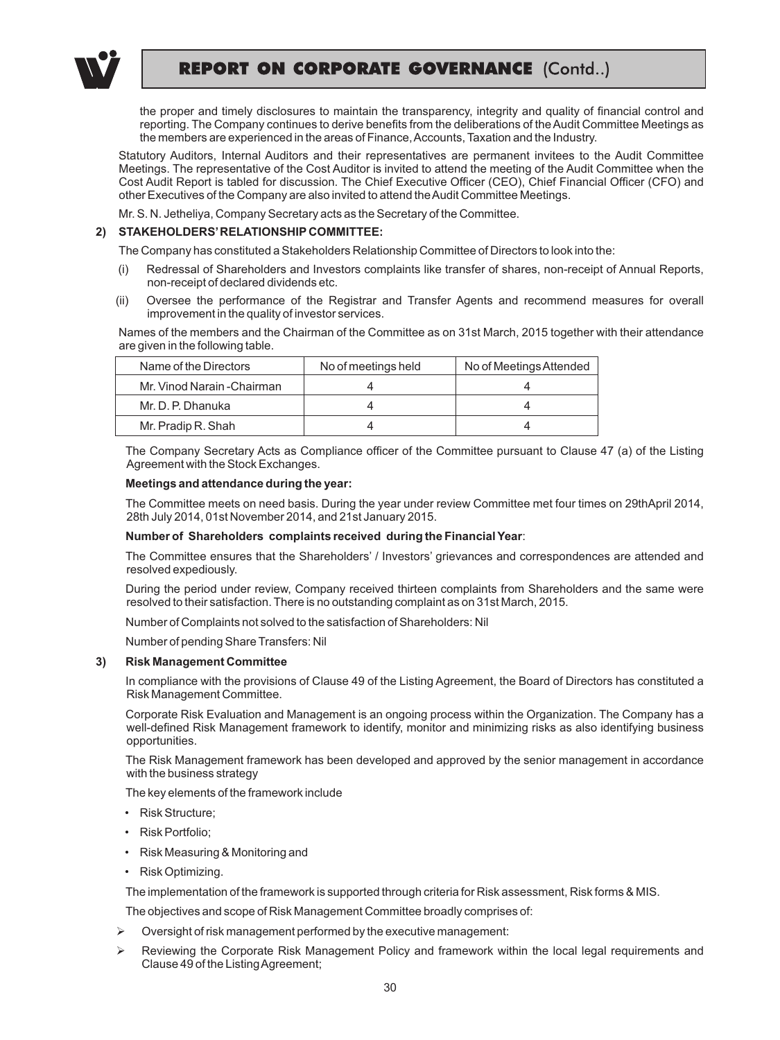the proper and timely disclosures to maintain the transparency, integrity and quality of financial control and reporting. The Company continues to derive benefits from the deliberations of the Audit Committee Meetings as the members are experienced in the areas of Finance, Accounts, Taxation and the Industry.

Statutory Auditors, Internal Auditors and their representatives are permanent invitees to the Audit Committee Meetings. The representative of the Cost Auditor is invited to attend the meeting of the Audit Committee when the Cost Audit Report is tabled for discussion. The Chief Executive Officer (CEO), Chief Financial Officer (CFO) and other Executives of the Company are also invited to attend the Audit Committee Meetings.

Mr. S. N. Jetheliya, Company Secretary acts as the Secretary of the Committee.

**2) STAKEHOLDERS' RELATIONSHIP COMMITTEE:**

The Company has constituted a Stakeholders Relationship Committee of Directors to look into the:

(i) Redressal of Shareholders and Investors complaints like transfer of shares, non-receipt of Annual Reports, non-receipt of declared dividends etc.

(ii) Oversee the performance of the Registrar and Transfer Agents and recommend measures for overall improvement in the quality of investor services.

Names of the members and the Chairman of the Committee as on 31st March, 2015 together with their attendance are given in the following table.

| Name of the Directors | No of meetings held | No of Meetings Attended |
|---|---|---|
| Mr. Vinod Narain -Chairman | 4 | 4 |
| Mr. D. P. Dhanuka | 4 | 4 |
| Mr. Pradip R. Shah | 4 | 4 |

The Company Secretary Acts as Compliance officer of the Committee pursuant to Clause 47 (a) of the Listing Agreement with the Stock Exchanges.

**Meetings and attendance during the year:**

The Committee meets on need basis. During the year under review Committee met four times on 29thApril 2014, 28th July 2014, 01st November 2014, and 21st January 2015.

**Number of Shareholders complaints received during the Financial Year**:

The Committee ensures that the Shareholders' / Investors' grievances and correspondences are attended and resolved expediously.

During the period under review, Company received thirteen complaints from Shareholders and the same were resolved to their satisfaction. There is no outstanding complaint as on 31st March, 2015.

Number of Complaints not solved to the satisfaction of Shareholders: Nil

Number of pending Share Transfers: Nil

**3) Risk Management Committee**

In compliance with the provisions of Clause 49 of the Listing Agreement, the Board of Directors has constituted a Risk Management Committee.

Corporate Risk Evaluation and Management is an ongoing process within the Organization. The Company has a well-defined Risk Management framework to identify, monitor and minimizing risks as also identifying business opportunities.

The Risk Management framework has been developed and approved by the senior management in accordance with the business strategy

The key elements of the framework include

- Risk Structure;
- Risk Portfolio;
- Risk Measuring & Monitoring and
- Risk Optimizing.

The implementation of the framework is supported through criteria for Risk assessment, Risk forms & MIS.

The objectives and scope of Risk Management Committee broadly comprises of:

- Oversight of risk management performed by the executive management:
- Reviewing the Corporate Risk Management Policy and framework within the local legal requirements and Clause 49 of the Listing Agreement;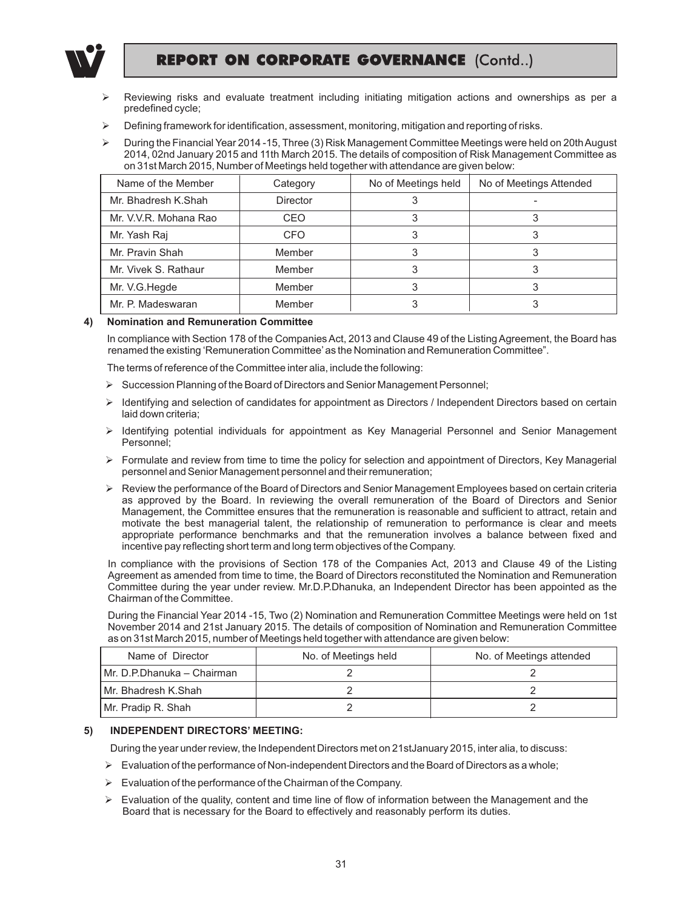- Reviewing risks and evaluate treatment including initiating mitigation actions and ownerships as per a predefined cycle;
- Defining framework for identification, assessment, monitoring, mitigation and reporting of risks.
- During the Financial Year 2014 -15, Three (3) Risk Management Committee Meetings were held on 20th August 2014, 02nd January 2015 and 11th March 2015. The details of composition of Risk Management Committee as on 31st March 2015, Number of Meetings held together with attendance are given below:

| Name of the Member | Category | No of Meetings held | No of Meetings Attended |
|---|---|---|---|
| Mr. Bhadresh K.Shah | Director | 3 | - |
| Mr. V.V.R. Mohana Rao | CEO | 3 | 3 |
| Mr. Yash Raj | CFO | 3 | 3 |
| Mr. Pravin Shah | Member | 3 | 3 |
| Mr. Vivek S. Rathaur | Member | 3 | 3 |
| Mr. V.G.Hegde | Member | 3 | 3 |
| Mr. P. Madeswaran | Member | 3 | 3 |

**4) Nomination and Remuneration Committee**

In compliance with Section 178 of the Companies Act, 2013 and Clause 49 of the Listing Agreement, the Board has renamed the existing 'Remuneration Committee' as the Nomination and Remuneration Committee".

The terms of reference of the Committee inter alia, include the following:

- Succession Planning of the Board of Directors and Senior Management Personnel;
- Identifying and selection of candidates for appointment as Directors / Independent Directors based on certain laid down criteria;
- Identifying potential individuals for appointment as Key Managerial Personnel and Senior Management Personnel;
- Formulate and review from time to time the policy for selection and appointment of Directors, Key Managerial personnel and Senior Management personnel and their remuneration;
- Review the performance of the Board of Directors and Senior Management Employees based on certain criteria as approved by the Board. In reviewing the overall remuneration of the Board of Directors and Senior Management, the Committee ensures that the remuneration is reasonable and sufficient to attract, retain and motivate the best managerial talent, the relationship of remuneration to performance is clear and meets appropriate performance benchmarks and that the remuneration involves a balance between fixed and incentive pay reflecting short term and long term objectives of the Company.

In compliance with the provisions of Section 178 of the Companies Act, 2013 and Clause 49 of the Listing Agreement as amended from time to time, the Board of Directors reconstituted the Nomination and Remuneration Committee during the year under review. Mr.D.P.Dhanuka, an Independent Director has been appointed as the Chairman of the Committee.

During the Financial Year 2014 -15, Two (2) Nomination and Remuneration Committee Meetings were held on 1st November 2014 and 21st January 2015. The details of composition of Nomination and Remuneration Committee as on 31st March 2015, number of Meetings held together with attendance are given below:

| Name of Director | No. of Meetings held | No. of Meetings attended |
|---|---|---|
| Mr. D.P.Dhanuka – Chairman | 2 | 2 |
| Mr. Bhadresh K.Shah | 2 | 2 |
| Mr. Pradip R. Shah | 2 | 2 |

**5) INDEPENDENT DIRECTORS' MEETING:**

During the year under review, the Independent Directors met on 21stJanuary 2015, inter alia, to discuss:

- Evaluation of the performance of Non-independent Directors and the Board of Directors as a whole;
- Evaluation of the performance of the Chairman of the Company.
- Evaluation of the quality, content and time line of flow of information between the Management and the Board that is necessary for the Board to effectively and reasonably perform its duties.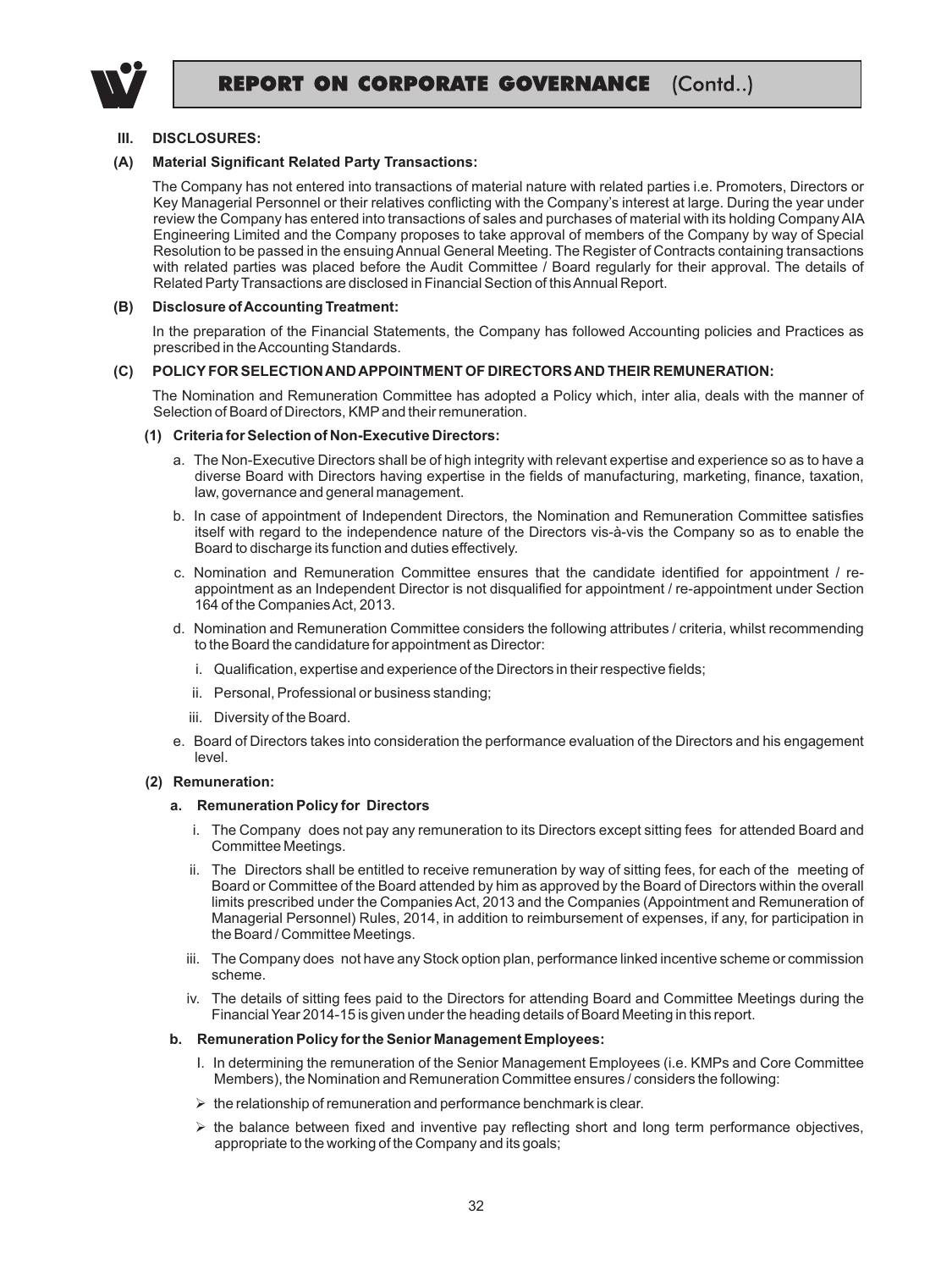## III. DISCLOSURES:

### (A) Material Significant Related Party Transactions:

The Company has not entered into transactions of material nature with related parties i.e. Promoters, Directors or Key Managerial Personnel or their relatives conflicting with the Company's interest at large. During the year under review the Company has entered into transactions of sales and purchases of material with its holding Company AIA Engineering Limited and the Company proposes to take approval of members of the Company by way of Special Resolution to be passed in the ensuing Annual General Meeting. The Register of Contracts containing transactions with related parties was placed before the Audit Committee / Board regularly for their approval. The details of Related Party Transactions are disclosed in Financial Section of this Annual Report.

### (B) Disclosure of Accounting Treatment:

In the preparation of the Financial Statements, the Company has followed Accounting policies and Practices as prescribed in the Accounting Standards.

### (C) POLICY FOR SELECTION AND APPOINTMENT OF DIRECTORS AND THEIR REMUNERATION:

The Nomination and Remuneration Committee has adopted a Policy which, inter alia, deals with the manner of Selection of Board of Directors, KMP and their remuneration.

**(1) Criteria for Selection of Non-Executive Directors:**

a. The Non-Executive Directors shall be of high integrity with relevant expertise and experience so as to have a diverse Board with Directors having expertise in the fields of manufacturing, marketing, finance, taxation, law, governance and general management.

b. In case of appointment of Independent Directors, the Nomination and Remuneration Committee satisfies itself with regard to the independence nature of the Directors vis-à-vis the Company so as to enable the Board to discharge its function and duties effectively.

c. Nomination and Remuneration Committee ensures that the candidate identified for appointment / re-appointment as an Independent Director is not disqualified for appointment / re-appointment under Section 164 of the Companies Act, 2013.

d. Nomination and Remuneration Committee considers the following attributes / criteria, whilst recommending to the Board the candidature for appointment as Director:

i. Qualification, expertise and experience of the Directors in their respective fields;

ii. Personal, Professional or business standing;

iii. Diversity of the Board.

e. Board of Directors takes into consideration the performance evaluation of the Directors and his engagement level.

**(2) Remuneration:**

**a. Remuneration Policy for Directors**

i. The Company does not pay any remuneration to its Directors except sitting fees for attended Board and Committee Meetings.

ii. The Directors shall be entitled to receive remuneration by way of sitting fees, for each of the meeting of Board or Committee of the Board attended by him as approved by the Board of Directors within the overall limits prescribed under the Companies Act, 2013 and the Companies (Appointment and Remuneration of Managerial Personnel) Rules, 2014, in addition to reimbursement of expenses, if any, for participation in the Board / Committee Meetings.

iii. The Company does not have any Stock option plan, performance linked incentive scheme or commission scheme.

iv. The details of sitting fees paid to the Directors for attending Board and Committee Meetings during the Financial Year 2014-15 is given under the heading details of Board Meeting in this report.

**b. Remuneration Policy for the Senior Management Employees:**

I. In determining the remuneration of the Senior Management Employees (i.e. KMPs and Core Committee Members), the Nomination and Remuneration Committee ensures / considers the following:

- the relationship of remuneration and performance benchmark is clear.
- the balance between fixed and inventive pay reflecting short and long term performance objectives, appropriate to the working of the Company and its goals;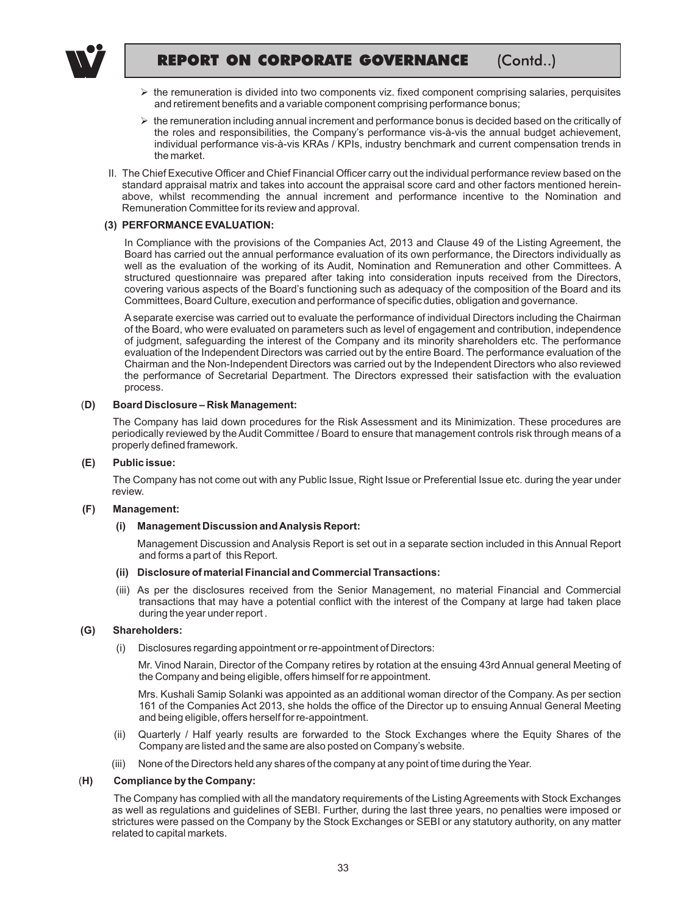- the remuneration is divided into two components viz. fixed component comprising salaries, perquisites and retirement benefits and a variable component comprising performance bonus;
- the remuneration including annual increment and performance bonus is decided based on the critically of the roles and responsibilities, the Company's performance vis-à-vis the annual budget achievement, individual performance vis-à-vis KRAs / KPIs, industry benchmark and current compensation trends in the market.

II. The Chief Executive Officer and Chief Financial Officer carry out the individual performance review based on the standard appraisal matrix and takes into account the appraisal score card and other factors mentioned herein-above, whilst recommending the annual increment and performance incentive to the Nomination and Remuneration Committee for its review and approval.

**(3) PERFORMANCE EVALUATION:**

In Compliance with the provisions of the Companies Act, 2013 and Clause 49 of the Listing Agreement, the Board has carried out the annual performance evaluation of its own performance, the Directors individually as well as the evaluation of the working of its Audit, Nomination and Remuneration and other Committees. A structured questionnaire was prepared after taking into consideration inputs received from the Directors, covering various aspects of the Board's functioning such as adequacy of the composition of the Board and its Committees, Board Culture, execution and performance of specific duties, obligation and governance.

A separate exercise was carried out to evaluate the performance of individual Directors including the Chairman of the Board, who were evaluated on parameters such as level of engagement and contribution, independence of judgment, safeguarding the interest of the Company and its minority shareholders etc. The performance evaluation of the Independent Directors was carried out by the entire Board. The performance evaluation of the Chairman and the Non-Independent Directors was carried out by the Independent Directors who also reviewed the performance of Secretarial Department. The Directors expressed their satisfaction with the evaluation process.

**(D) Board Disclosure – Risk Management:**

The Company has laid down procedures for the Risk Assessment and its Minimization. These procedures are periodically reviewed by the Audit Committee / Board to ensure that management controls risk through means of a properly defined framework.

**(E) Public issue:**

The Company has not come out with any Public Issue, Right Issue or Preferential Issue etc. during the year under review.

**(F) Management:**

**(i) Management Discussion and Analysis Report:**

Management Discussion and Analysis Report is set out in a separate section included in this Annual Report and forms a part of this Report.

**(ii) Disclosure of material Financial and Commercial Transactions:**

(iii) As per the disclosures received from the Senior Management, no material Financial and Commercial transactions that may have a potential conflict with the interest of the Company at large had taken place during the year under report .

**(G) Shareholders:**

(i) Disclosures regarding appointment or re-appointment of Directors:

Mr. Vinod Narain, Director of the Company retires by rotation at the ensuing 43rd Annual general Meeting of the Company and being eligible, offers himself for re appointment.

Mrs. Kushali Samip Solanki was appointed as an additional woman director of the Company. As per section 161 of the Companies Act 2013, she holds the office of the Director up to ensuing Annual General Meeting and being eligible, offers herself for re-appointment.

(ii) Quarterly / Half yearly results are forwarded to the Stock Exchanges where the Equity Shares of the Company are listed and the same are also posted on Company's website.

(iii) None of the Directors held any shares of the company at any point of time during the Year.

**(H) Compliance by the Company:**

The Company has complied with all the mandatory requirements of the Listing Agreements with Stock Exchanges as well as regulations and guidelines of SEBI. Further, during the last three years, no penalties were imposed or strictures were passed on the Company by the Stock Exchanges or SEBI or any statutory authority, on any matter related to capital markets.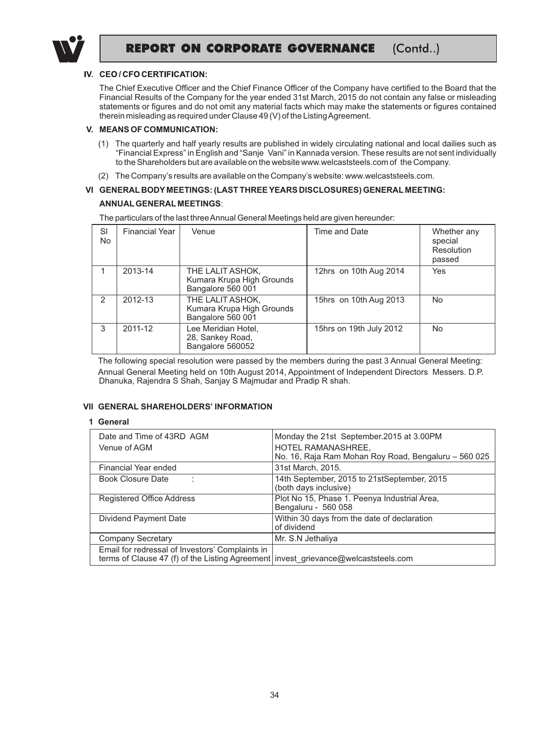## IV. CEO / CFO CERTIFICATION:

The Chief Executive Officer and the Chief Finance Officer of the Company have certified to the Board that the Financial Results of the Company for the year ended 31st March, 2015 do not contain any false or misleading statements or figures and do not omit any material facts which may make the statements or figures contained therein misleading as required under Clause 49 (V) of the Listing Agreement.

## V. MEANS OF COMMUNICATION:

(1) The quarterly and half yearly results are published in widely circulating national and local dailies such as "Financial Express" in English and "Sanje Vani" in Kannada version. These results are not sent individually to the Shareholders but are available on the website www.welcaststeels.com of the Company.

(2) The Company's results are available on the Company's website: www.welcaststeels.com.

## VI GENERAL BODY MEETINGS: (LAST THREE YEARS DISCLOSURES) GENERAL MEETING:

**ANNUAL GENERAL MEETINGS**:

The particulars of the last three Annual General Meetings held are given hereunder:

| Sl No | Financial Year | Venue | Time and Date | Whether any special Resolution passed |
|---|---|---|---|---|
| 1 | 2013-14 | THE LALIT ASHOK, Kumara Krupa High Grounds Bangalore 560 001 | 12hrs on 10th Aug 2014 | Yes |
| 2 | 2012-13 | THE LALIT ASHOK, Kumara Krupa High Grounds Bangalore 560 001 | 15hrs on 10th Aug 2013 | No |
| 3 | 2011-12 | Lee Meridian Hotel, 28, Sankey Road, Bangalore 560052 | 15hrs on 19th July 2012 | No |

The following special resolution were passed by the members during the past 3 Annual General Meeting: Annual General Meeting held on 10th August 2014, Appointment of Independent Directors Messers. D.P. Dhanuka, Rajendra S Shah, Sanjay S Majmudar and Pradip R shah.

## VII GENERAL SHAREHOLDERS' INFORMATION

### 1 General

| | |
|---|---|
| Date and Time of 43RD AGM<br>Venue of AGM | Monday the 21st September.2015 at 3.00PM<br>HOTEL RAMANASHREE,<br>No. 16, Raja Ram Mohan Roy Road, Bengaluru – 560 025 |
| Financial Year ended | 31st March, 2015. |
| Book Closure Date : | 14th September, 2015 to 21stSeptember, 2015 (both days inclusive) |
| Registered Office Address | Plot No 15, Phase 1. Peenya Industrial Area, Bengaluru - 560 058 |
| Dividend Payment Date | Within 30 days from the date of declaration of dividend |
| Company Secretary | Mr. S.N Jethaliya |
| Email for redressal of Investors' Complaints in terms of Clause 47 (f) of the Listing Agreement | invest_grievance@welcaststeels.com |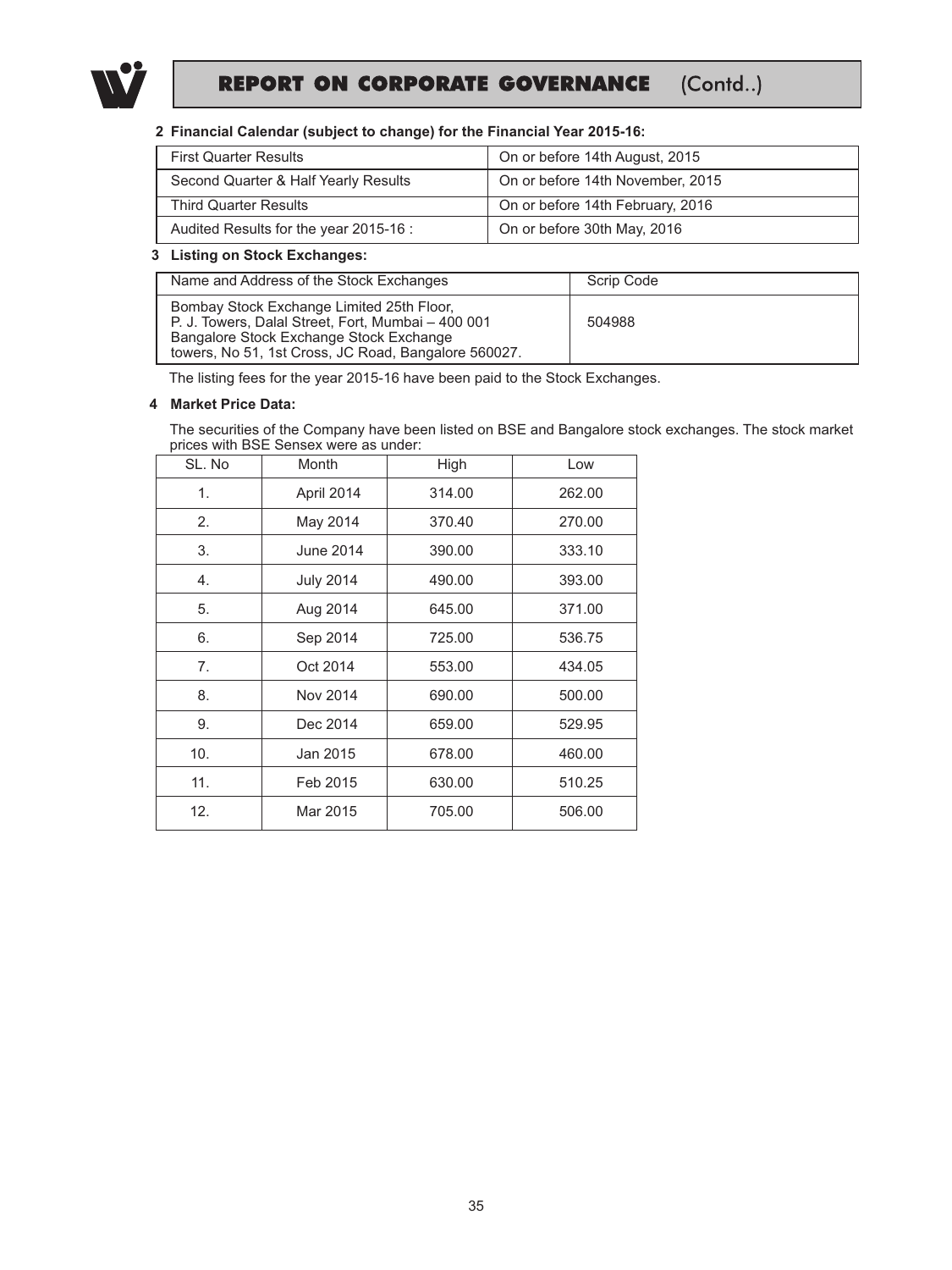## 2 Financial Calendar (subject to change) for the Financial Year 2015-16:

| | |
|---|---|
| First Quarter Results | On or before 14th August, 2015 |
| Second Quarter & Half Yearly Results | On or before 14th November, 2015 |
| Third Quarter Results | On or before 14th February, 2016 |
| Audited Results for the year 2015-16 : | On or before 30th May, 2016 |

## 3 Listing on Stock Exchanges:

| Name and Address of the Stock Exchanges | Scrip Code |
|---|---|
| Bombay Stock Exchange Limited 25th Floor, P. J. Towers, Dalal Street, Fort, Mumbai – 400 001 Bangalore Stock Exchange Stock Exchange towers, No 51, 1st Cross, JC Road, Bangalore 560027. | 504988 |

The listing fees for the year 2015-16 have been paid to the Stock Exchanges.

## 4 Market Price Data:

The securities of the Company have been listed on BSE and Bangalore stock exchanges. The stock market prices with BSE Sensex were as under:

| SL. No | Month | High | Low |
|---|---|---|---|
| 1. | April 2014 | 314.00 | 262.00 |
| 2. | May 2014 | 370.40 | 270.00 |
| 3. | June 2014 | 390.00 | 333.10 |
| 4. | July 2014 | 490.00 | 393.00 |
| 5. | Aug 2014 | 645.00 | 371.00 |
| 6. | Sep 2014 | 725.00 | 536.75 |
| 7. | Oct 2014 | 553.00 | 434.05 |
| 8. | Nov 2014 | 690.00 | 500.00 |
| 9. | Dec 2014 | 659.00 | 529.95 |
| 10. | Jan 2015 | 678.00 | 460.00 |
| 11. | Feb 2015 | 630.00 | 510.25 |
| 12. | Mar 2015 | 705.00 | 506.00 |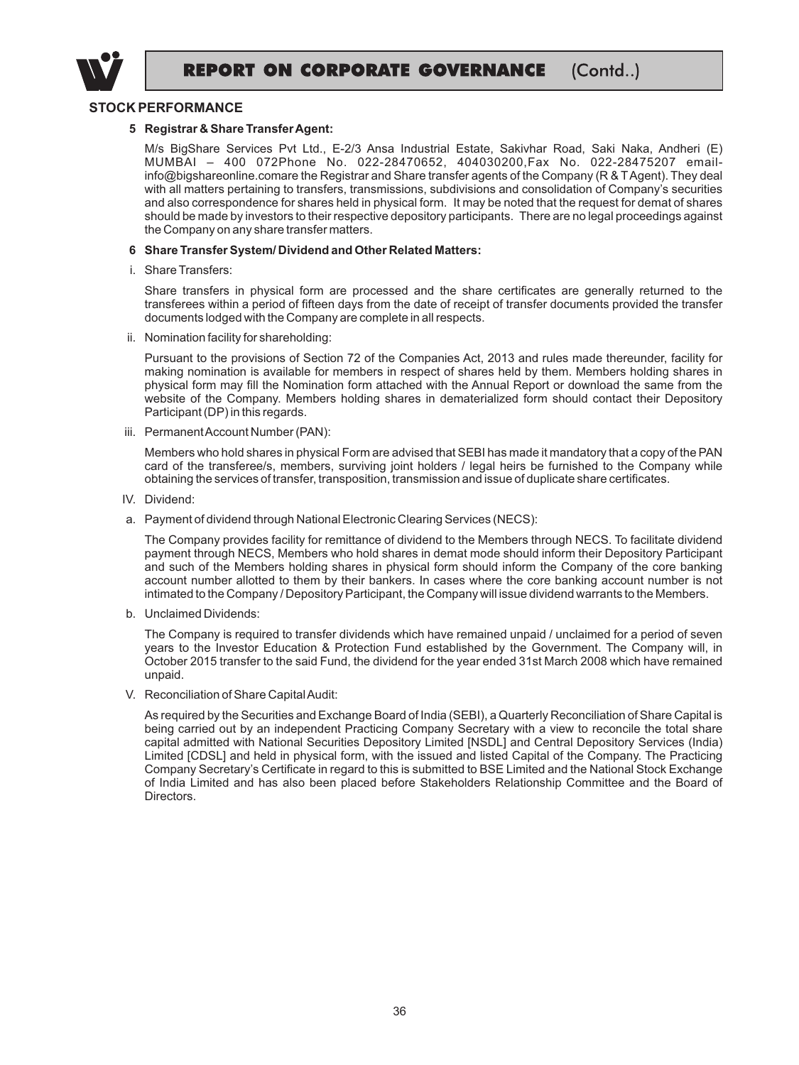## STOCK PERFORMANCE

**5 Registrar & Share Transfer Agent:**

M/s BigShare Services Pvt Ltd., E-2/3 Ansa Industrial Estate, Sakivhar Road, Saki Naka, Andheri (E) MUMBAI – 400 072Phone No. 022-28470652, 404030200,Fax No. 022-28475207 email-info@bigshareonline.comare the Registrar and Share transfer agents of the Company (R & T Agent). They deal with all matters pertaining to transfers, transmissions, subdivisions and consolidation of Company's securities and also correspondence for shares held in physical form. It may be noted that the request for demat of shares should be made by investors to their respective depository participants. There are no legal proceedings against the Company on any share transfer matters.

**6 Share Transfer System/ Dividend and Other Related Matters:**

i. Share Transfers:

Share transfers in physical form are processed and the share certificates are generally returned to the transferees within a period of fifteen days from the date of receipt of transfer documents provided the transfer documents lodged with the Company are complete in all respects.

ii. Nomination facility for shareholding:

Pursuant to the provisions of Section 72 of the Companies Act, 2013 and rules made thereunder, facility for making nomination is available for members in respect of shares held by them. Members holding shares in physical form may fill the Nomination form attached with the Annual Report or download the same from the website of the Company. Members holding shares in dematerialized form should contact their Depository Participant (DP) in this regards.

iii. Permanent Account Number (PAN):

Members who hold shares in physical Form are advised that SEBI has made it mandatory that a copy of the PAN card of the transferee/s, members, surviving joint holders / legal heirs be furnished to the Company while obtaining the services of transfer, transposition, transmission and issue of duplicate share certificates.

IV. Dividend:

a. Payment of dividend through National Electronic Clearing Services (NECS):

The Company provides facility for remittance of dividend to the Members through NECS. To facilitate dividend payment through NECS, Members who hold shares in demat mode should inform their Depository Participant and such of the Members holding shares in physical form should inform the Company of the core banking account number allotted to them by their bankers. In cases where the core banking account number is not intimated to the Company / Depository Participant, the Company will issue dividend warrants to the Members.

b. Unclaimed Dividends:

The Company is required to transfer dividends which have remained unpaid / unclaimed for a period of seven years to the Investor Education & Protection Fund established by the Government. The Company will, in October 2015 transfer to the said Fund, the dividend for the year ended 31st March 2008 which have remained unpaid.

V. Reconciliation of Share Capital Audit:

As required by the Securities and Exchange Board of India (SEBI), a Quarterly Reconciliation of Share Capital is being carried out by an independent Practicing Company Secretary with a view to reconcile the total share capital admitted with National Securities Depository Limited [NSDL] and Central Depository Services (India) Limited [CDSL] and held in physical form, with the issued and listed Capital of the Company. The Practicing Company Secretary's Certificate in regard to this is submitted to BSE Limited and the National Stock Exchange of India Limited and has also been placed before Stakeholders Relationship Committee and the Board of Directors.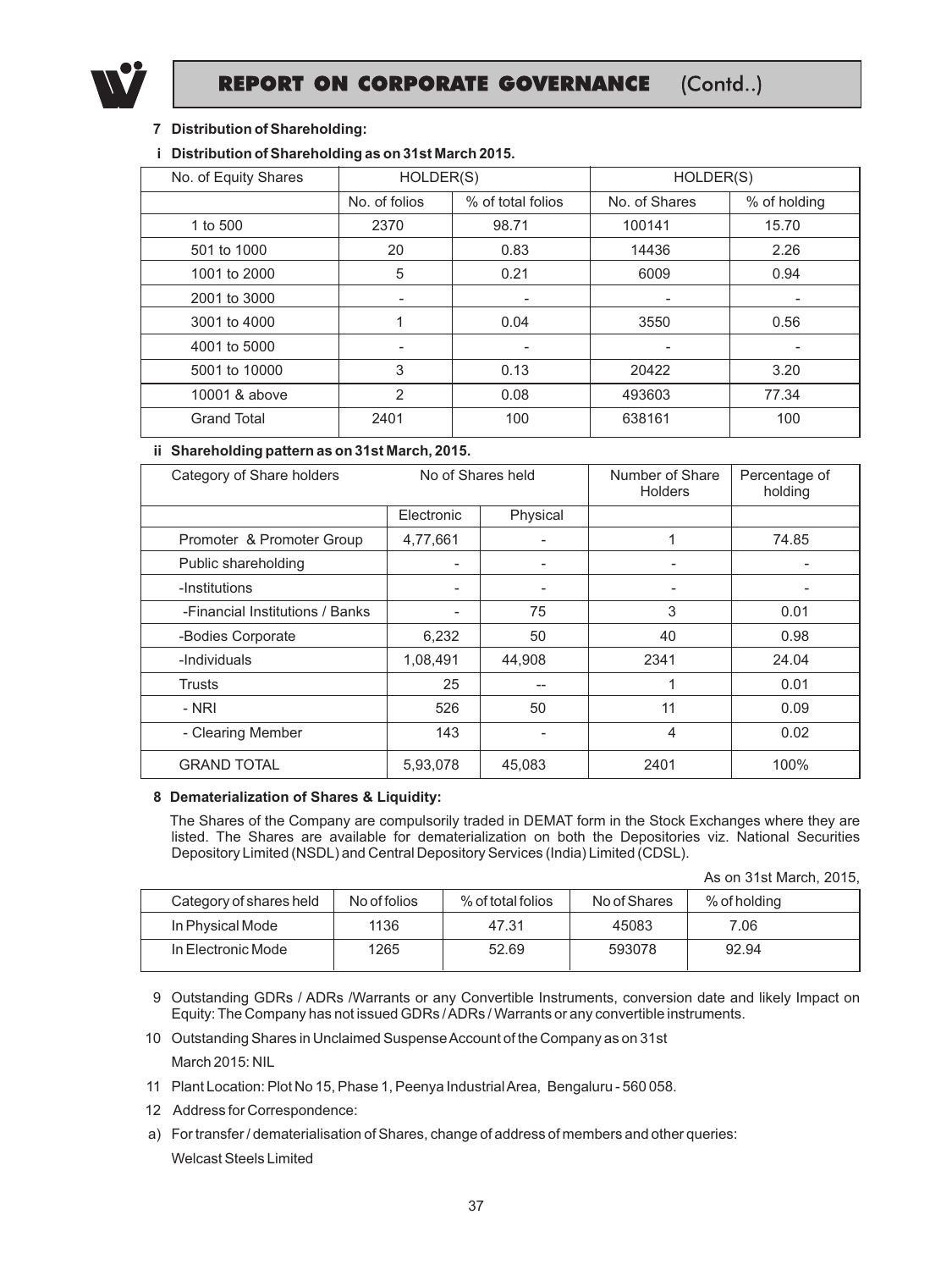## 7 Distribution of Shareholding:

### i Distribution of Shareholding as on 31st March 2015.

| No. of Equity Shares | HOLDER(S) | | HOLDER(S) | |
|---|---|---|---|---|
| | No. of folios | % of total folios | No. of Shares | % of holding |
| 1 to 500 | 2370 | 98.71 | 100141 | 15.70 |
| 501 to 1000 | 20 | 0.83 | 14436 | 2.26 |
| 1001 to 2000 | 5 | 0.21 | 6009 | 0.94 |
| 2001 to 3000 | - | - | - | - |
| 3001 to 4000 | 1 | 0.04 | 3550 | 0.56 |
| 4001 to 5000 | - | - | - | - |
| 5001 to 10000 | 3 | 0.13 | 20422 | 3.20 |
| 10001 & above | 2 | 0.08 | 493603 | 77.34 |
| Grand Total | 2401 | 100 | 638161 | 100 |

### ii Shareholding pattern as on 31st March, 2015.

| Category of Share holders | No of Shares held | | Number of Share Holders | Percentage of holding |
|---|---|---|---|---|
| | Electronic | Physical | | |
| Promoter & Promoter Group | 4,77,661 | - | 1 | 74.85 |
| Public shareholding | - | - | - | - |
| -Institutions | - | - | - | - |
| -Financial Institutions / Banks | - | 75 | 3 | 0.01 |
| -Bodies Corporate | 6,232 | 50 | 40 | 0.98 |
| -Individuals | 1,08,491 | 44,908 | 2341 | 24.04 |
| Trusts | 25 | -- | 1 | 0.01 |
| - NRI | 526 | 50 | 11 | 0.09 |
| - Clearing Member | 143 | - | 4 | 0.02 |
| GRAND TOTAL | 5,93,078 | 45,083 | 2401 | 100% |

## 8 Dematerialization of Shares & Liquidity:

The Shares of the Company are compulsorily traded in DEMAT form in the Stock Exchanges where they are listed. The Shares are available for dematerialization on both the Depositories viz. National Securities Depository Limited (NSDL) and Central Depository Services (India) Limited (CDSL).

As on 31st March, 2015,

| Category of shares held | No of folios | % of total folios | No of Shares | % of holding |
|---|---|---|---|---|
| In Physical Mode | 1136 | 47.31 | 45083 | 7.06 |
| In Electronic Mode | 1265 | 52.69 | 593078 | 92.94 |

9 Outstanding GDRs / ADRs /Warrants or any Convertible Instruments, conversion date and likely Impact on Equity: The Company has not issued GDRs / ADRs / Warrants or any convertible instruments.

10 Outstanding Shares in Unclaimed Suspense Account of the Company as on 31st March 2015: NIL

11 Plant Location: Plot No 15, Phase 1, Peenya Industrial Area, Bengaluru - 560 058.

12 Address for Correspondence:

a) For transfer / dematerialisation of Shares, change of address of members and other queries:

Welcast Steels Limited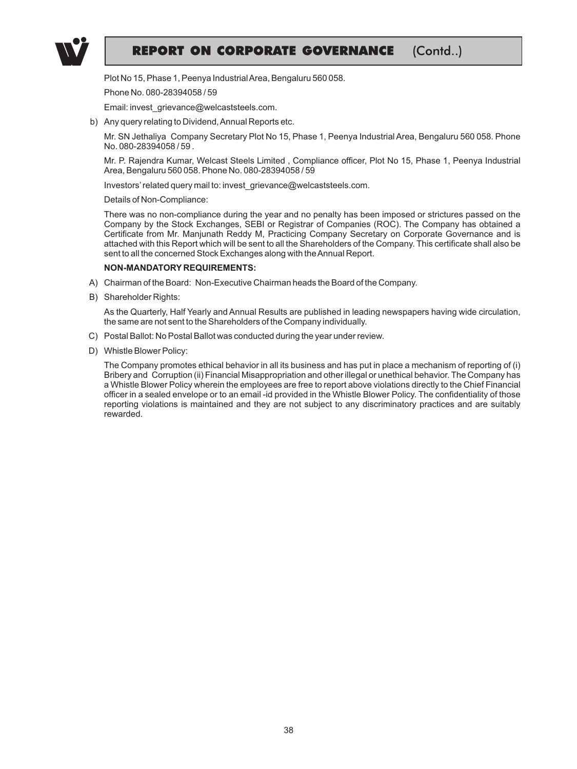Plot No 15, Phase 1, Peenya Industrial Area, Bengaluru 560 058.

Phone No. 080-28394058 / 59

Email: invest_grievance@welcaststeels.com.

b) Any query relating to Dividend, Annual Reports etc.

Mr. SN Jethaliya Company Secretary Plot No 15, Phase 1, Peenya Industrial Area, Bengaluru 560 058. Phone No. 080-28394058 / 59 .

Mr. P. Rajendra Kumar, Welcast Steels Limited , Compliance officer, Plot No 15, Phase 1, Peenya Industrial Area, Bengaluru 560 058. Phone No. 080-28394058 / 59

Investors' related query mail to: invest_grievance@welcaststeels.com.

Details of Non-Compliance:

There was no non-compliance during the year and no penalty has been imposed or strictures passed on the Company by the Stock Exchanges, SEBI or Registrar of Companies (ROC). The Company has obtained a Certificate from Mr. Manjunath Reddy M, Practicing Company Secretary on Corporate Governance and is attached with this Report which will be sent to all the Shareholders of the Company. This certificate shall also be sent to all the concerned Stock Exchanges along with the Annual Report.

**NON-MANDATORY REQUIREMENTS:**

A) Chairman of the Board: Non-Executive Chairman heads the Board of the Company.

B) Shareholder Rights:

As the Quarterly, Half Yearly and Annual Results are published in leading newspapers having wide circulation, the same are not sent to the Shareholders of the Company individually.

C) Postal Ballot: No Postal Ballot was conducted during the year under review.

D) Whistle Blower Policy:

The Company promotes ethical behavior in all its business and has put in place a mechanism of reporting of (i) Bribery and Corruption (ii) Financial Misappropriation and other illegal or unethical behavior. The Company has a Whistle Blower Policy wherein the employees are free to report above violations directly to the Chief Financial officer in a sealed envelope or to an email -id provided in the Whistle Blower Policy. The confidentiality of those reporting violations is maintained and they are not subject to any discriminatory practices and are suitably rewarded.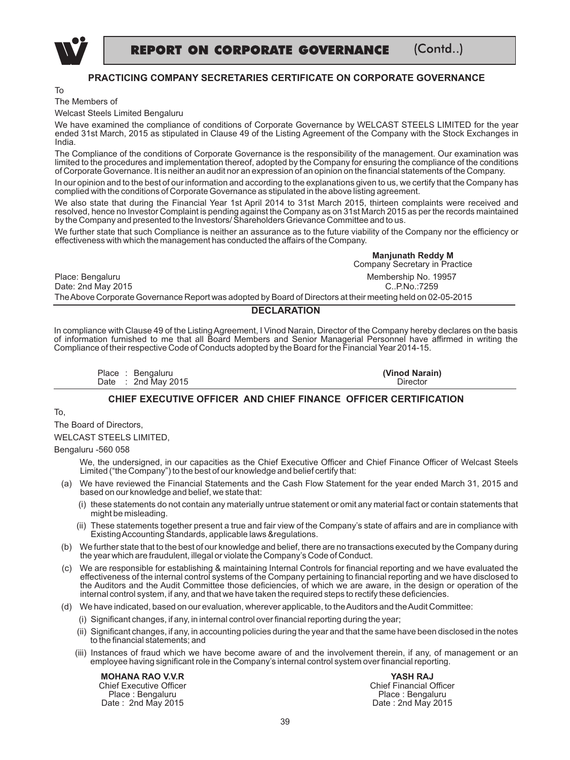## PRACTICING COMPANY SECRETARIES CERTIFICATE ON CORPORATE GOVERNANCE

To

The Members of

Welcast Steels Limited Bengaluru

We have examined the compliance of conditions of Corporate Governance by WELCAST STEELS LIMITED for the year ended 31st March, 2015 as stipulated in Clause 49 of the Listing Agreement of the Company with the Stock Exchanges in India.

The Compliance of the conditions of Corporate Governance is the responsibility of the management. Our examination was limited to the procedures and implementation thereof, adopted by the Company for ensuring the compliance of the conditions of Corporate Governance. It is neither an audit nor an expression of an opinion on the financial statements of the Company.

In our opinion and to the best of our information and according to the explanations given to us, we certify that the Company has complied with the conditions of Corporate Governance as stipulated in the above listing agreement.

We also state that during the Financial Year 1st April 2014 to 31st March 2015, thirteen complaints were received and resolved, hence no Investor Complaint is pending against the Company as on 31st March 2015 as per the records maintained by the Company and presented to the Investors/ Shareholders Grievance Committee and to us.

We further state that such Compliance is neither an assurance as to the future viability of the Company nor the efficiency or effectiveness with which the management has conducted the affairs of the Company.

**Manjunath Reddy M**
Company Secretary in Practice
Membership No. 19957
C..P.No.:7259

Place: Bengaluru
Date: 2nd May 2015

The Above Corporate Governance Report was adopted by Board of Directors at their meeting held on 02-05-2015

## DECLARATION

In compliance with Clause 49 of the Listing Agreement, I Vinod Narain, Director of the Company hereby declares on the basis of information furnished to me that all Board Members and Senior Managerial Personnel have affirmed in writing the Compliance of their respective Code of Conducts adopted by the Board for the Financial Year 2014-15.

Place : Bengaluru
Date : 2nd May 2015

**(Vinod Narain)**
Director

## CHIEF EXECUTIVE OFFICER AND CHIEF FINANCE OFFICER CERTIFICATION

To,

The Board of Directors,

WELCAST STEELS LIMITED,

Bengaluru -560 058

We, the undersigned, in our capacities as the Chief Executive Officer and Chief Finance Officer of Welcast Steels Limited ("the Company") to the best of our knowledge and belief certify that:

(a) We have reviewed the Financial Statements and the Cash Flow Statement for the year ended March 31, 2015 and based on our knowledge and belief, we state that:

   (i) these statements do not contain any materially untrue statement or omit any material fact or contain statements that might be misleading.

   (ii) These statements together present a true and fair view of the Company's state of affairs and are in compliance with Existing Accounting Standards, applicable laws &regulations.

(b) We further state that to the best of our knowledge and belief, there are no transactions executed by the Company during the year which are fraudulent, illegal or violate the Company's Code of Conduct.

(c) We are responsible for establishing & maintaining Internal Controls for financial reporting and we have evaluated the effectiveness of the internal control systems of the Company pertaining to financial reporting and we have disclosed to the Auditors and the Audit Committee those deficiencies, of which we are aware, in the design or operation of the internal control system, if any, and that we have taken the required steps to rectify these deficiencies.

(d) We have indicated, based on our evaluation, wherever applicable, to the Auditors and the Audit Committee:

   (i) Significant changes, if any, in internal control over financial reporting during the year;

   (ii) Significant changes, if any, in accounting policies during the year and that the same have been disclosed in the notes to the financial statements; and

   (iii) Instances of fraud which we have become aware of and the involvement therein, if any, of management or an employee having significant role in the Company's internal control system over financial reporting.

**MOHANA RAO V.V.R**
Chief Executive Officer
Place : Bengaluru
Date : 2nd May 2015

**YASH RAJ**
Chief Financial Officer
Place : Bengaluru
Date : 2nd May 2015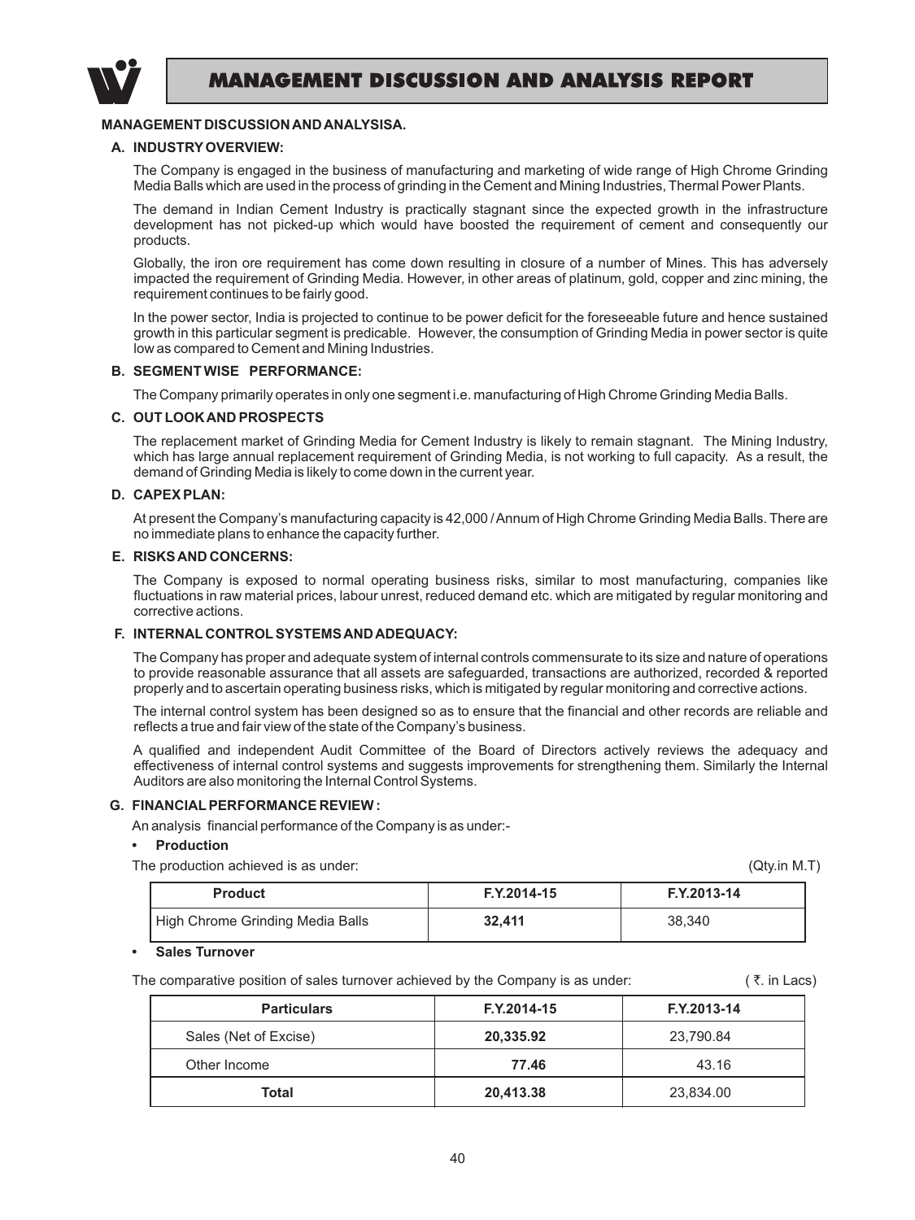# MANAGEMENT DISCUSSION AND ANALYSIS REPORT

**MANAGEMENT DISCUSSION AND ANALYSISA.**

### A. INDUSTRY OVERVIEW:

The Company is engaged in the business of manufacturing and marketing of wide range of High Chrome Grinding Media Balls which are used in the process of grinding in the Cement and Mining Industries, Thermal Power Plants.

The demand in Indian Cement Industry is practically stagnant since the expected growth in the infrastructure development has not picked-up which would have boosted the requirement of cement and consequently our products.

Globally, the iron ore requirement has come down resulting in closure of a number of Mines. This has adversely impacted the requirement of Grinding Media. However, in other areas of platinum, gold, copper and zinc mining, the requirement continues to be fairly good.

In the power sector, India is projected to continue to be power deficit for the foreseeable future and hence sustained growth in this particular segment is predicable. However, the consumption of Grinding Media in power sector is quite low as compared to Cement and Mining Industries.

### B. SEGMENT WISE PERFORMANCE:

The Company primarily operates in only one segment i.e. manufacturing of High Chrome Grinding Media Balls.

### C. OUT LOOK AND PROSPECTS

The replacement market of Grinding Media for Cement Industry is likely to remain stagnant. The Mining Industry, which has large annual replacement requirement of Grinding Media, is not working to full capacity. As a result, the demand of Grinding Media is likely to come down in the current year.

### D. CAPEX PLAN:

At present the Company's manufacturing capacity is 42,000 / Annum of High Chrome Grinding Media Balls. There are no immediate plans to enhance the capacity further.

### E. RISKS AND CONCERNS:

The Company is exposed to normal operating business risks, similar to most manufacturing, companies like fluctuations in raw material prices, labour unrest, reduced demand etc. which are mitigated by regular monitoring and corrective actions.

### F. INTERNAL CONTROL SYSTEMS AND ADEQUACY:

The Company has proper and adequate system of internal controls commensurate to its size and nature of operations to provide reasonable assurance that all assets are safeguarded, transactions are authorized, recorded & reported properly and to ascertain operating business risks, which is mitigated by regular monitoring and corrective actions.

The internal control system has been designed so as to ensure that the financial and other records are reliable and reflects a true and fair view of the state of the Company's business.

A qualified and independent Audit Committee of the Board of Directors actively reviews the adequacy and effectiveness of internal control systems and suggests improvements for strengthening them. Similarly the Internal Auditors are also monitoring the Internal Control Systems.

### G. FINANCIAL PERFORMANCE REVIEW :

An analysis financial performance of the Company is as under:-

- **Production**

The production achieved is as under: (Qty.in M.T)

| Product | F.Y.2014-15 | F.Y.2013-14 |
|---|---|---|
| High Chrome Grinding Media Balls | **32,411** | 38,340 |

- **Sales Turnover**

The comparative position of sales turnover achieved by the Company is as under: ( ₹. in Lacs)

| Particulars | F.Y.2014-15 | F.Y.2013-14 |
|---|---|---|
| Sales (Net of Excise) | **20,335.92** | 23,790.84 |
| Other Income | **77.46** | 43.16 |
| **Total** | **20,413.38** | 23,834.00 |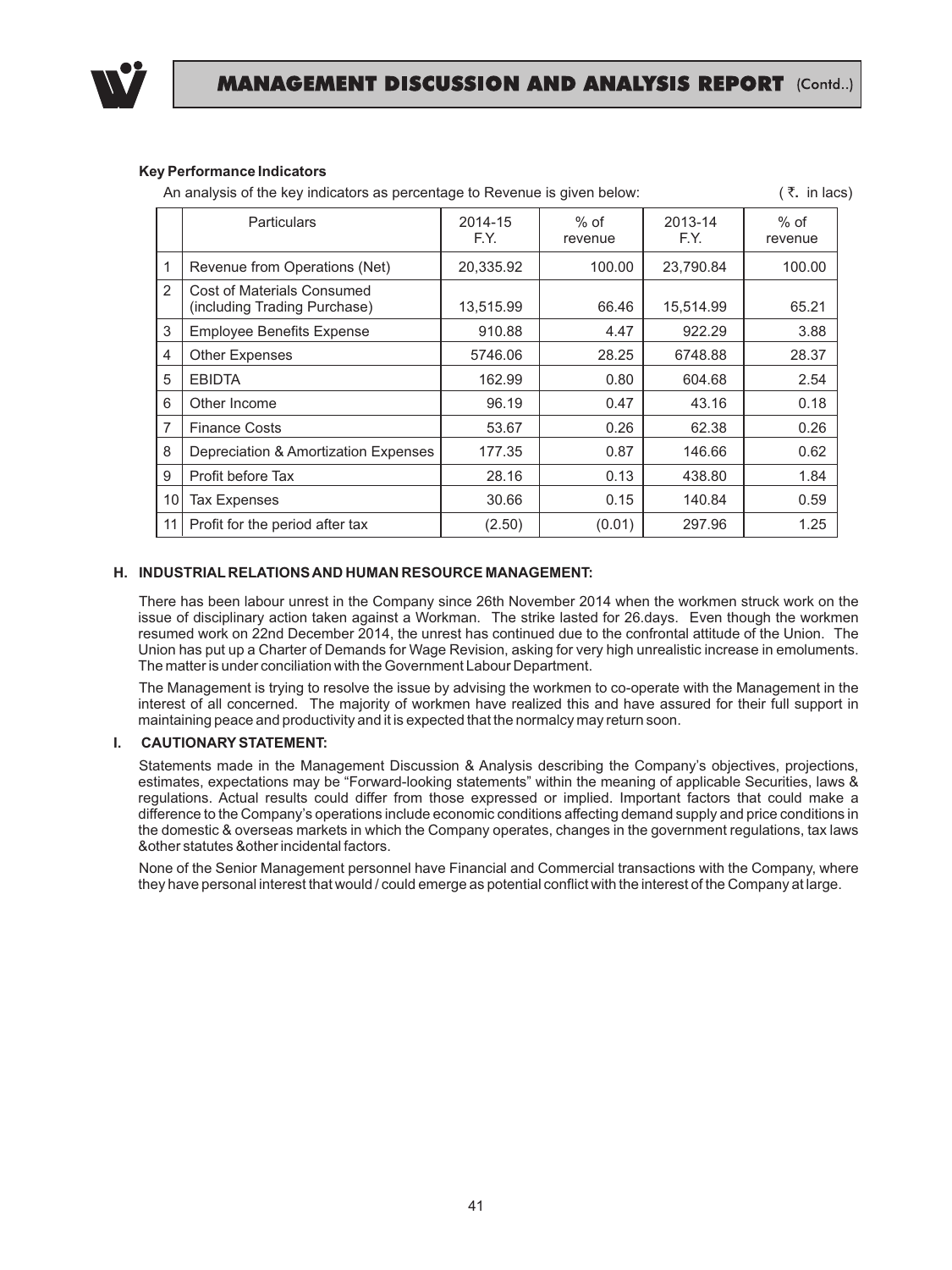#### Key Performance Indicators

An analysis of the key indicators as percentage to Revenue is given below: ( ₹. in lacs)

| | Particulars | 2014-15 F.Y. | % of revenue | 2013-14 F.Y. | % of revenue |
|---|---|---|---|---|---|
| 1 | Revenue from Operations (Net) | 20,335.92 | 100.00 | 23,790.84 | 100.00 |
| 2 | Cost of Materials Consumed (including Trading Purchase) | 13,515.99 | 66.46 | 15,514.99 | 65.21 |
| 3 | Employee Benefits Expense | 910.88 | 4.47 | 922.29 | 3.88 |
| 4 | Other Expenses | 5746.06 | 28.25 | 6748.88 | 28.37 |
| 5 | EBIDTA | 162.99 | 0.80 | 604.68 | 2.54 |
| 6 | Other Income | 96.19 | 0.47 | 43.16 | 0.18 |
| 7 | Finance Costs | 53.67 | 0.26 | 62.38 | 0.26 |
| 8 | Depreciation & Amortization Expenses | 177.35 | 0.87 | 146.66 | 0.62 |
| 9 | Profit before Tax | 28.16 | 0.13 | 438.80 | 1.84 |
| 10 | Tax Expenses | 30.66 | 0.15 | 140.84 | 0.59 |
| 11 | Profit for the period after tax | (2.50) | (0.01) | 297.96 | 1.25 |

#### H. INDUSTRIAL RELATIONS AND HUMAN RESOURCE MANAGEMENT:

There has been labour unrest in the Company since 26th November 2014 when the workmen struck work on the issue of disciplinary action taken against a Workman. The strike lasted for 26.days. Even though the workmen resumed work on 22nd December 2014, the unrest has continued due to the confrontal attitude of the Union. The Union has put up a Charter of Demands for Wage Revision, asking for very high unrealistic increase in emoluments. The matter is under conciliation with the Government Labour Department.

The Management is trying to resolve the issue by advising the workmen to co-operate with the Management in the interest of all concerned. The majority of workmen have realized this and have assured for their full support in maintaining peace and productivity and it is expected that the normalcy may return soon.

#### I. CAUTIONARY STATEMENT:

Statements made in the Management Discussion & Analysis describing the Company's objectives, projections, estimates, expectations may be "Forward-looking statements" within the meaning of applicable Securities, laws & regulations. Actual results could differ from those expressed or implied. Important factors that could make a difference to the Company's operations include economic conditions affecting demand supply and price conditions in the domestic & overseas markets in which the Company operates, changes in the government regulations, tax laws &other statutes &other incidental factors.

None of the Senior Management personnel have Financial and Commercial transactions with the Company, where they have personal interest that would / could emerge as potential conflict with the interest of the Company at large.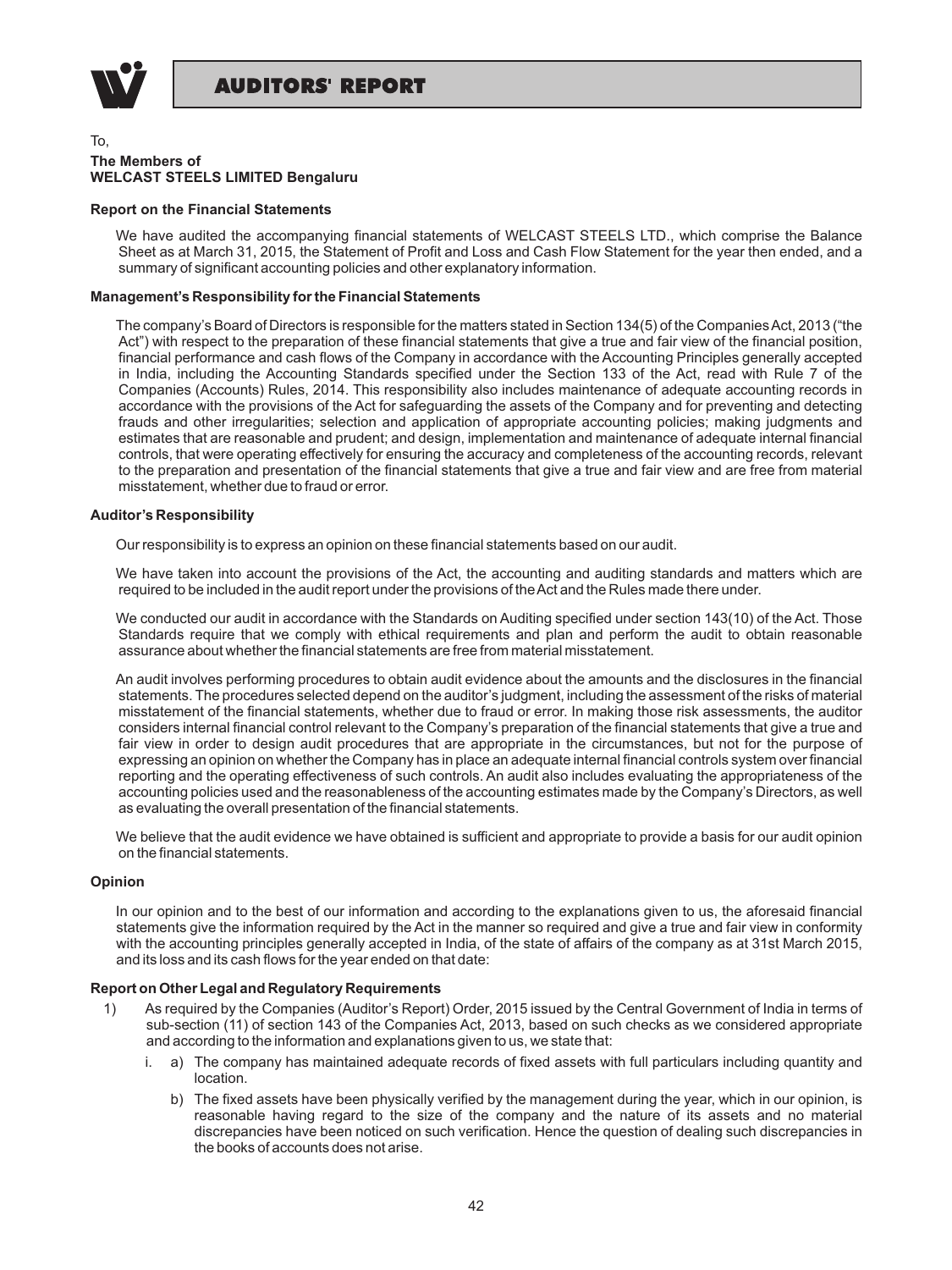# AUDITORS' REPORT

To,

**The Members of**
**WELCAST STEELS LIMITED Bengaluru**

### Report on the Financial Statements

We have audited the accompanying financial statements of WELCAST STEELS LTD., which comprise the Balance Sheet as at March 31, 2015, the Statement of Profit and Loss and Cash Flow Statement for the year then ended, and a summary of significant accounting policies and other explanatory information.

### Management's Responsibility for the Financial Statements

The company's Board of Directors is responsible for the matters stated in Section 134(5) of the Companies Act, 2013 ("the Act") with respect to the preparation of these financial statements that give a true and fair view of the financial position, financial performance and cash flows of the Company in accordance with the Accounting Principles generally accepted in India, including the Accounting Standards specified under the Section 133 of the Act, read with Rule 7 of the Companies (Accounts) Rules, 2014. This responsibility also includes maintenance of adequate accounting records in accordance with the provisions of the Act for safeguarding the assets of the Company and for preventing and detecting frauds and other irregularities; selection and application of appropriate accounting policies; making judgments and estimates that are reasonable and prudent; and design, implementation and maintenance of adequate internal financial controls, that were operating effectively for ensuring the accuracy and completeness of the accounting records, relevant to the preparation and presentation of the financial statements that give a true and fair view and are free from material misstatement, whether due to fraud or error.

### Auditor's Responsibility

Our responsibility is to express an opinion on these financial statements based on our audit.

We have taken into account the provisions of the Act, the accounting and auditing standards and matters which are required to be included in the audit report under the provisions of the Act and the Rules made there under.

We conducted our audit in accordance with the Standards on Auditing specified under section 143(10) of the Act. Those Standards require that we comply with ethical requirements and plan and perform the audit to obtain reasonable assurance about whether the financial statements are free from material misstatement.

An audit involves performing procedures to obtain audit evidence about the amounts and the disclosures in the financial statements. The procedures selected depend on the auditor's judgment, including the assessment of the risks of material misstatement of the financial statements, whether due to fraud or error. In making those risk assessments, the auditor considers internal financial control relevant to the Company's preparation of the financial statements that give a true and fair view in order to design audit procedures that are appropriate in the circumstances, but not for the purpose of expressing an opinion on whether the Company has in place an adequate internal financial controls system over financial reporting and the operating effectiveness of such controls. An audit also includes evaluating the appropriateness of the accounting policies used and the reasonableness of the accounting estimates made by the Company's Directors, as well as evaluating the overall presentation of the financial statements.

We believe that the audit evidence we have obtained is sufficient and appropriate to provide a basis for our audit opinion on the financial statements.

### Opinion

In our opinion and to the best of our information and according to the explanations given to us, the aforesaid financial statements give the information required by the Act in the manner so required and give a true and fair view in conformity with the accounting principles generally accepted in India, of the state of affairs of the company as at 31st March 2015, and its loss and its cash flows for the year ended on that date:

### Report on Other Legal and Regulatory Requirements

1) As required by the Companies (Auditor's Report) Order, 2015 issued by the Central Government of India in terms of sub-section (11) of section 143 of the Companies Act, 2013, based on such checks as we considered appropriate and according to the information and explanations given to us, we state that:

   i. a) The company has maintained adequate records of fixed assets with full particulars including quantity and location.

      b) The fixed assets have been physically verified by the management during the year, which in our opinion, is reasonable having regard to the size of the company and the nature of its assets and no material discrepancies have been noticed on such verification. Hence the question of dealing such discrepancies in the books of accounts does not arise.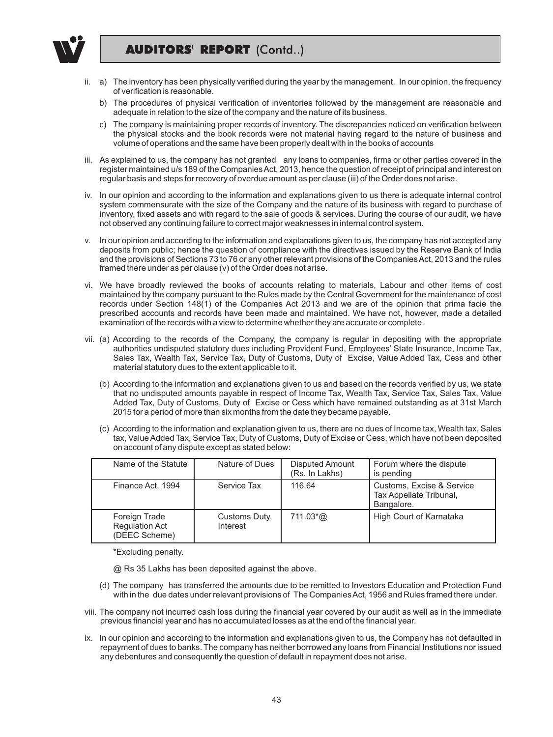## AUDITORS' REPORT (Contd..)

ii. a) The inventory has been physically verified during the year by the management. In our opinion, the frequency of verification is reasonable.

b) The procedures of physical verification of inventories followed by the management are reasonable and adequate in relation to the size of the company and the nature of its business.

c) The company is maintaining proper records of inventory. The discrepancies noticed on verification between the physical stocks and the book records were not material having regard to the nature of business and volume of operations and the same have been properly dealt with in the books of accounts

iii. As explained to us, the company has not granted any loans to companies, firms or other parties covered in the register maintained u/s 189 of the Companies Act, 2013, hence the question of receipt of principal and interest on regular basis and steps for recovery of overdue amount as per clause (iii) of the Order does not arise.

iv. In our opinion and according to the information and explanations given to us there is adequate internal control system commensurate with the size of the Company and the nature of its business with regard to purchase of inventory, fixed assets and with regard to the sale of goods & services. During the course of our audit, we have not observed any continuing failure to correct major weaknesses in internal control system.

v. In our opinion and according to the information and explanations given to us, the company has not accepted any deposits from public; hence the question of compliance with the directives issued by the Reserve Bank of India and the provisions of Sections 73 to 76 or any other relevant provisions of the Companies Act, 2013 and the rules framed there under as per clause (v) of the Order does not arise.

vi. We have broadly reviewed the books of accounts relating to materials, Labour and other items of cost maintained by the company pursuant to the Rules made by the Central Government for the maintenance of cost records under Section 148(1) of the Companies Act 2013 and we are of the opinion that prima facie the prescribed accounts and records have been made and maintained. We have not, however, made a detailed examination of the records with a view to determine whether they are accurate or complete.

vii. (a) According to the records of the Company, the company is regular in depositing with the appropriate authorities undisputed statutory dues including Provident Fund, Employees' State Insurance, Income Tax, Sales Tax, Wealth Tax, Service Tax, Duty of Customs, Duty of Excise, Value Added Tax, Cess and other material statutory dues to the extent applicable to it.

(b) According to the information and explanations given to us and based on the records verified by us, we state that no undisputed amounts payable in respect of Income Tax, Wealth Tax, Service Tax, Sales Tax, Value Added Tax, Duty of Customs, Duty of Excise or Cess which have remained outstanding as at 31st March 2015 for a period of more than six months from the date they became payable.

(c) According to the information and explanation given to us, there are no dues of Income tax, Wealth tax, Sales tax, Value Added Tax, Service Tax, Duty of Customs, Duty of Excise or Cess, which have not been deposited on account of any dispute except as stated below:

| Name of the Statute | Nature of Dues | Disputed Amount (Rs. In Lakhs) | Forum where the dispute is pending |
|---|---|---|---|
| Finance Act, 1994 | Service Tax | 116.64 | Customs, Excise & Service Tax Appellate Tribunal, Bangalore. |
| Foreign Trade Regulation Act (DEEC Scheme) | Customs Duty, Interest | 711.03*@ | High Court of Karnataka |

*Excluding penalty.

@ Rs 35 Lakhs has been deposited against the above.

(d) The company has transferred the amounts due to be remitted to Investors Education and Protection Fund with in the due dates under relevant provisions of The Companies Act, 1956 and Rules framed there under.

viii. The company not incurred cash loss during the financial year covered by our audit as well as in the immediate previous financial year and has no accumulated losses as at the end of the financial year.

ix. In our opinion and according to the information and explanations given to us, the Company has not defaulted in repayment of dues to banks. The company has neither borrowed any loans from Financial Institutions nor issued any debentures and consequently the question of default in repayment does not arise.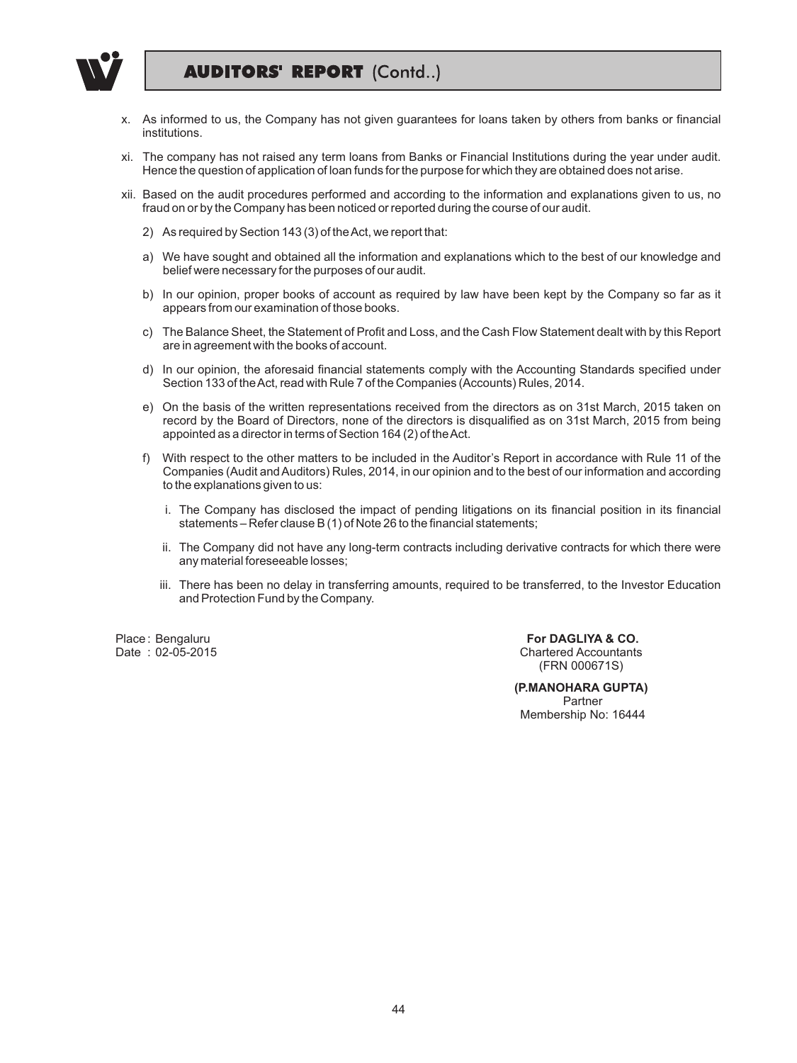x. As informed to us, the Company has not given guarantees for loans taken by others from banks or financial institutions.

xi. The company has not raised any term loans from Banks or Financial Institutions during the year under audit. Hence the question of application of loan funds for the purpose for which they are obtained does not arise.

xii. Based on the audit procedures performed and according to the information and explanations given to us, no fraud on or by the Company has been noticed or reported during the course of our audit.

2) As required by Section 143 (3) of the Act, we report that:

a) We have sought and obtained all the information and explanations which to the best of our knowledge and belief were necessary for the purposes of our audit.

b) In our opinion, proper books of account as required by law have been kept by the Company so far as it appears from our examination of those books.

c) The Balance Sheet, the Statement of Profit and Loss, and the Cash Flow Statement dealt with by this Report are in agreement with the books of account.

d) In our opinion, the aforesaid financial statements comply with the Accounting Standards specified under Section 133 of the Act, read with Rule 7 of the Companies (Accounts) Rules, 2014.

e) On the basis of the written representations received from the directors as on 31st March, 2015 taken on record by the Board of Directors, none of the directors is disqualified as on 31st March, 2015 from being appointed as a director in terms of Section 164 (2) of the Act.

f) With respect to the other matters to be included in the Auditor's Report in accordance with Rule 11 of the Companies (Audit and Auditors) Rules, 2014, in our opinion and to the best of our information and according to the explanations given to us:

i. The Company has disclosed the impact of pending litigations on its financial position in its financial statements – Refer clause B (1) of Note 26 to the financial statements;

ii. The Company did not have any long-term contracts including derivative contracts for which there were any material foreseeable losses;

iii. There has been no delay in transferring amounts, required to be transferred, to the Investor Education and Protection Fund by the Company.

Place : Bengaluru
Date : 02-05-2015

**For DAGLIYA & CO.**
Chartered Accountants
(FRN 000671S)

**(P.MANOHARA GUPTA)**
Partner
Membership No: 16444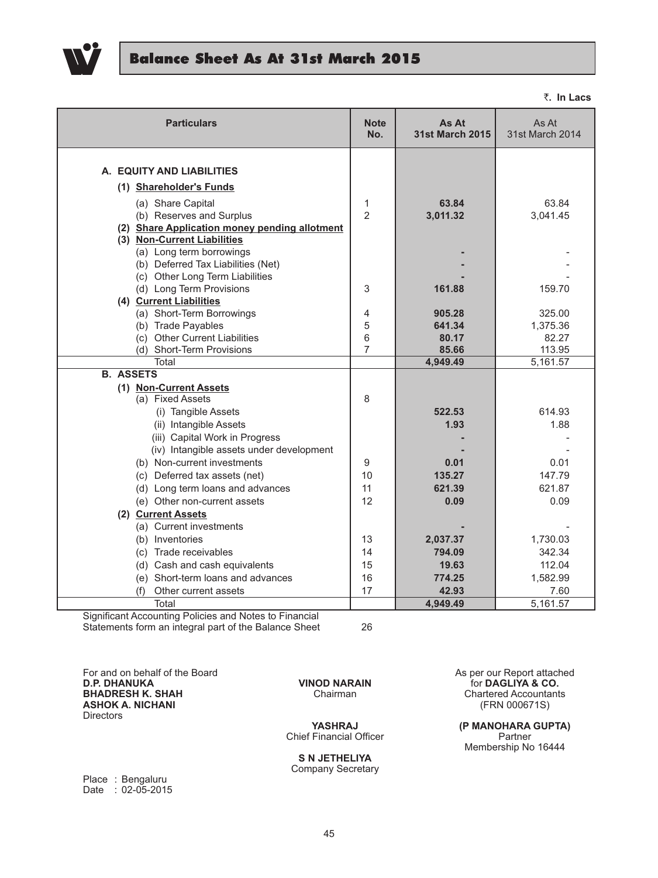# Balance Sheet As At 31st March 2015

₹. In Lacs

| Particulars | Note No. | As At 31st March 2015 | As At 31st March 2014 |
|---|---|---|---|
| **A. EQUITY AND LIABILITIES** | | | |
| **(1) Shareholder's Funds** | | | |
| (a) Share Capital | 1 | **63.84** | 63.84 |
| (b) Reserves and Surplus | 2 | **3,011.32** | 3,041.45 |
| **(2) Share Application money pending allotment** | | | |
| **(3) Non-Current Liabilities** | | | |
| (a) Long term borrowings | | **-** | - |
| (b) Deferred Tax Liabilities (Net) | | **-** | - |
| (c) Other Long Term Liabilities | | **-** | - |
| (d) Long Term Provisions | 3 | **161.88** | 159.70 |
| **(4) Current Liabilities** | | | |
| (a) Short-Term Borrowings | 4 | **905.28** | 325.00 |
| (b) Trade Payables | 5 | **641.34** | 1,375.36 |
| (c) Other Current Liabilities | 6 | **80.17** | 82.27 |
| (d) Short-Term Provisions | 7 | **85.66** | 113.95 |
| Total | | **4,949.49** | 5,161.57 |
| **B. ASSETS** | | | |
| **(1) Non-Current Assets** | | | |
| (a) Fixed Assets | 8 | | |
| (i) Tangible Assets | | **522.53** | 614.93 |
| (ii) Intangible Assets | | **1.93** | 1.88 |
| (iii) Capital Work in Progress | | **-** | - |
| (iv) Intangible assets under development | | **-** | - |
| (b) Non-current investments | 9 | **0.01** | 0.01 |
| (c) Deferred tax assets (net) | 10 | **135.27** | 147.79 |
| (d) Long term loans and advances | 11 | **621.39** | 621.87 |
| (e) Other non-current assets | 12 | **0.09** | 0.09 |
| **(2) Current Assets** | | | |
| (a) Current investments | | **-** | - |
| (b) Inventories | 13 | **2,037.37** | 1,730.03 |
| (c) Trade receivables | 14 | **794.09** | 342.34 |
| (d) Cash and cash equivalents | 15 | **19.63** | 112.04 |
| (e) Short-term loans and advances | 16 | **774.25** | 1,582.99 |
| (f) Other current assets | 17 | **42.93** | 7.60 |
| Total | | **4,949.49** | 5,161.57 |

Significant Accounting Policies and Notes to Financial Statements form an integral part of the Balance Sheet 26

For and on behalf of the Board
**D.P. DHANUKA**
**BHADRESH K. SHAH**
**ASHOK A. NICHANI**
Directors

**VINOD NARAIN**
Chairman

**YASHRAJ**
Chief Financial Officer

**S N JETHELIYA**
Company Secretary

As per our Report attached
for **DAGLIYA & CO.**
Chartered Accountants
(FRN 000671S)

**(P MANOHARA GUPTA)**
Partner
Membership No 16444

Place : Bengaluru
Date : 02-05-2015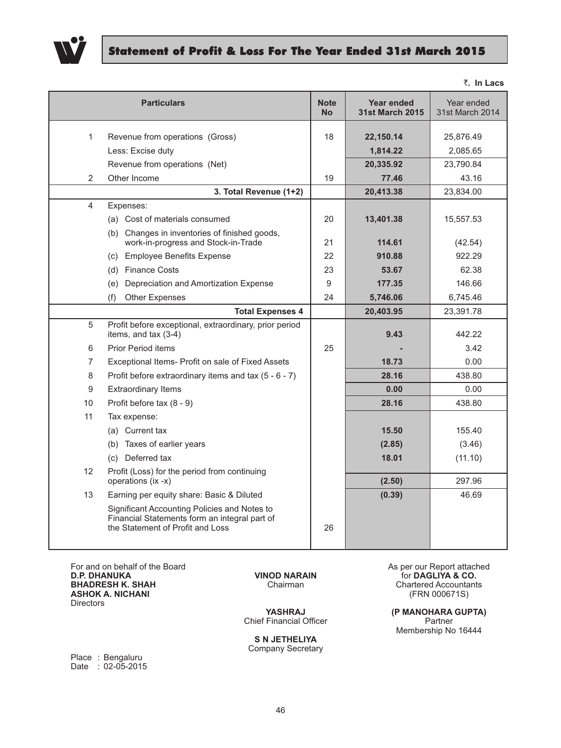# Statement of Profit & Loss For The Year Ended 31st March 2015

₹. **In Lacs**

| | Particulars | Note No | Year ended 31st March 2015 | Year ended 31st March 2014 |
|---|---|---|---|---|
| 1 | Revenue from operations (Gross) | 18 | **22,150.14** | 25,876.49 |
| | Less: Excise duty | | **1,814.22** | 2,085.65 |
| | Revenue from operations (Net) | | **20,335.92** | 23,790.84 |
| 2 | Other Income | 19 | **77.46** | 43.16 |
| | **3. Total Revenue (1+2)** | | **20,413.38** | 23,834.00 |
| 4 | Expenses: | | | |
| | (a) Cost of materials consumed | 20 | **13,401.38** | 15,557.53 |
| | (b) Changes in inventories of finished goods, work-in-progress and Stock-in-Trade | 21 | **114.61** | (42.54) |
| | (c) Employee Benefits Expense | 22 | **910.88** | 922.29 |
| | (d) Finance Costs | 23 | **53.67** | 62.38 |
| | (e) Depreciation and Amortization Expense | 9 | **177.35** | 146.66 |
| | (f) Other Expenses | 24 | **5,746.06** | 6,745.46 |
| | **Total Expenses 4** | | **20,403.95** | 23,391.78 |
| 5 | Profit before exceptional, extraordinary, prior period items, and tax (3-4) | | **9.43** | 442.22 |
| 6 | Prior Period items | 25 | **-** | 3.42 |
| 7 | Exceptional Items- Profit on sale of Fixed Assets | | **18.73** | 0.00 |
| 8 | Profit before extraordinary items and tax (5 - 6 - 7) | | **28.16** | 438.80 |
| 9 | Extraordinary Items | | **0.00** | 0.00 |
| 10 | Profit before tax (8 - 9) | | **28.16** | 438.80 |
| 11 | Tax expense: | | | |
| | (a) Current tax | | **15.50** | 155.40 |
| | (b) Taxes of earlier years | | **(2.85)** | (3.46) |
| | (c) Deferred tax | | **18.01** | (11.10) |
| 12 | Profit (Loss) for the period from continuing operations (ix -x) | | **(2.50)** | 297.96 |
| 13 | Earning per equity share: Basic & Diluted | | **(0.39)** | 46.69 |
| | Significant Accounting Policies and Notes to Financial Statements form an integral part of the Statement of Profit and Loss | 26 | | |

For and on behalf of the Board
**D.P. DHANUKA**
**BHADRESH K. SHAH**
**ASHOK A. NICHANI**
Directors

**VINOD NARAIN**
Chairman

**YASHRAJ**
Chief Financial Officer

**S N JETHELIYA**
Company Secretary

As per our Report attached
for **DAGLIYA & CO.**
Chartered Accountants
(FRN 000671S)

**(P MANOHARA GUPTA)**
Partner
Membership No 16444

Place : Bengaluru
Date : 02-05-2015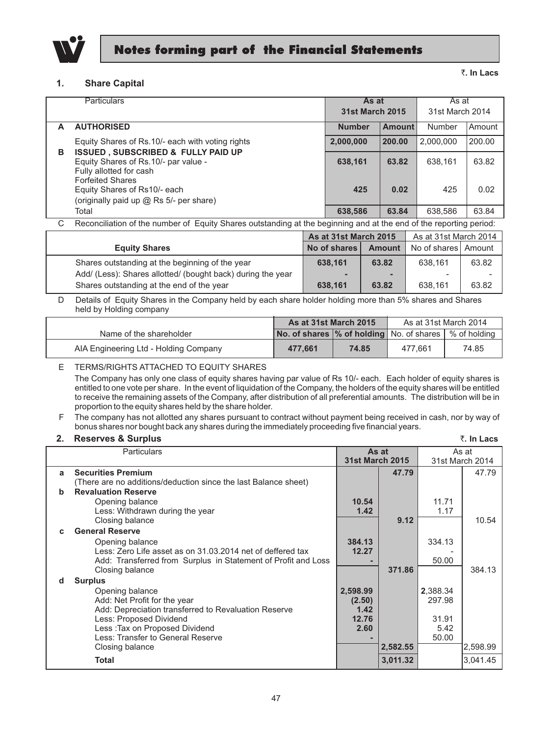# Notes forming part of the Financial Statements

₹. In Lacs

## 1. Share Capital

| | Particulars | As at 31st March 2015 | | As at 31st March 2014 | |
|---|---|---|---|---|---|
| **A** | **AUTHORISED** | **Number** | **Amount** | Number | Amount |
| | Equity Shares of Rs.10/- each with voting rights | **2,000,000** | **200.00** | 2,000,000 | 200.00 |
| **B** | **ISSUED , SUBSCRIBED & FULLY PAID UP** | | | | |
| | Equity Shares of Rs.10/- par value - Fully allotted for cash | **638,161** | **63.82** | 638,161 | 63.82 |
| | Forfeited Shares Equity Shares of Rs10/- each (originally paid up @ Rs 5/- per share) | **425** | **0.02** | 425 | 0.02 |
| | Total | **638,586** | **63.84** | 638,586 | 63.84 |

C Reconciliation of the number of Equity Shares outstanding at the beginning and at the end of the reporting period:

| Equity Shares | As at 31st March 2015 | | As at 31st March 2014 | |
|---|---|---|---|---|
| | **No of shares** | **Amount** | No of shares | Amount |
| Shares outstanding at the beginning of the year | **638,161** | **63.82** | 638,161 | 63.82 |
| Add/ (Less): Shares allotted/ (bought back) during the year | **-** | **-** | - | - |
| Shares outstanding at the end of the year | **638,161** | **63.82** | 638,161 | 63.82 |

D Details of Equity Shares in the Company held by each share holder holding more than 5% shares and Shares held by Holding company

| Name of the shareholder | As at 31st March 2015 | | As at 31st March 2014 | |
|---|---|---|---|---|
| | **No. of shares** | **% of holding** | No. of shares | % of holding |
| AIA Engineering Ltd - Holding Company | **477,661** | **74.85** | 477,661 | 74.85 |

E TERMS/RIGHTS ATTACHED TO EQUITY SHARES

The Company has only one class of equity shares having par value of Rs 10/- each. Each holder of equity shares is entitled to one vote per share. In the event of liquidation of the Company, the holders of the equity shares will be entitled to receive the remaining assets of the Company, after distribution of all preferential amounts. The distribution will be in proportion to the equity shares held by the share holder.

F The company has not allotted any shares pursuant to contract without payment being received in cash, nor by way of bonus shares nor bought back any shares during the immediately proceeding five financial years.

## 2. Reserves & Surplus

₹. In Lacs

| | Particulars | As at 31st March 2015 | | As at 31st March 2014 | |
|---|---|---|---|---|---|
| **a** | **Securities Premium** (There are no additions/deduction since the last Balance sheet) | | **47.79** | | 47.79 |
| **b** | **Revaluation Reserve** | | | | |
| | Opening balance | **10.54** | | 11.71 | |
| | Less: Withdrawn during the year | **1.42** | | 1.17 | |
| | Closing balance | | **9.12** | | 10.54 |
| **c** | **General Reserve** | | | | |
| | Opening balance | **384.13** | | 334.13 | |
| | Less: Zero Life asset as on 31.03.2014 net of deffered tax | **12.27** | | - | |
| | Add: Transferred from Surplus in Statement of Profit and Loss | **-** | | 50.00 | |
| | Closing balance | | **371.86** | | 384.13 |
| **d** | **Surplus** | | | | |
| | Opening balance | **2,598.99** | | 2,388.34 | |
| | Add: Net Profit for the year | **(2.50)** | | 297.98 | |
| | Add: Depreciation transferred to Revaluation Reserve | **1.42** | | | |
| | Less: Proposed Dividend | **12.76** | | 31.91 | |
| | Less :Tax on Proposed Dividend | **2.60** | | 5.42 | |
| | Less: Transfer to General Reserve | **-** | | 50.00 | |
| | Closing balance | | **2,582.55** | | 2,598.99 |
| | **Total** | | **3,011.32** | | 3,041.45 |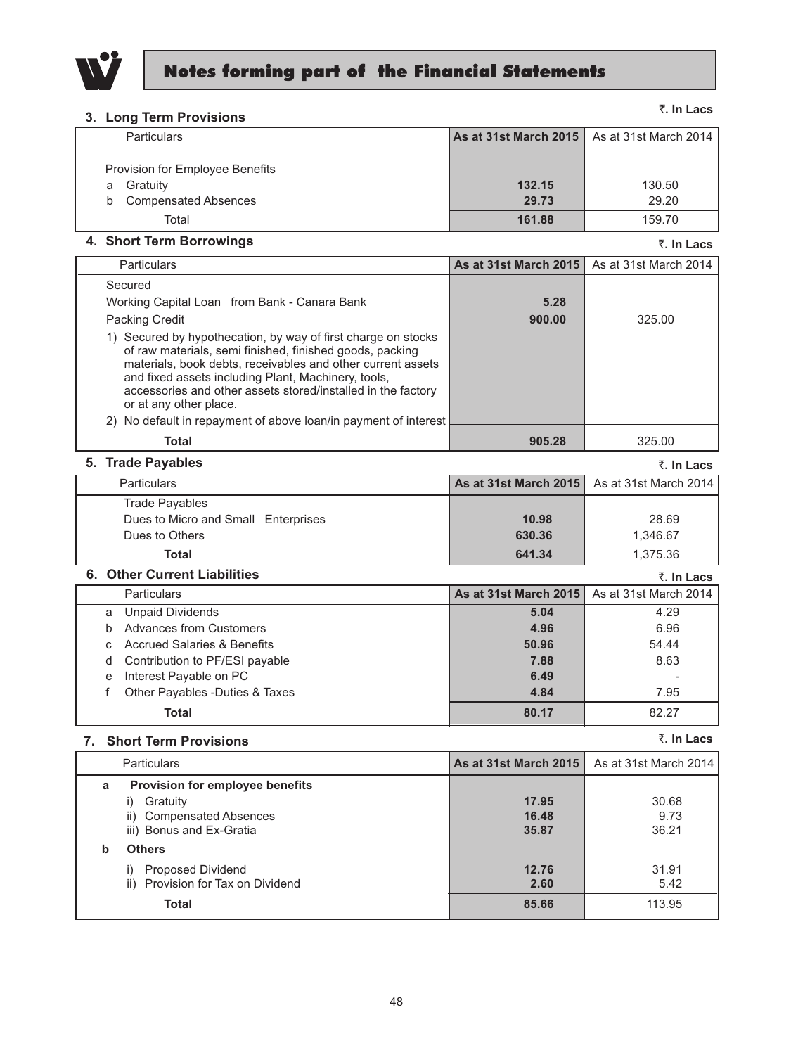# Notes forming part of the Financial Statements

## 3. Long Term Provisions

₹. In Lacs

| Particulars | As at 31st March 2015 | As at 31st March 2014 |
|---|---|---|
| Provision for Employee Benefits | | |
| a Gratuity | 132.15 | 130.50 |
| b Compensated Absences | 29.73 | 29.20 |
| Total | 161.88 | 159.70 |

## 4. Short Term Borrowings

₹. In Lacs

| Particulars | As at 31st March 2015 | As at 31st March 2014 |
|---|---|---|
| Secured | | |
| Working Capital Loan from Bank - Canara Bank | 5.28 | |
| Packing Credit | 900.00 | 325.00 |
| 1) Secured by hypothecation, by way of first charge on stocks of raw materials, semi finished, finished goods, packing materials, book debts, receivables and other current assets and fixed assets including Plant, Machinery, tools, accessories and other assets stored/installed in the factory or at any other place. | | |
| 2) No default in repayment of above loan/in payment of interest | | |
| **Total** | 905.28 | 325.00 |

## 5. Trade Payables

₹. In Lacs

| Particulars | As at 31st March 2015 | As at 31st March 2014 |
|---|---|---|
| Trade Payables | | |
| Dues to Micro and Small Enterprises | 10.98 | 28.69 |
| Dues to Others | 630.36 | 1,346.67 |
| **Total** | 641.34 | 1,375.36 |

## 6. Other Current Liabilities

₹. In Lacs

| Particulars | As at 31st March 2015 | As at 31st March 2014 |
|---|---|---|
| a Unpaid Dividends | 5.04 | 4.29 |
| b Advances from Customers | 4.96 | 6.96 |
| c Accrued Salaries & Benefits | 50.96 | 54.44 |
| d Contribution to PF/ESI payable | 7.88 | 8.63 |
| e Interest Payable on PC | 6.49 | - |
| f Other Payables -Duties & Taxes | 4.84 | 7.95 |
| **Total** | 80.17 | 82.27 |

## 7. Short Term Provisions

₹. In Lacs

| Particulars | As at 31st March 2015 | As at 31st March 2014 |
|---|---|---|
| **a Provision for employee benefits** | | |
| i) Gratuity | 17.95 | 30.68 |
| ii) Compensated Absences | 16.48 | 9.73 |
| iii) Bonus and Ex-Gratia | 35.87 | 36.21 |
| **b Others** | | |
| i) Proposed Dividend | 12.76 | 31.91 |
| ii) Provision for Tax on Dividend | 2.60 | 5.42 |
| **Total** | 85.66 | 113.95 |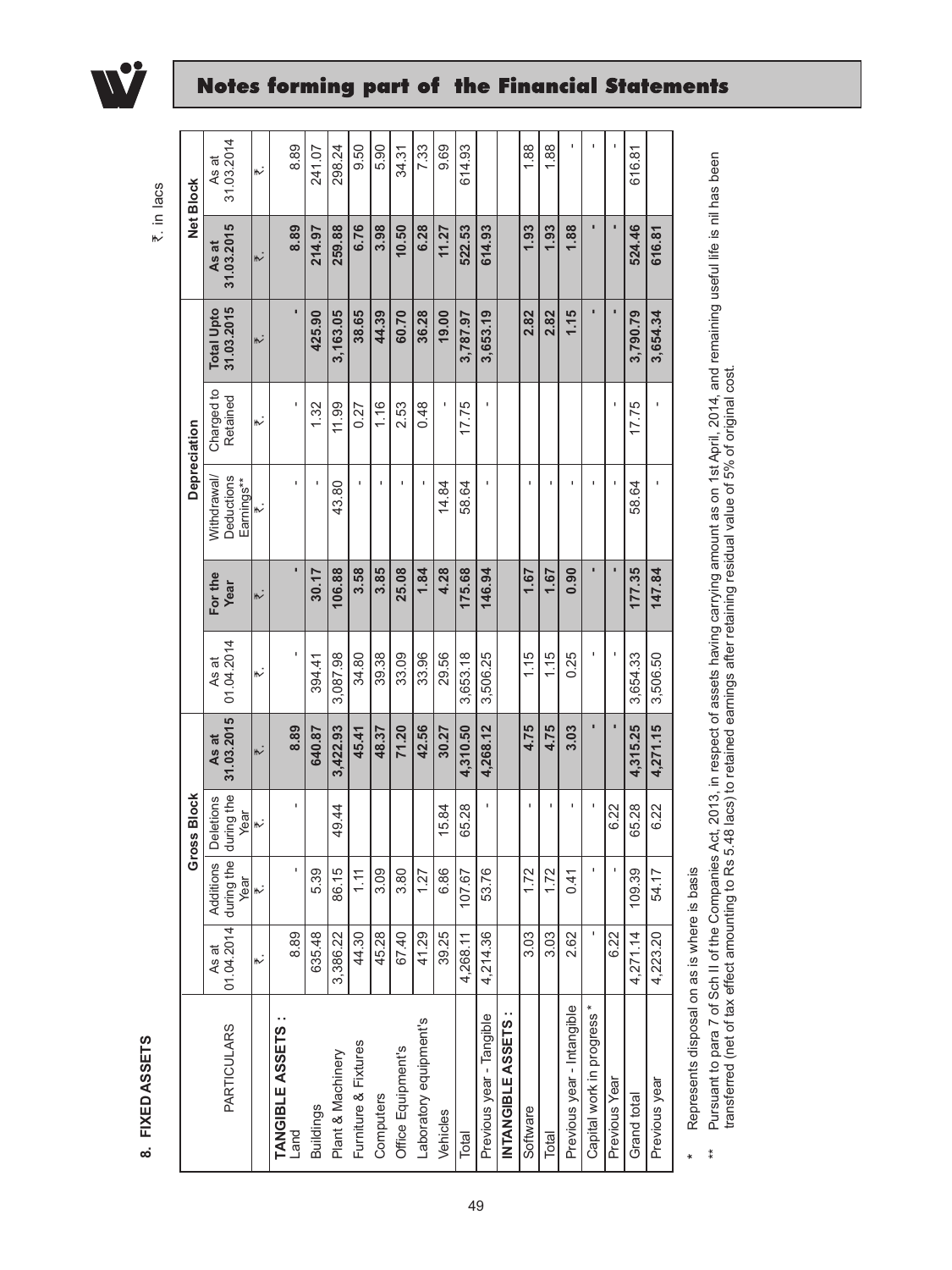## Notes forming part of the Financial Statements

**8. FIXED ASSETS**

₹. in lacs

| PARTICULARS | Gross Block | | | | Depreciation | | | | | Net Block | |
|---|---|---|---|---|---|---|---|---|---|---|---|
| | As at 01.04.2014 | Additions during the Year | Deletions during the Year | As at 31.03.2015 | As at 01.04.2014 | For the Year | Withdrawal/ Deductions Earnings** | Charged to Retained | Total Upto 31.03.2015 | As at 31.03.2015 | As at 31.03.2014 |
| | ₹. | ₹. | ₹. | ₹. | ₹. | ₹. | ₹. | ₹. | ₹. | ₹. | ₹. |
| **TANGIBLE ASSETS :** Land | 8.89 | - | - | 8.89 | - | - | - | - | - | 8.89 | 8.89 |
| Buildings | 635.48 | 5.39 | | 640.87 | 394.41 | 30.17 | - | 1.32 | 425.90 | 214.97 | 241.07 |
| Plant & Machinery | 3,386.22 | 86.15 | 49.44 | 3,422.93 | 3,087.98 | 106.88 | 43.80 | 11.99 | 3,163.05 | 259.88 | 298.24 |
| Furniture & Fixtures | 44.30 | 1.11 | | 45.41 | 34.80 | 3.58 | - | 0.27 | 38.65 | 6.76 | 9.50 |
| Computers | 45.28 | 3.09 | | 48.37 | 39.38 | 3.85 | - | 1.16 | 44.39 | 3.98 | 5.90 |
| Office Equipment's | 67.40 | 3.80 | | 71.20 | 33.09 | 25.08 | - | 2.53 | 60.70 | 10.50 | 34.31 |
| Laboratory equipment's | 41.29 | 1.27 | | 42.56 | 33.96 | 1.84 | - | 0.48 | 36.28 | 6.28 | 7.33 |
| Vehicles | 39.25 | 6.86 | 15.84 | 30.27 | 29.56 | 4.28 | 14.84 | - | 19.00 | 11.27 | 9.69 |
| Total | 4,268.11 | 107.67 | 65.28 | 4,310.50 | 3,653.18 | 175.68 | 58.64 | 17.75 | 3,787.97 | 522.53 | 614.93 |
| Previous year - Tangible | 4,214.36 | 53.76 | - | 4,268.12 | 3,506.25 | 146.94 | - | - | 3,653.19 | 614.93 | |
| **INTANGIBLE ASSETS :** | | | | | | | | | | | |
| Software | 3.03 | 1.72 | - | 4.75 | 1.15 | 1.67 | - | | 2.82 | 1.93 | 1.88 |
| Total | 3.03 | 1.72 | - | 4.75 | 1.15 | 1.67 | - | | 2.82 | 1.93 | 1.88 |
| Previous year - Intangible | 2.62 | 0.41 | - | 3.03 | 0.25 | 0.90 | - | | 1.15 | 1.88 | - |
| Capital work in progress * | - | - | - | - | - | - | - | | - | - | - |
| Previous Year | 6.22 | - | 6.22 | - | - | - | - | - | - | - | - |
| Grand total | 4,271.14 | 109.39 | 65.28 | 4,315.25 | 3,654.33 | 177.35 | 58.64 | 17.75 | 3,790.79 | 524.46 | 616.81 |
| Previous year | 4,223.20 | 54.17 | 6.22 | 4,271.15 | 3,506.50 | 147.84 | - | - | 3,654.34 | 616.81 | |

\* Represents disposal on as is where is basis

\*\* Pursuant to para 7 of Sch II of the Companies Act, 2013, in respect of assets having carrying amount as on 1st April, 2014, and remaining useful life is nil has been transferred (net of tax effect amounting to Rs 5.48 lacs) to retained earnings after retaining residual value of 5% of original cost.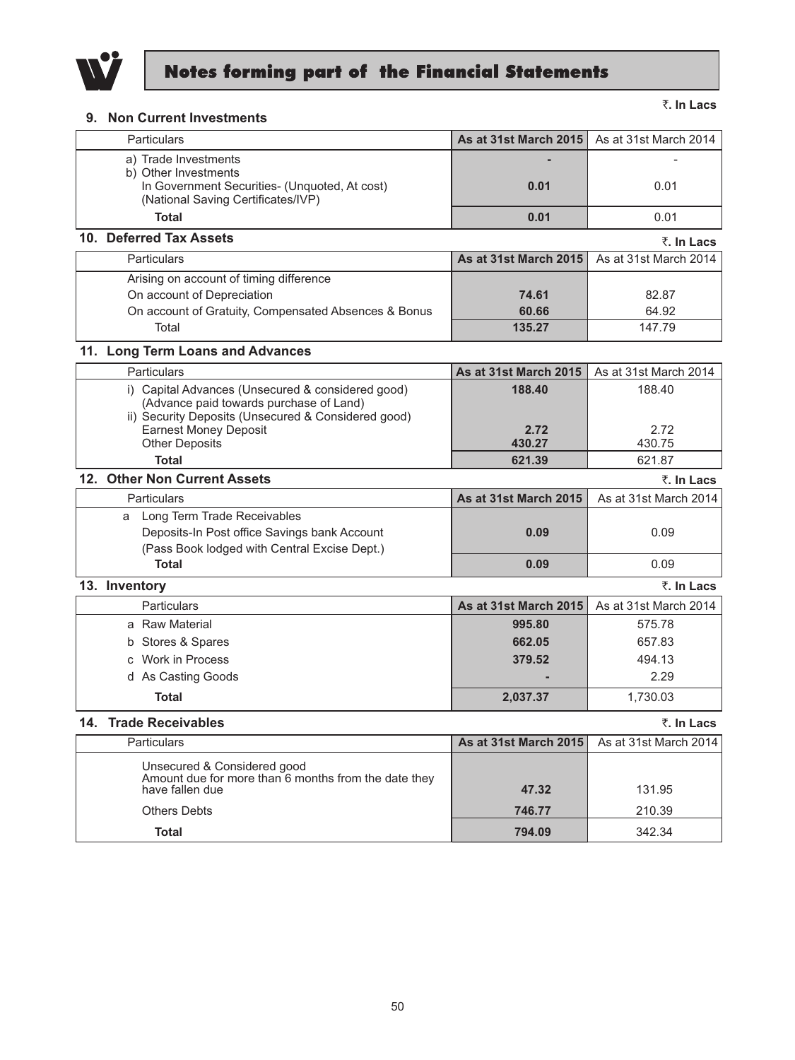# Notes forming part of the Financial Statements

₹. In Lacs

## 9. Non Current Investments

| Particulars | As at 31st March 2015 | As at 31st March 2014 |
|---|---|---|
| a) Trade Investments | - | - |
| b) Other Investments<br>In Government Securities- (Unquoted, At cost)<br>(National Saving Certificates/IVP) | 0.01 | 0.01 |
| **Total** | **0.01** | 0.01 |

## 10. Deferred Tax Assets

₹. In Lacs

| Particulars | As at 31st March 2015 | As at 31st March 2014 |
|---|---|---|
| Arising on account of timing difference | | |
| On account of Depreciation | 74.61 | 82.87 |
| On account of Gratuity, Compensated Absences & Bonus | 60.66 | 64.92 |
| Total | **135.27** | 147.79 |

## 11. Long Term Loans and Advances

| Particulars | As at 31st March 2015 | As at 31st March 2014 |
|---|---|---|
| i) Capital Advances (Unsecured & considered good)<br>(Advance paid towards purchase of Land) | 188.40 | 188.40 |
| ii) Security Deposits (Unsecured & Considered good) | | |
| Earnest Money Deposit | 2.72 | 2.72 |
| Other Deposits | 430.27 | 430.75 |
| **Total** | **621.39** | 621.87 |

## 12. Other Non Current Assets

₹. In Lacs

| Particulars | As at 31st March 2015 | As at 31st March 2014 |
|---|---|---|
| a Long Term Trade Receivables<br>Deposits-In Post office Savings bank Account<br>(Pass Book lodged with Central Excise Dept.) | 0.09 | 0.09 |
| **Total** | **0.09** | 0.09 |

## 13. Inventory

₹. In Lacs

| Particulars | As at 31st March 2015 | As at 31st March 2014 |
|---|---|---|
| a Raw Material | 995.80 | 575.78 |
| b Stores & Spares | 662.05 | 657.83 |
| c Work in Process | 379.52 | 494.13 |
| d As Casting Goods | - | 2.29 |
| **Total** | **2,037.37** | 1,730.03 |

## 14. Trade Receivables

₹. In Lacs

| Particulars | As at 31st March 2015 | As at 31st March 2014 |
|---|---|---|
| Unsecured & Considered good<br>Amount due for more than 6 months from the date they have fallen due | 47.32 | 131.95 |
| Others Debts | 746.77 | 210.39 |
| **Total** | **794.09** | 342.34 |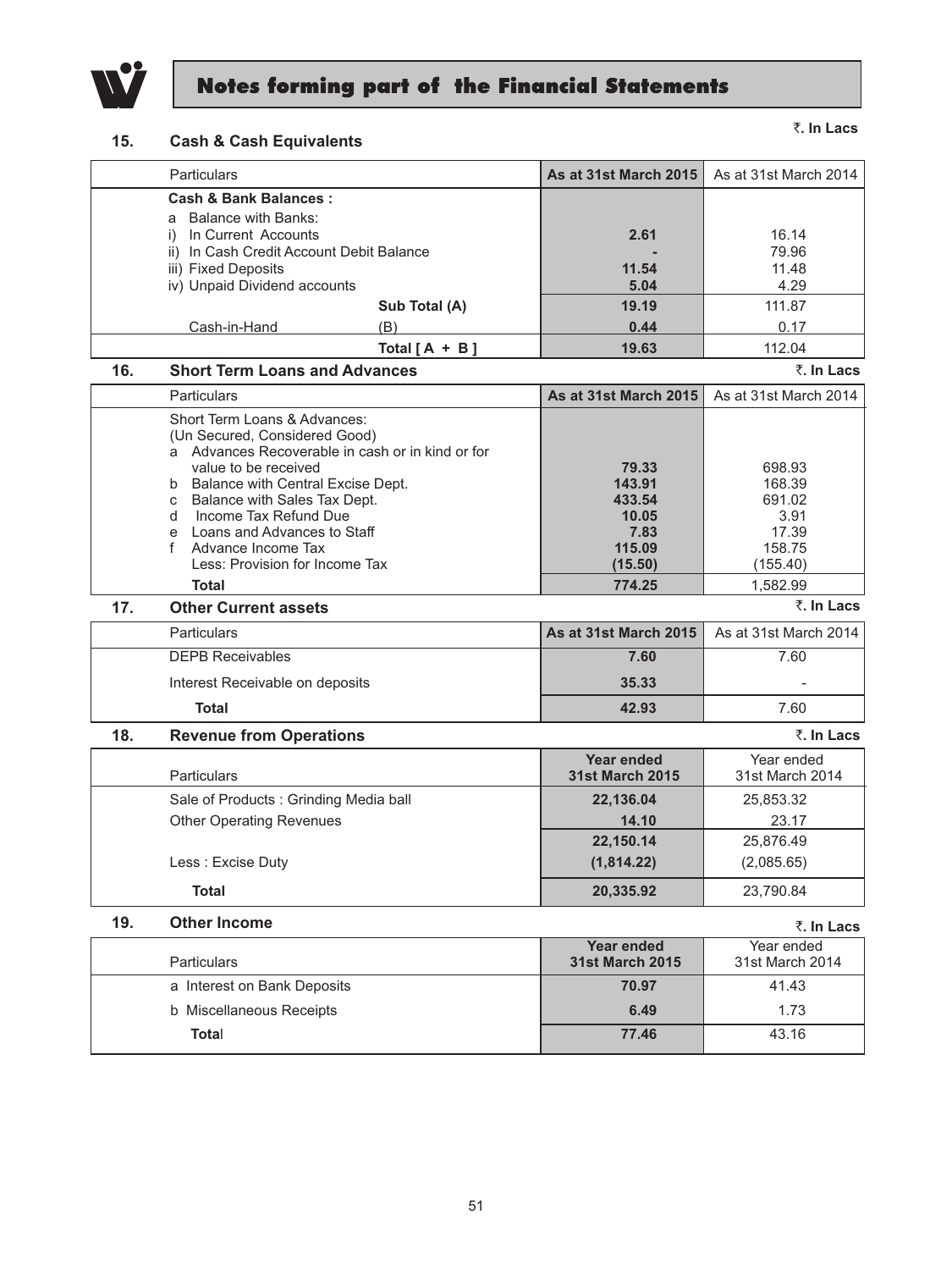# Notes forming part of the Financial Statements

## 15. Cash & Cash Equivalents

₹. In Lacs

| Particulars | | As at 31st March 2015 | As at 31st March 2014 |
|---|---|---|---|
| **Cash & Bank Balances :** | | | |
| a Balance with Banks: | | | |
| i) In Current Accounts | | **2.61** | 16.14 |
| ii) In Cash Credit Account Debit Balance | | **-** | 79.96 |
| iii) Fixed Deposits | | **11.54** | 11.48 |
| iv) Unpaid Dividend accounts | | **5.04** | 4.29 |
| | **Sub Total (A)** | **19.19** | 111.87 |
| Cash-in-Hand | (B) | **0.44** | 0.17 |
| | **Total [ A + B ]** | **19.63** | 112.04 |

## 16. Short Term Loans and Advances

₹. In Lacs

| Particulars | As at 31st March 2015 | As at 31st March 2014 |
|---|---|---|
| Short Term Loans & Advances: | | |
| (Un Secured, Considered Good) | | |
| a Advances Recoverable in cash or in kind or for value to be received | **79.33** | 698.93 |
| b Balance with Central Excise Dept. | **143.91** | 168.39 |
| c Balance with Sales Tax Dept. | **433.54** | 691.02 |
| d Income Tax Refund Due | **10.05** | 3.91 |
| e Loans and Advances to Staff | **7.83** | 17.39 |
| f Advance Income Tax | **115.09** | 158.75 |
| Less: Provision for Income Tax | **(15.50)** | (155.40) |
| **Total** | **774.25** | 1,582.99 |

## 17. Other Current assets

₹. In Lacs

| Particulars | As at 31st March 2015 | As at 31st March 2014 |
|---|---|---|
| DEPB Receivables | **7.60** | 7.60 |
| Interest Receivable on deposits | **35.33** | - |
| **Total** | **42.93** | 7.60 |

## 18. Revenue from Operations

₹. In Lacs

| Particulars | Year ended 31st March 2015 | Year ended 31st March 2014 |
|---|---|---|
| Sale of Products : Grinding Media ball | **22,136.04** | 25,853.32 |
| Other Operating Revenues | **14.10** | 23.17 |
| | **22,150.14** | 25,876.49 |
| Less : Excise Duty | **(1,814.22)** | (2,085.65) |
| **Total** | **20,335.92** | 23,790.84 |

## 19. Other Income

₹. In Lacs

| Particulars | Year ended 31st March 2015 | Year ended 31st March 2014 |
|---|---|---|
| a Interest on Bank Deposits | **70.97** | 41.43 |
| b Miscellaneous Receipts | **6.49** | 1.73 |
| **Total** | **77.46** | 43.16 |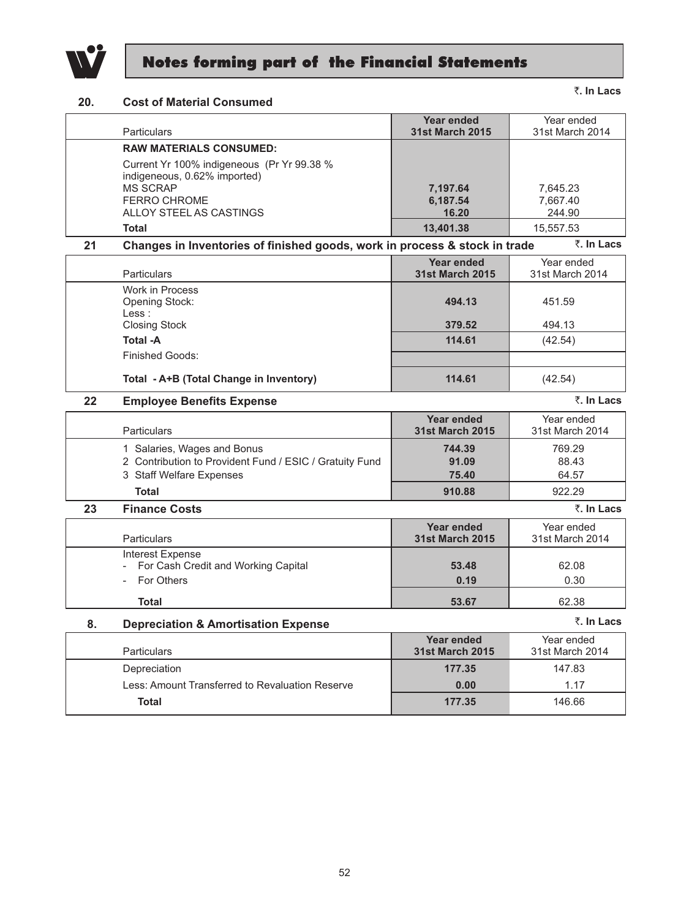## Notes forming part of the Financial Statements

### 20. Cost of Material Consumed

₹. In Lacs

| Particulars | Year ended 31st March 2015 | Year ended 31st March 2014 |
|---|---|---|
| **RAW MATERIALS CONSUMED:** | | |
| Current Yr 100% indigeneous (Pr Yr 99.38 % indigeneous, 0.62% imported) | | |
| MS SCRAP | 7,197.64 | 7,645.23 |
| FERRO CHROME | 6,187.54 | 7,667.40 |
| ALLOY STEEL AS CASTINGS | 16.20 | 244.90 |
| **Total** | 13,401.38 | 15,557.53 |

### 21 Changes in Inventories of finished goods, work in process & stock in trade

₹. In Lacs

| Particulars | Year ended 31st March 2015 | Year ended 31st March 2014 |
|---|---|---|
| Work in Process | | |
| Opening Stock: | 494.13 | 451.59 |
| Less : | | |
| Closing Stock | 379.52 | 494.13 |
| **Total -A** | 114.61 | (42.54) |
| Finished Goods: | | |
| **Total - A+B (Total Change in Inventory)** | 114.61 | (42.54) |

### 22 Employee Benefits Expense

₹. In Lacs

| Particulars | Year ended 31st March 2015 | Year ended 31st March 2014 |
|---|---|---|
| 1 Salaries, Wages and Bonus | 744.39 | 769.29 |
| 2 Contribution to Provident Fund / ESIC / Gratuity Fund | 91.09 | 88.43 |
| 3 Staff Welfare Expenses | 75.40 | 64.57 |
| **Total** | 910.88 | 922.29 |

### 23 Finance Costs

₹. In Lacs

| Particulars | Year ended 31st March 2015 | Year ended 31st March 2014 |
|---|---|---|
| Interest Expense | | |
| - For Cash Credit and Working Capital | 53.48 | 62.08 |
| - For Others | 0.19 | 0.30 |
| **Total** | 53.67 | 62.38 |

### 8. Depreciation & Amortisation Expense

₹. In Lacs

| Particulars | Year ended 31st March 2015 | Year ended 31st March 2014 |
|---|---|---|
| Depreciation | 177.35 | 147.83 |
| Less: Amount Transferred to Revaluation Reserve | 0.00 | 1.17 |
| **Total** | 177.35 | 146.66 |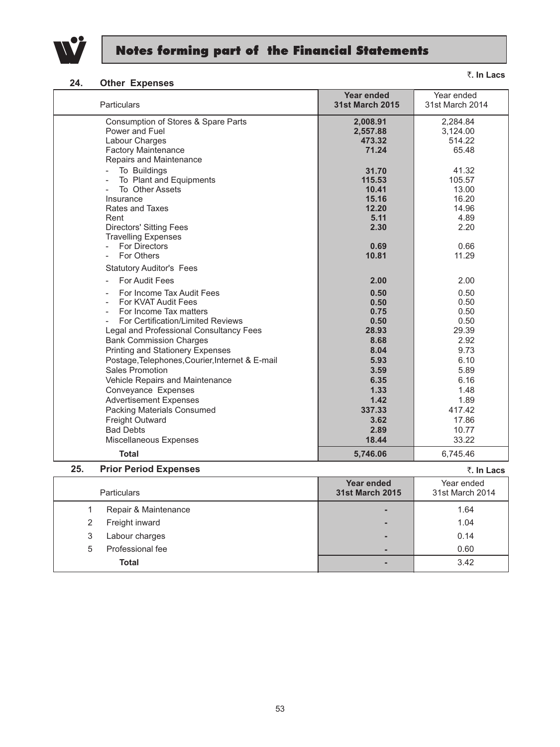# Notes forming part of the Financial Statements

₹. In Lacs

## 24. Other Expenses

| Particulars | Year ended 31st March 2015 | Year ended 31st March 2014 |
|---|---|---|
| Consumption of Stores & Spare Parts | **2,008.91** | 2,284.84 |
| Power and Fuel | **2,557.88** | 3,124.00 |
| Labour Charges | **473.32** | 514.22 |
| Factory Maintenance | **71.24** | 65.48 |
| Repairs and Maintenance | | |
| - To Buildings | **31.70** | 41.32 |
| - To Plant and Equipments | **115.53** | 105.57 |
| - To Other Assets | **10.41** | 13.00 |
| Insurance | **15.16** | 16.20 |
| Rates and Taxes | **12.20** | 14.96 |
| Rent | **5.11** | 4.89 |
| Directors' Sitting Fees | **2.30** | 2.20 |
| Travelling Expenses | | |
| - For Directors | **0.69** | 0.66 |
| - For Others | **10.81** | 11.29 |
| Statutory Auditor's Fees | | |
| - For Audit Fees | **2.00** | 2.00 |
| - For Income Tax Audit Fees | **0.50** | 0.50 |
| - For KVAT Audit Fees | **0.50** | 0.50 |
| - For Income Tax matters | **0.75** | 0.50 |
| - For Certification/Limited Reviews | **0.50** | 0.50 |
| Legal and Professional Consultancy Fees | **28.93** | 29.39 |
| Bank Commission Charges | **8.68** | 2.92 |
| Printing and Stationery Expenses | **8.04** | 9.73 |
| Postage,Telephones,Courier,Internet & E-mail | **5.93** | 6.10 |
| Sales Promotion | **3.59** | 5.89 |
| Vehicle Repairs and Maintenance | **6.35** | 6.16 |
| Conveyance Expenses | **1.33** | 1.48 |
| Advertisement Expenses | **1.42** | 1.89 |
| Packing Materials Consumed | **337.33** | 417.42 |
| Freight Outward | **3.62** | 17.86 |
| Bad Debts | **2.89** | 10.77 |
| Miscellaneous Expenses | **18.44** | 33.22 |
| **Total** | **5,746.06** | 6,745.46 |

## 25. Prior Period Expenses

₹. In Lacs

| | Particulars | Year ended 31st March 2015 | Year ended 31st March 2014 |
|---|---|---|---|
| 1 | Repair & Maintenance | - | 1.64 |
| 2 | Freight inward | - | 1.04 |
| 3 | Labour charges | - | 0.14 |
| 5 | Professional fee | - | 0.60 |
| | **Total** | - | 3.42 |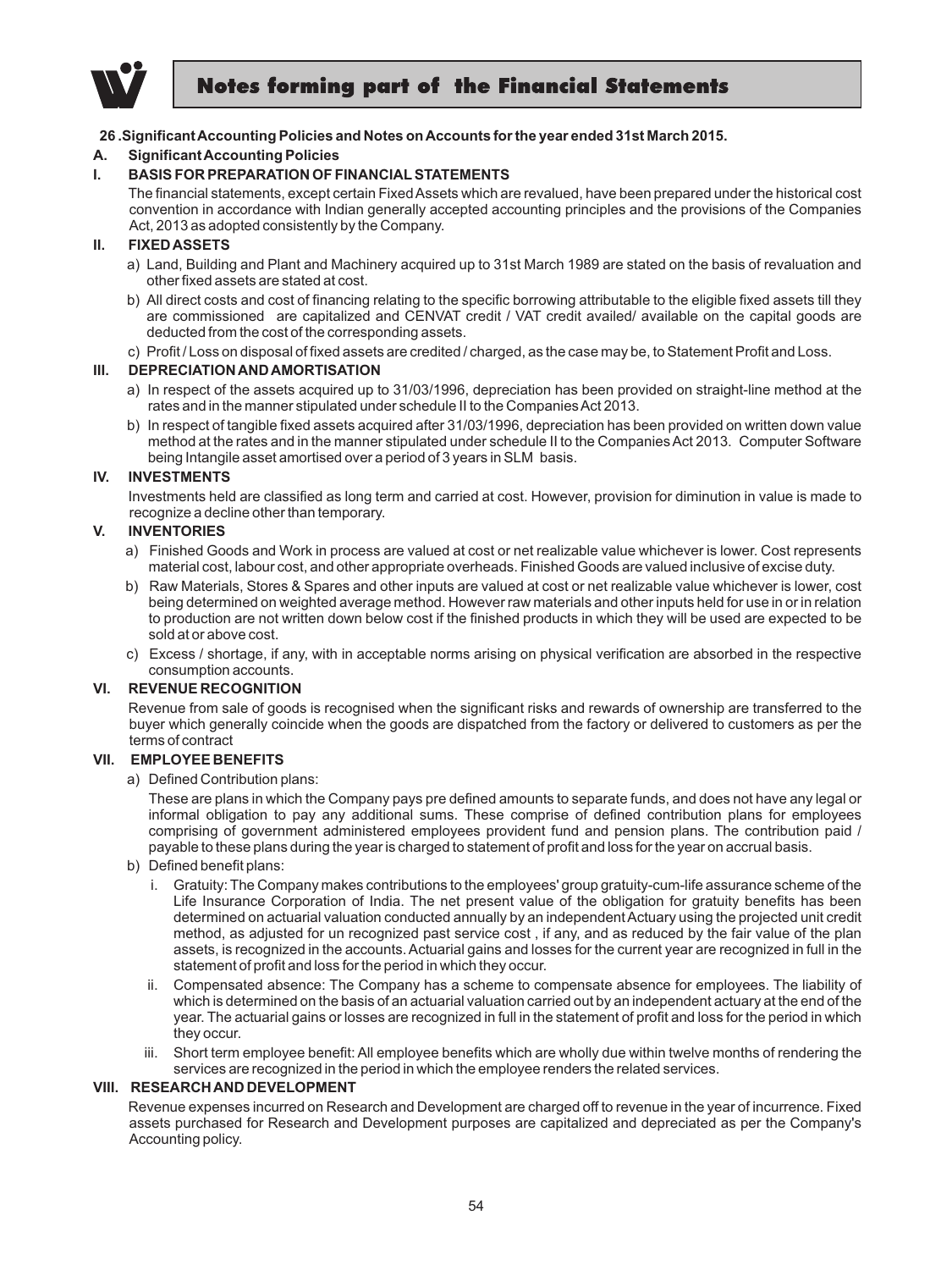# Notes forming part of the Financial Statements

**26 .Significant Accounting Policies and Notes on Accounts for the year ended 31st March 2015.**

## A. Significant Accounting Policies

### I. BASIS FOR PREPARATION OF FINANCIAL STATEMENTS

The financial statements, except certain Fixed Assets which are revalued, have been prepared under the historical cost convention in accordance with Indian generally accepted accounting principles and the provisions of the Companies Act, 2013 as adopted consistently by the Company.

### II. FIXED ASSETS

a) Land, Building and Plant and Machinery acquired up to 31st March 1989 are stated on the basis of revaluation and other fixed assets are stated at cost.

b) All direct costs and cost of financing relating to the specific borrowing attributable to the eligible fixed assets till they are commissioned are capitalized and CENVAT credit / VAT credit availed/ available on the capital goods are deducted from the cost of the corresponding assets.

c) Profit / Loss on disposal of fixed assets are credited / charged, as the case may be, to Statement Profit and Loss.

### III. DEPRECIATION AND AMORTISATION

a) In respect of the assets acquired up to 31/03/1996, depreciation has been provided on straight-line method at the rates and in the manner stipulated under schedule II to the Companies Act 2013.

b) In respect of tangible fixed assets acquired after 31/03/1996, depreciation has been provided on written down value method at the rates and in the manner stipulated under schedule II to the Companies Act 2013. Computer Software being Intangile asset amortised over a period of 3 years in SLM basis.

### IV. INVESTMENTS

Investments held are classified as long term and carried at cost. However, provision for diminution in value is made to recognize a decline other than temporary.

### V. INVENTORIES

a) Finished Goods and Work in process are valued at cost or net realizable value whichever is lower. Cost represents material cost, labour cost, and other appropriate overheads. Finished Goods are valued inclusive of excise duty.

b) Raw Materials, Stores & Spares and other inputs are valued at cost or net realizable value whichever is lower, cost being determined on weighted average method. However raw materials and other inputs held for use in or in relation to production are not written down below cost if the finished products in which they will be used are expected to be sold at or above cost.

c) Excess / shortage, if any, with in acceptable norms arising on physical verification are absorbed in the respective consumption accounts.

### VI. REVENUE RECOGNITION

Revenue from sale of goods is recognised when the significant risks and rewards of ownership are transferred to the buyer which generally coincide when the goods are dispatched from the factory or delivered to customers as per the terms of contract

### VII. EMPLOYEE BENEFITS

a) Defined Contribution plans:

These are plans in which the Company pays pre defined amounts to separate funds, and does not have any legal or informal obligation to pay any additional sums. These comprise of defined contribution plans for employees comprising of government administered employees provident fund and pension plans. The contribution paid / payable to these plans during the year is charged to statement of profit and loss for the year on accrual basis.

b) Defined benefit plans:

i. Gratuity: The Company makes contributions to the employees' group gratuity-cum-life assurance scheme of the Life Insurance Corporation of India. The net present value of the obligation for gratuity benefits has been determined on actuarial valuation conducted annually by an independent Actuary using the projected unit credit method, as adjusted for un recognized past service cost , if any, and as reduced by the fair value of the plan assets, is recognized in the accounts. Actuarial gains and losses for the current year are recognized in full in the statement of profit and loss for the period in which they occur.

ii. Compensated absence: The Company has a scheme to compensate absence for employees. The liability of which is determined on the basis of an actuarial valuation carried out by an independent actuary at the end of the year. The actuarial gains or losses are recognized in full in the statement of profit and loss for the period in which they occur.

iii. Short term employee benefit: All employee benefits which are wholly due within twelve months of rendering the services are recognized in the period in which the employee renders the related services.

### VIII. RESEARCH AND DEVELOPMENT

Revenue expenses incurred on Research and Development are charged off to revenue in the year of incurrence. Fixed assets purchased for Research and Development purposes are capitalized and depreciated as per the Company's Accounting policy.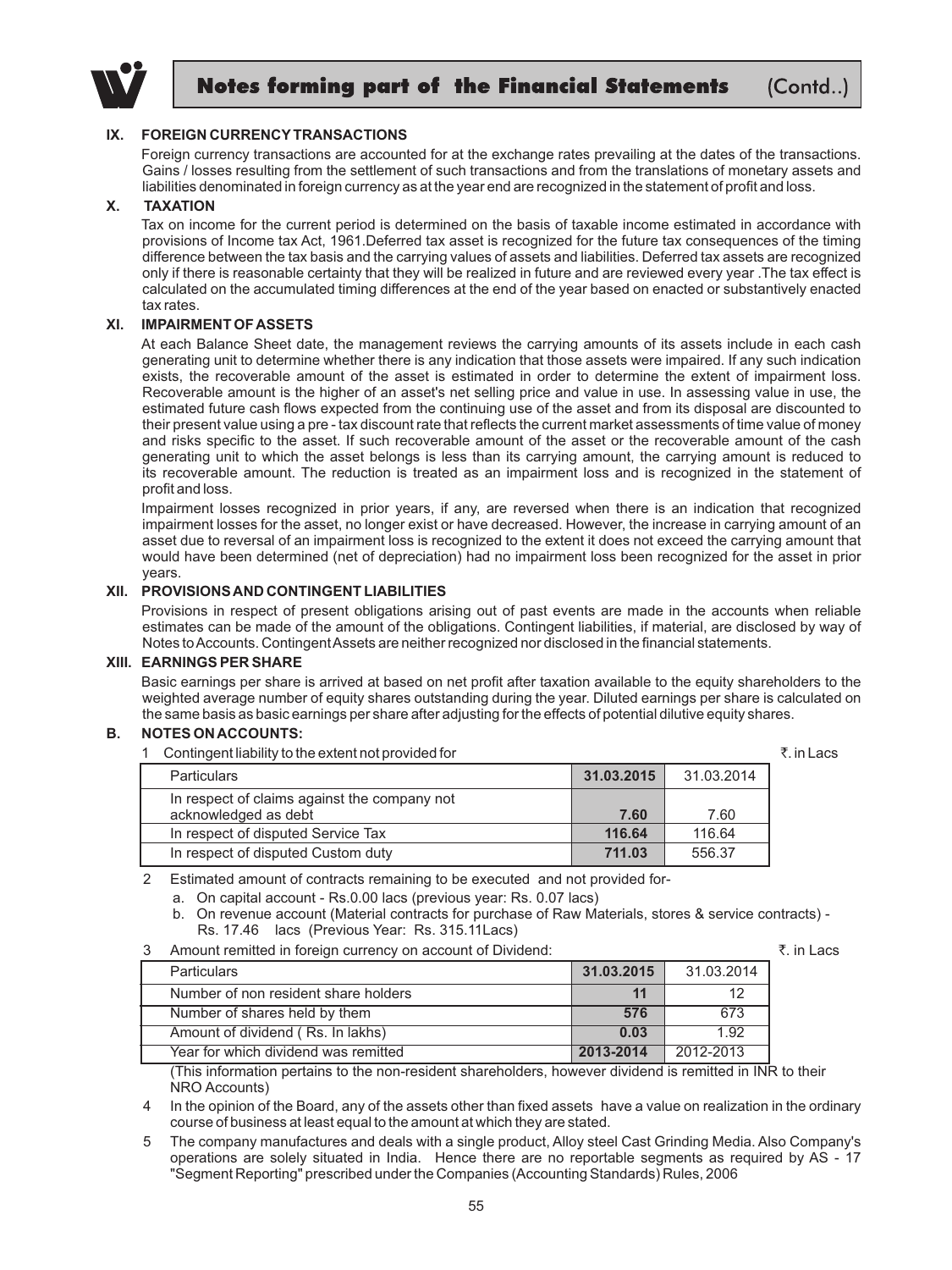## IX. FOREIGN CURRENCY TRANSACTIONS

Foreign currency transactions are accounted for at the exchange rates prevailing at the dates of the transactions. Gains / losses resulting from the settlement of such transactions and from the translations of monetary assets and liabilities denominated in foreign currency as at the year end are recognized in the statement of profit and loss.

## X. TAXATION

Tax on income for the current period is determined on the basis of taxable income estimated in accordance with provisions of Income tax Act, 1961.Deferred tax asset is recognized for the future tax consequences of the timing difference between the tax basis and the carrying values of assets and liabilities. Deferred tax assets are recognized only if there is reasonable certainty that they will be realized in future and are reviewed every year .The tax effect is calculated on the accumulated timing differences at the end of the year based on enacted or substantively enacted tax rates.

## XI. IMPAIRMENT OF ASSETS

At each Balance Sheet date, the management reviews the carrying amounts of its assets include in each cash generating unit to determine whether there is any indication that those assets were impaired. If any such indication exists, the recoverable amount of the asset is estimated in order to determine the extent of impairment loss. Recoverable amount is the higher of an asset's net selling price and value in use. In assessing value in use, the estimated future cash flows expected from the continuing use of the asset and from its disposal are discounted to their present value using a pre - tax discount rate that reflects the current market assessments of time value of money and risks specific to the asset. If such recoverable amount of the asset or the recoverable amount of the cash generating unit to which the asset belongs is less than its carrying amount, the carrying amount is reduced to its recoverable amount. The reduction is treated as an impairment loss and is recognized in the statement of profit and loss.

Impairment losses recognized in prior years, if any, are reversed when there is an indication that recognized impairment losses for the asset, no longer exist or have decreased. However, the increase in carrying amount of an asset due to reversal of an impairment loss is recognized to the extent it does not exceed the carrying amount that would have been determined (net of depreciation) had no impairment loss been recognized for the asset in prior years.

## XII. PROVISIONS AND CONTINGENT LIABILITIES

Provisions in respect of present obligations arising out of past events are made in the accounts when reliable estimates can be made of the amount of the obligations. Contingent liabilities, if material, are disclosed by way of Notes to Accounts. Contingent Assets are neither recognized nor disclosed in the financial statements.

## XIII. EARNINGS PER SHARE

Basic earnings per share is arrived at based on net profit after taxation available to the equity shareholders to the weighted average number of equity shares outstanding during the year. Diluted earnings per share is calculated on the same basis as basic earnings per share after adjusting for the effects of potential dilutive equity shares.

## B. NOTES ON ACCOUNTS:

1 Contingent liability to the extent not provided for — ₹. in Lacs

| Particulars | 31.03.2015 | 31.03.2014 |
|---|---|---|
| In respect of claims against the company not acknowledged as debt | **7.60** | 7.60 |
| In respect of disputed Service Tax | **116.64** | 116.64 |
| In respect of disputed Custom duty | **711.03** | 556.37 |

2 Estimated amount of contracts remaining to be executed and not provided for-

a. On capital account - Rs.0.00 lacs (previous year: Rs. 0.07 lacs)

b. On revenue account (Material contracts for purchase of Raw Materials, stores & service contracts) - Rs. 17.46 lacs (Previous Year: Rs. 315.11Lacs)

3 Amount remitted in foreign currency on account of Dividend: — ₹. in Lacs

| Particulars | 31.03.2015 | 31.03.2014 |
|---|---|---|
| Number of non resident share holders | **11** | 12 |
| Number of shares held by them | **576** | 673 |
| Amount of dividend ( Rs. In lakhs) | **0.03** | 1.92 |
| Year for which dividend was remitted | **2013-2014** | 2012-2013 |

(This information pertains to the non-resident shareholders, however dividend is remitted in INR to their NRO Accounts)

4 In the opinion of the Board, any of the assets other than fixed assets have a value on realization in the ordinary course of business at least equal to the amount at which they are stated.

5 The company manufactures and deals with a single product, Alloy steel Cast Grinding Media. Also Company's operations are solely situated in India. Hence there are no reportable segments as required by AS - 17 "Segment Reporting" prescribed under the Companies (Accounting Standards) Rules, 2006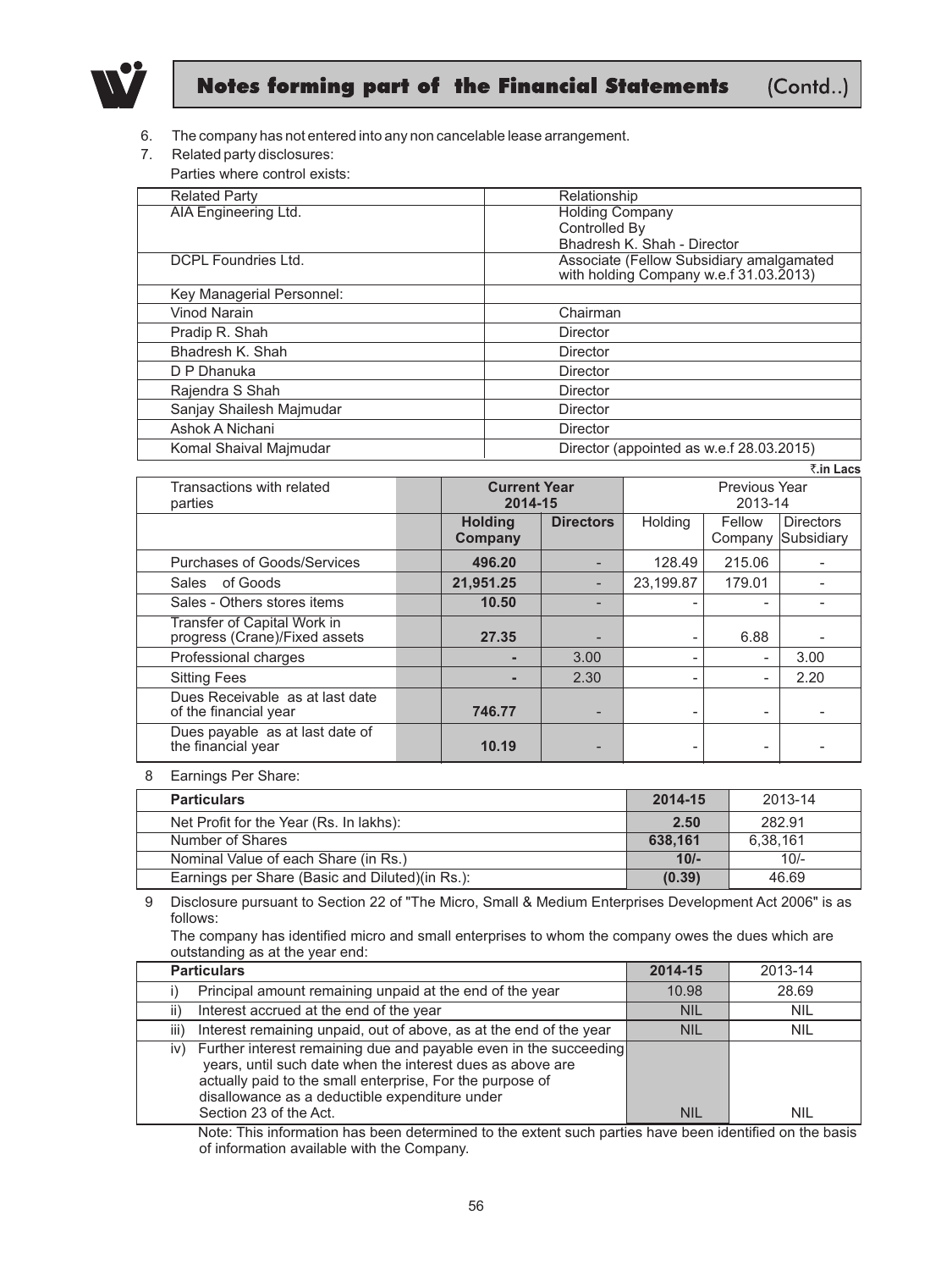## Notes forming part of the Financial Statements (Contd..)

6. The company has not entered into any non cancelable lease arrangement.
7. Related party disclosures:

   Parties where control exists:

| Related Party | Relationship |
|---|---|
| AIA Engineering Ltd. | Holding Company Controlled By Bhadresh K. Shah - Director |
| DCPL Foundries Ltd. | Associate (Fellow Subsidiary amalgamated with holding Company w.e.f 31.03.2013) |
| Key Managerial Personnel: | |
| Vinod Narain | Chairman |
| Pradip R. Shah | Director |
| Bhadresh K. Shah | Director |
| D P Dhanuka | Director |
| Rajendra S Shah | Director |
| Sanjay Shailesh Majmudar | Director |
| Ashok A Nichani | Director |
| Komal Shaival Majmudar | Director (appointed as w.e.f 28.03.2015) |

₹.in Lacs

| Transactions with related parties | Current Year 2014-15 | | Previous Year 2013-14 | | |
|---|---|---|---|---|---|
| | **Holding Company** | **Directors** | Holding | Fellow Company | Directors Subsidiary |
| Purchases of Goods/Services | **496.20** | - | 128.49 | 215.06 | - |
| Sales of Goods | **21,951.25** | - | 23,199.87 | 179.01 | - |
| Sales - Others stores items | **10.50** | - | - | - | - |
| Transfer of Capital Work in progress (Crane)/Fixed assets | **27.35** | - | - | 6.88 | - |
| Professional charges | **-** | 3.00 | - | - | 3.00 |
| Sitting Fees | **-** | 2.30 | - | - | 2.20 |
| Dues Receivable as at last date of the financial year | **746.77** | - | - | - | - |
| Dues payable as at last date of the financial year | **10.19** | - | - | - | - |

8 Earnings Per Share:

| **Particulars** | **2014-15** | 2013-14 |
|---|---|---|
| Net Profit for the Year (Rs. In lakhs): | **2.50** | 282.91 |
| Number of Shares | **638,161** | 6,38,161 |
| Nominal Value of each Share (in Rs.) | **10/-** | 10/- |
| Earnings per Share (Basic and Diluted)(in Rs.): | **(0.39)** | 46.69 |

9 Disclosure pursuant to Section 22 of "The Micro, Small & Medium Enterprises Development Act 2006" is as follows:

The company has identified micro and small enterprises to whom the company owes the dues which are outstanding as at the year end:

| **Particulars** | **2014-15** | 2013-14 |
|---|---|---|
| i) Principal amount remaining unpaid at the end of the year | 10.98 | 28.69 |
| ii) Interest accrued at the end of the year | NIL | NIL |
| iii) Interest remaining unpaid, out of above, as at the end of the year | NIL | NIL |
| iv) Further interest remaining due and payable even in the succeeding years, until such date when the interest dues as above are actually paid to the small enterprise, For the purpose of disallowance as a deductible expenditure under Section 23 of the Act. | NIL | NIL |

Note: This information has been determined to the extent such parties have been identified on the basis of information available with the Company.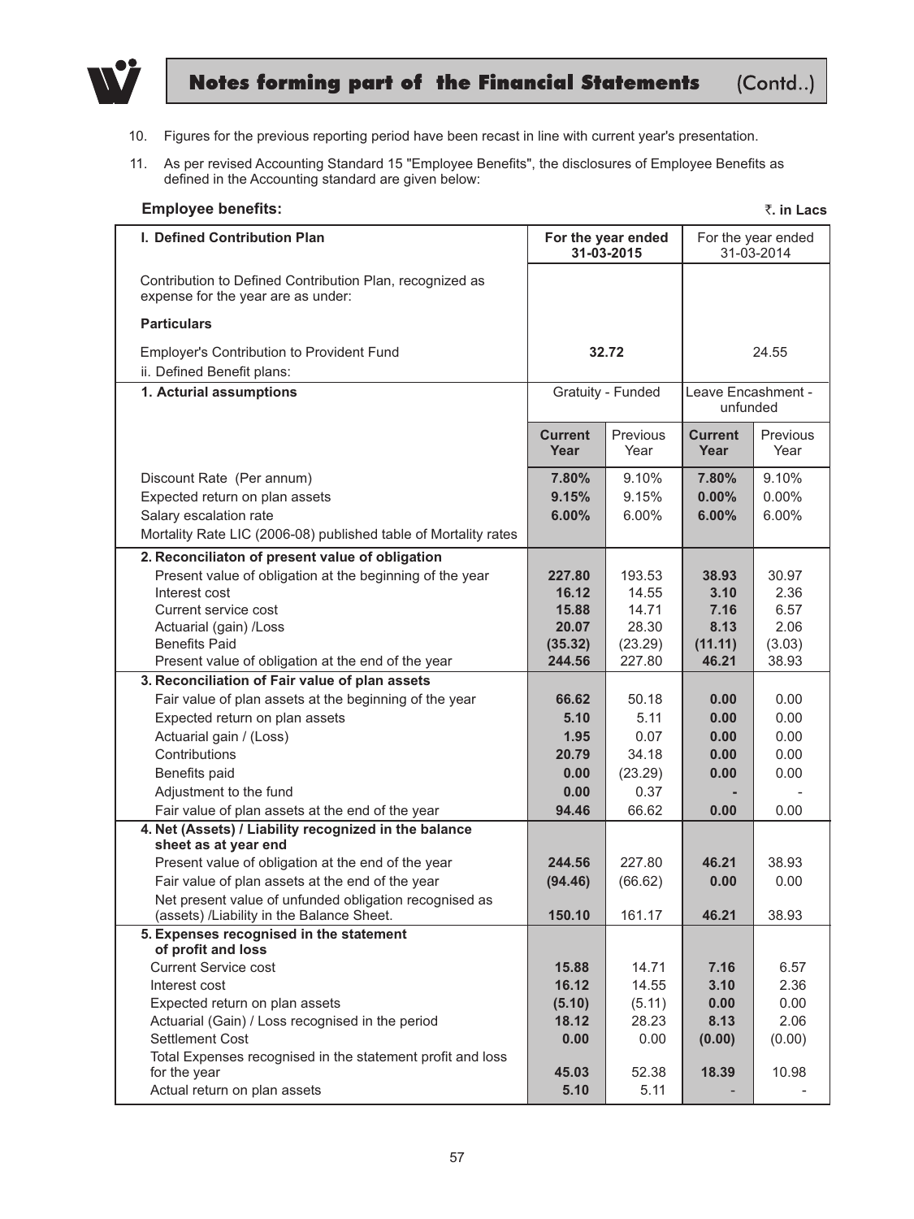10. Figures for the previous reporting period have been recast in line with current year's presentation.

11. As per revised Accounting Standard 15 "Employee Benefits", the disclosures of Employee Benefits as defined in the Accounting standard are given below:

**Employee benefits:** **₹. in Lacs**

| I. Defined Contribution Plan | For the year ended 31-03-2015 | | For the year ended 31-03-2014 | |
|---|---|---|---|---|
| Contribution to Defined Contribution Plan, recognized as expense for the year are as under: | | | | |
| **Particulars** | | | | |
| Employer's Contribution to Provident Fund | **32.72** | | 24.55 | |
| ii. Defined Benefit plans: | | | | |
| **1. Acturial assumptions** | Gratuity - Funded | | Leave Encashment - unfunded | |
| | **Current Year** | Previous Year | **Current Year** | Previous Year |
| Discount Rate (Per annum) | **7.80%** | 9.10% | **7.80%** | 9.10% |
| Expected return on plan assets | **9.15%** | 9.15% | **0.00%** | 0.00% |
| Salary escalation rate | **6.00%** | 6.00% | **6.00%** | 6.00% |
| Mortality Rate LIC (2006-08) published table of Mortality rates | | | | |
| **2. Reconciliaton of present value of obligation** | | | | |
| Present value of obligation at the beginning of the year | **227.80** | 193.53 | **38.93** | 30.97 |
| Interest cost | **16.12** | 14.55 | **3.10** | 2.36 |
| Current service cost | **15.88** | 14.71 | **7.16** | 6.57 |
| Actuarial (gain) /Loss | **20.07** | 28.30 | **8.13** | 2.06 |
| Benefits Paid | **(35.32)** | (23.29) | **(11.11)** | (3.03) |
| Present value of obligation at the end of the year | **244.56** | 227.80 | **46.21** | 38.93 |
| **3. Reconciliation of Fair value of plan assets** | | | | |
| Fair value of plan assets at the beginning of the year | **66.62** | 50.18 | **0.00** | 0.00 |
| Expected return on plan assets | **5.10** | 5.11 | **0.00** | 0.00 |
| Actuarial gain / (Loss) | **1.95** | 0.07 | **0.00** | 0.00 |
| Contributions | **20.79** | 34.18 | **0.00** | 0.00 |
| Benefits paid | **0.00** | (23.29) | **0.00** | 0.00 |
| Adjustment to the fund | **0.00** | 0.37 | **-** | - |
| Fair value of plan assets at the end of the year | **94.46** | 66.62 | **0.00** | 0.00 |
| **4. Net (Assets) / Liability recognized in the balance sheet as at year end** | | | | |
| Present value of obligation at the end of the year | **244.56** | 227.80 | **46.21** | 38.93 |
| Fair value of plan assets at the end of the year | **(94.46)** | (66.62) | **0.00** | 0.00 |
| Net present value of unfunded obligation recognised as (assets) /Liability in the Balance Sheet. | **150.10** | 161.17 | **46.21** | 38.93 |
| **5. Expenses recognised in the statement of profit and loss** | | | | |
| Current Service cost | **15.88** | 14.71 | **7.16** | 6.57 |
| Interest cost | **16.12** | 14.55 | **3.10** | 2.36 |
| Expected return on plan assets | **(5.10)** | (5.11) | **0.00** | 0.00 |
| Actuarial (Gain) / Loss recognised in the period | **18.12** | 28.23 | **8.13** | 2.06 |
| Settlement Cost | **0.00** | 0.00 | **(0.00)** | (0.00) |
| Total Expenses recognised in the statement profit and loss for the year | **45.03** | 52.38 | **18.39** | 10.98 |
| Actual return on plan assets | **5.10** | 5.11 | **-** | - |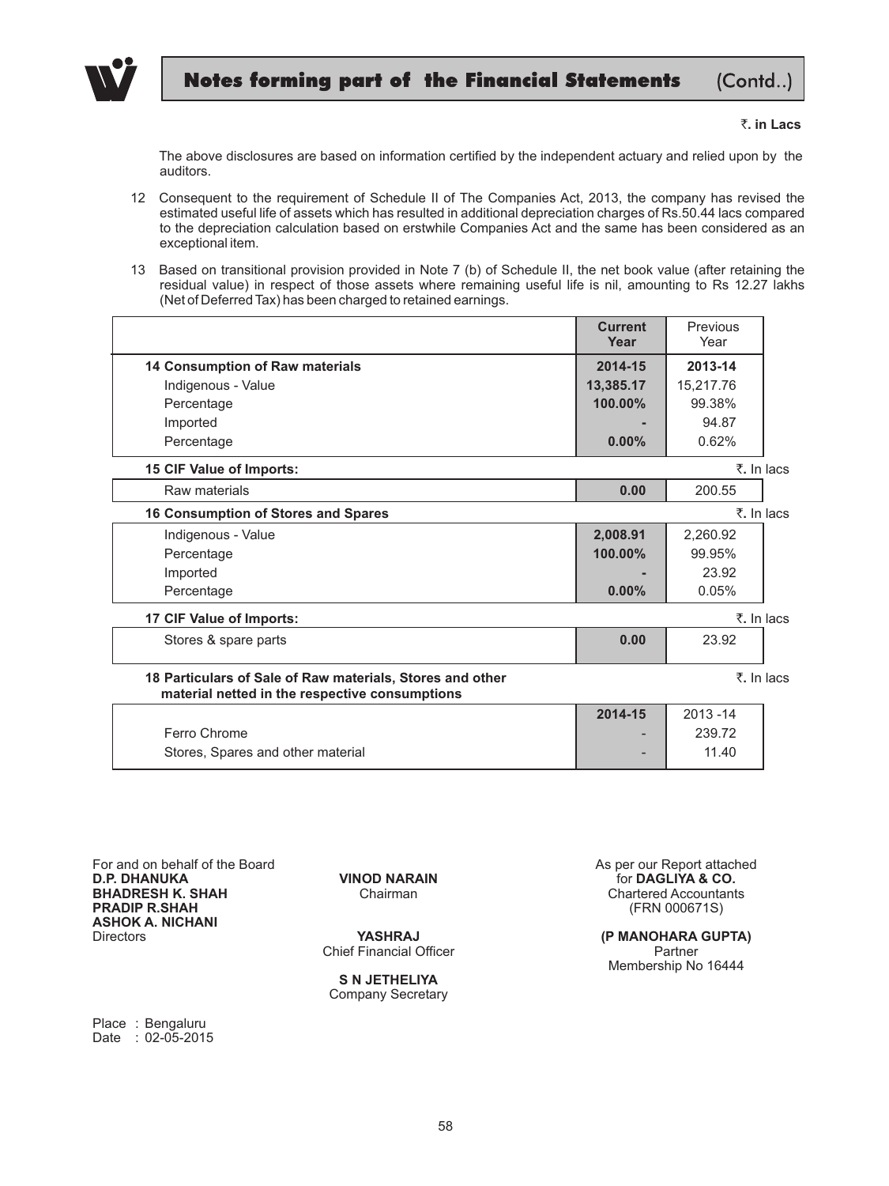₹. in Lacs

The above disclosures are based on information certified by the independent actuary and relied upon by the auditors.

12 Consequent to the requirement of Schedule II of The Companies Act, 2013, the company has revised the estimated useful life of assets which has resulted in additional depreciation charges of Rs.50.44 lacs compared to the depreciation calculation based on erstwhile Companies Act and the same has been considered as an exceptional item.

13 Based on transitional provision provided in Note 7 (b) of Schedule II, the net book value (after retaining the residual value) in respect of those assets where remaining useful life is nil, amounting to Rs 12.27 lakhs (Net of Deferred Tax) has been charged to retained earnings.

| | **Current Year** | Previous Year |
|---|---|---|
| **14 Consumption of Raw materials** | **2014-15** | **2013-14** |
| Indigenous - Value | **13,385.17** | 15,217.76 |
| Percentage | **100.00%** | 99.38% |
| Imported | **-** | 94.87 |
| Percentage | **0.00%** | 0.62% |

**15 CIF Value of Imports:** ₹. In lacs

| | | |
|---|---|---|
| Raw materials | **0.00** | 200.55 |

**16 Consumption of Stores and Spares** ₹. In lacs

| | | |
|---|---|---|
| Indigenous - Value | **2,008.91** | 2,260.92 |
| Percentage | **100.00%** | 99.95% |
| Imported | **-** | 23.92 |
| Percentage | **0.00%** | 0.05% |

**17 CIF Value of Imports:** ₹. In lacs

| | | |
|---|---|---|
| Stores & spare parts | **0.00** | 23.92 |

**18 Particulars of Sale of Raw materials, Stores and other material netted in the respective consumptions** ₹. In lacs

| | **2014-15** | 2013 -14 |
|---|---|---|
| Ferro Chrome | - | 239.72 |
| Stores, Spares and other material | - | 11.40 |

For and on behalf of the Board
**D.P. DHANUKA**
**BHADRESH K. SHAH**
**PRADIP R.SHAH**
**ASHOK A. NICHANI**
Directors

**VINOD NARAIN**
Chairman

**YASHRAJ**
Chief Financial Officer

**S N JETHELIYA**
Company Secretary

As per our Report attached
for **DAGLIYA & CO.**
Chartered Accountants
(FRN 000671S)

**(P MANOHARA GUPTA)**
Partner
Membership No 16444

Place : Bengaluru
Date : 02-05-2015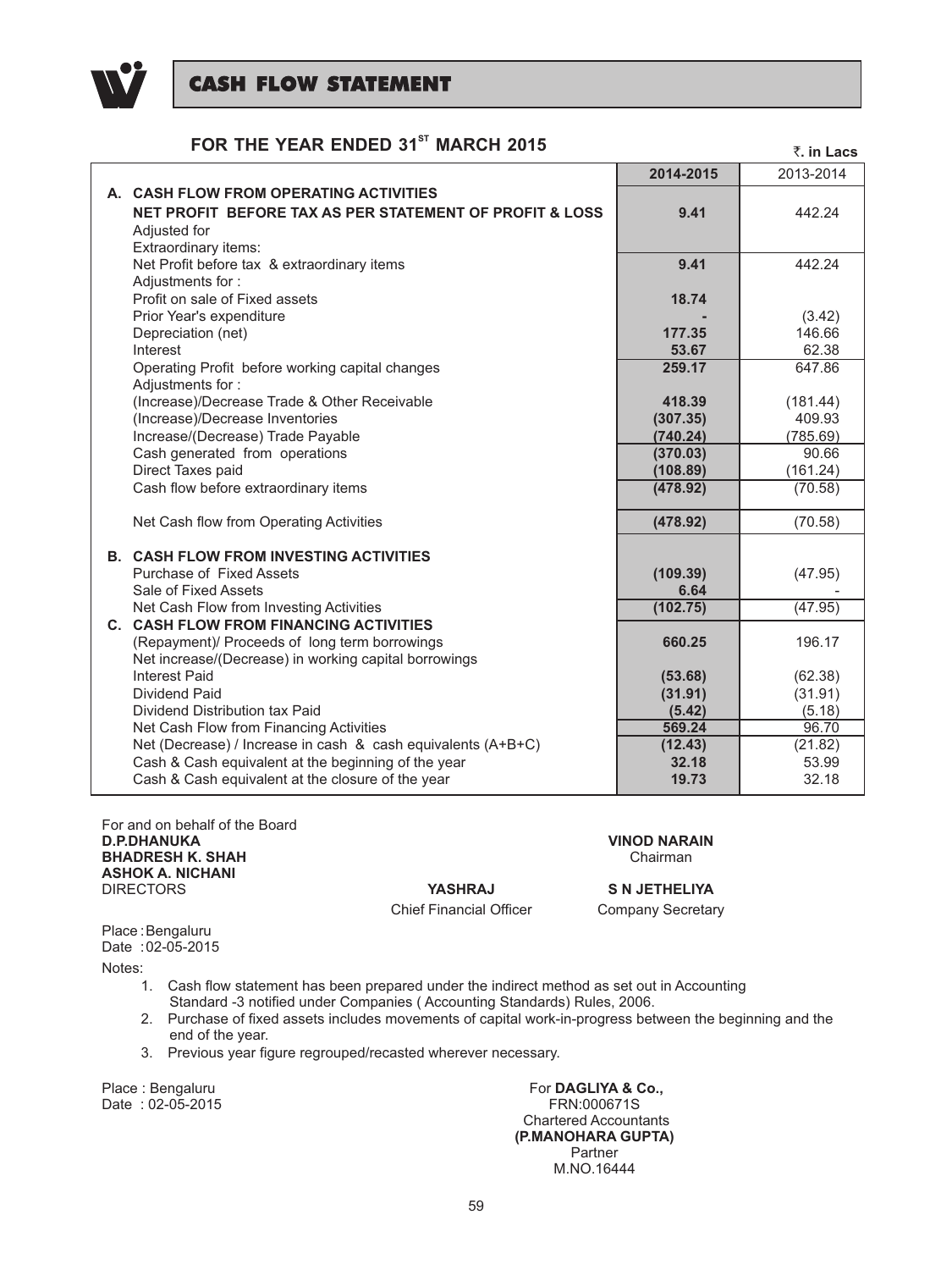# CASH FLOW STATEMENT

## FOR THE YEAR ENDED 31ST MARCH 2015

₹. in Lacs

| | 2014-2015 | 2013-2014 |
|---|---|---|
| **A. CASH FLOW FROM OPERATING ACTIVITIES** | | |
| **NET PROFIT BEFORE TAX AS PER STATEMENT OF PROFIT & LOSS** | **9.41** | 442.24 |
| Adjusted for | | |
| Extraordinary items: | | |
| Net Profit before tax & extraordinary items | **9.41** | 442.24 |
| Adjustments for : | | |
| Profit on sale of Fixed assets | **18.74** | |
| Prior Year's expenditure | **-** | (3.42) |
| Depreciation (net) | **177.35** | 146.66 |
| Interest | **53.67** | 62.38 |
| Operating Profit before working capital changes | **259.17** | 647.86 |
| Adjustments for : | | |
| (Increase)/Decrease Trade & Other Receivable | **418.39** | (181.44) |
| (Increase)/Decrease Inventories | **(307.35)** | 409.93 |
| Increase/(Decrease) Trade Payable | **(740.24)** | (785.69) |
| Cash generated from operations | **(370.03)** | 90.66 |
| Direct Taxes paid | **(108.89)** | (161.24) |
| Cash flow before extraordinary items | **(478.92)** | (70.58) |
| Net Cash flow from Operating Activities | **(478.92)** | (70.58) |
| **B. CASH FLOW FROM INVESTING ACTIVITIES** | | |
| Purchase of Fixed Assets | **(109.39)** | (47.95) |
| Sale of Fixed Assets | **6.64** | - |
| Net Cash Flow from Investing Activities | **(102.75)** | (47.95) |
| **C. CASH FLOW FROM FINANCING ACTIVITIES** | | |
| (Repayment)/ Proceeds of long term borrowings | **660.25** | 196.17 |
| Net increase/(Decrease) in working capital borrowings | | |
| Interest Paid | **(53.68)** | (62.38) |
| Dividend Paid | **(31.91)** | (31.91) |
| Dividend Distribution tax Paid | **(5.42)** | (5.18) |
| Net Cash Flow from Financing Activities | **569.24** | 96.70 |
| Net (Decrease) / Increase in cash & cash equivalents (A+B+C) | **(12.43)** | (21.82) |
| Cash & Cash equivalent at the beginning of the year | **32.18** | 53.99 |
| Cash & Cash equivalent at the closure of the year | **19.73** | 32.18 |

For and on behalf of the Board

**D.P.DHANUKA**
**BHADRESH K. SHAH**
**ASHOK A. NICHANI**
DIRECTORS

**VINOD NARAIN**
Chairman

**YASHRAJ**
Chief Financial Officer

**S N JETHELIYA**
Company Secretary

Place : Bengaluru
Date : 02-05-2015

Notes:

1. Cash flow statement has been prepared under the indirect method as set out in Accounting Standard -3 notified under Companies ( Accounting Standards) Rules, 2006.
2. Purchase of fixed assets includes movements of capital work-in-progress between the beginning and the end of the year.
3. Previous year figure regrouped/recasted wherever necessary.

Place : Bengaluru
Date : 02-05-2015

For **DAGLIYA & Co.,**
FRN:000671S
Chartered Accountants
**(P.MANOHARA GUPTA)**
Partner
M.NO.16444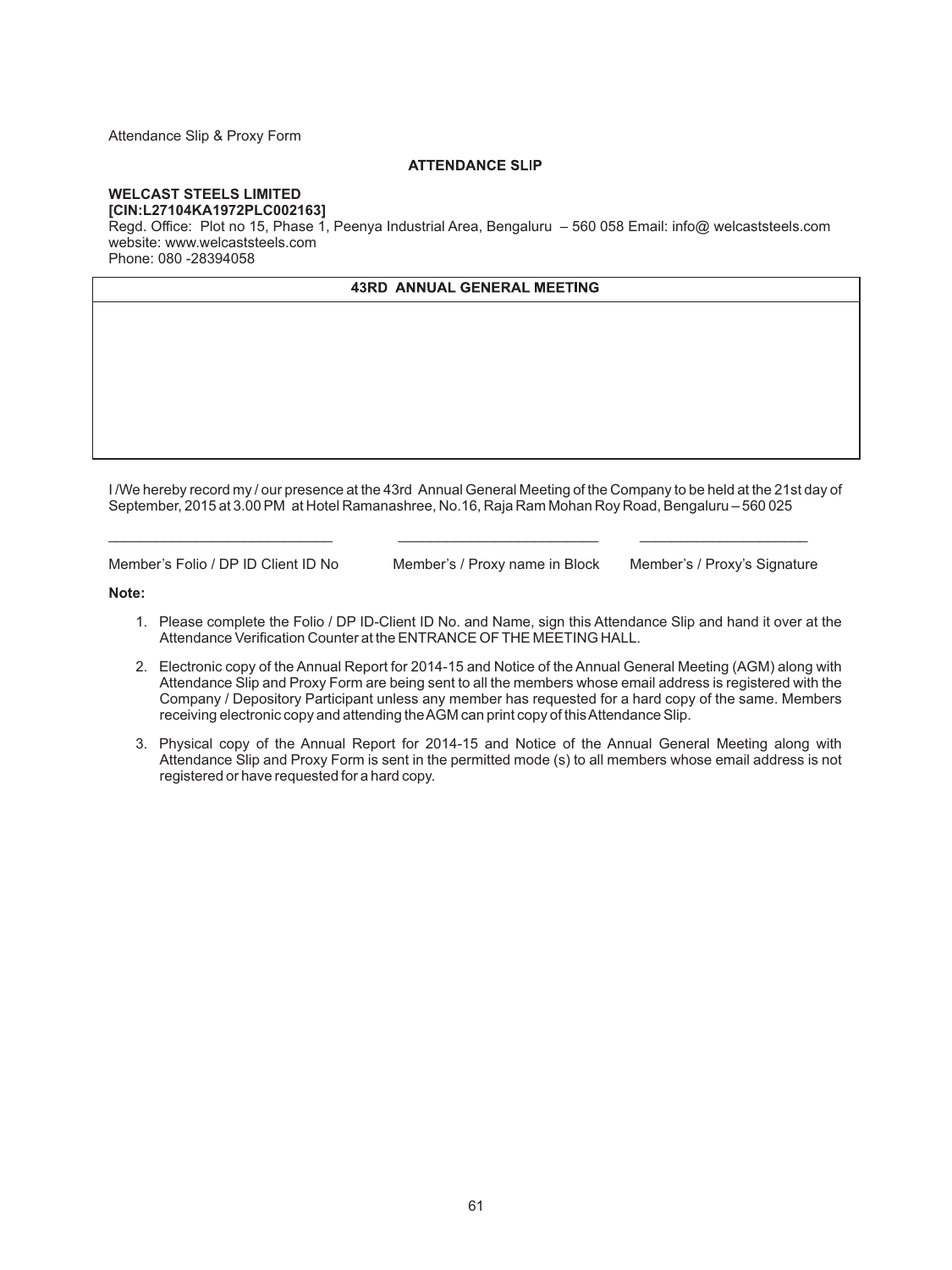Attendance Slip & Proxy Form

## ATTENDANCE SLIP

**WELCAST STEELS LIMITED**
**[CIN:L27104KA1972PLC002163]**
Regd. Office: Plot no 15, Phase 1, Peenya Industrial Area, Bengaluru – 560 058 Email: info@ welcaststeels.com
website: www.welcaststeels.com
Phone: 080 -28394058

| 43RD ANNUAL GENERAL MEETING |
|---|
| |

I /We hereby record my / our presence at the 43rd Annual General Meeting of the Company to be held at the 21st day of September, 2015 at 3.00 PM at Hotel Ramanashree, No.16, Raja Ram Mohan Roy Road, Bengaluru – 560 025

| ____________________________ | ____________________________ | ____________________________ |
|---|---|---|
| Member's Folio / DP ID Client ID No | Member's / Proxy name in Block | Member's / Proxy's Signature |

**Note:**

1. Please complete the Folio / DP ID-Client ID No. and Name, sign this Attendance Slip and hand it over at the Attendance Verification Counter at the ENTRANCE OF THE MEETING HALL.
2. Electronic copy of the Annual Report for 2014-15 and Notice of the Annual General Meeting (AGM) along with Attendance Slip and Proxy Form are being sent to all the members whose email address is registered with the Company / Depository Participant unless any member has requested for a hard copy of the same. Members receiving electronic copy and attending the AGM can print copy of this Attendance Slip.
3. Physical copy of the Annual Report for 2014-15 and Notice of the Annual General Meeting along with Attendance Slip and Proxy Form is sent in the permitted mode (s) to all members whose email address is not registered or have requested for a hard copy.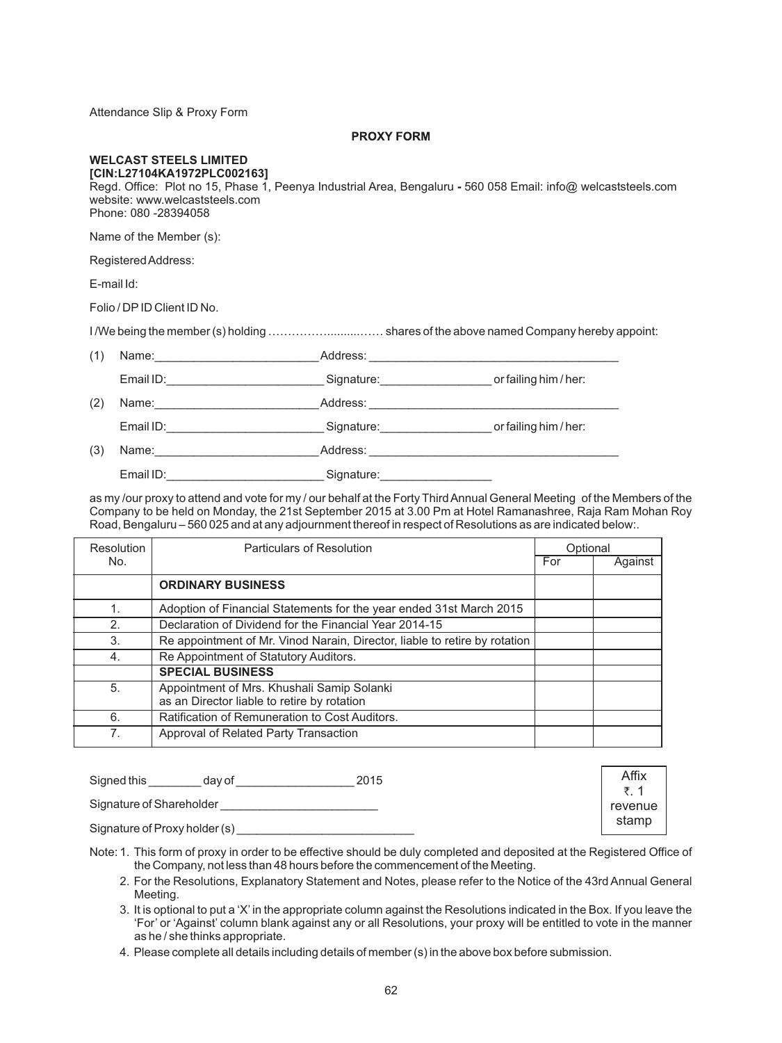Attendance Slip & Proxy Form

## PROXY FORM

**WELCAST STEELS LIMITED**
**[CIN:L27104KA1972PLC002163]**
Regd. Office: Plot no 15, Phase 1, Peenya Industrial Area, Bengaluru - 560 058 Email: info@ welcaststeels.com
website: www.welcaststeels.com
Phone: 080 -28394058

Name of the Member (s):

Registered Address:

E-mail Id:

Folio / DP ID Client ID No.

I /We being the member (s) holding ……………..........…… shares of the above named Company hereby appoint:

(1) Name:________________________ Address: ______________________________________

Email ID:________________________ Signature:________________ or failing him / her:

(2) Name:________________________ Address: ______________________________________

Email ID:________________________ Signature:________________ or failing him / her:

(3) Name:________________________ Address: ______________________________________

Email ID:________________________ Signature:________________

as my /our proxy to attend and vote for my / our behalf at the Forty Third Annual General Meeting of the Members of the Company to be held on Monday, the 21st September 2015 at 3.00 Pm at Hotel Ramanashree, Raja Ram Mohan Roy Road, Bengaluru – 560 025 and at any adjournment thereof in respect of Resolutions as are indicated below:.

| Resolution No. | Particulars of Resolution | Optional | |
|---|---|---|---|
| | | For | Against |
| | **ORDINARY BUSINESS** | | |
| 1. | Adoption of Financial Statements for the year ended 31st March 2015 | | |
| 2. | Declaration of Dividend for the Financial Year 2014-15 | | |
| 3. | Re appointment of Mr. Vinod Narain, Director, liable to retire by rotation | | |
| 4. | Re Appointment of Statutory Auditors. | | |
| | **SPECIAL BUSINESS** | | |
| 5. | Appointment of Mrs. Khushali Samip Solanki as an Director liable to retire by rotation | | |
| 6. | Ratification of Remuneration to Cost Auditors. | | |
| 7. | Approval of Related Party Transaction | | |

Signed this ________ day of _________________ 2015

Signature of Shareholder ________________________

Signature of Proxy holder (s) ___________________________

Affix ₹. 1 revenue stamp

Note: 1. This form of proxy in order to be effective should be duly completed and deposited at the Registered Office of the Company, not less than 48 hours before the commencement of the Meeting.

2. For the Resolutions, Explanatory Statement and Notes, please refer to the Notice of the 43rd Annual General Meeting.

3. It is optional to put a 'X' in the appropriate column against the Resolutions indicated in the Box. If you leave the 'For' or 'Against' column blank against any or all Resolutions, your proxy will be entitled to vote in the manner as he / she thinks appropriate.

4. Please complete all details including details of member (s) in the above box before submission.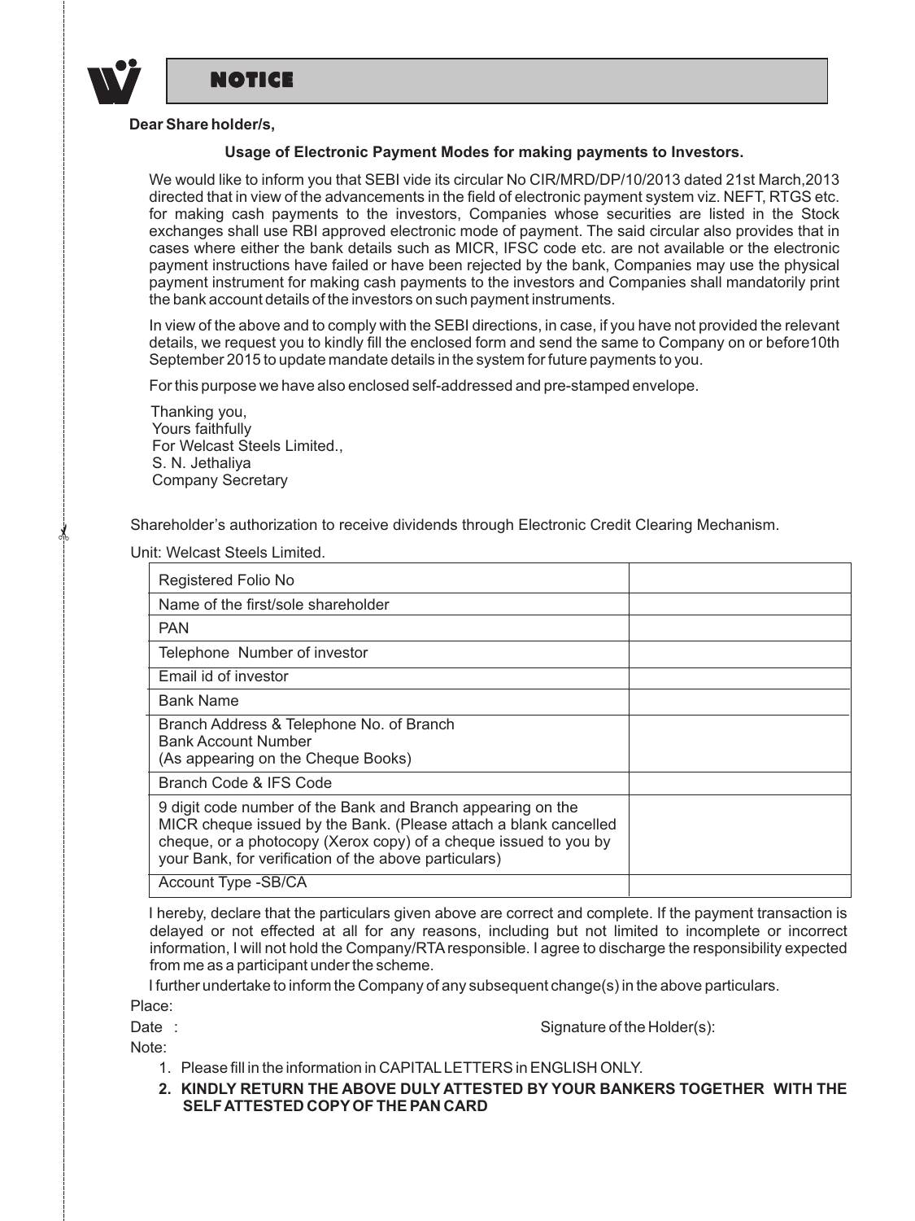# NOTICE

**Dear Share holder/s,**

**Usage of Electronic Payment Modes for making payments to Investors.**

We would like to inform you that SEBI vide its circular No CIR/MRD/DP/10/2013 dated 21st March,2013 directed that in view of the advancements in the field of electronic payment system viz. NEFT, RTGS etc. for making cash payments to the investors, Companies whose securities are listed in the Stock exchanges shall use RBI approved electronic mode of payment. The said circular also provides that in cases where either the bank details such as MICR, IFSC code etc. are not available or the electronic payment instructions have failed or have been rejected by the bank, Companies may use the physical payment instrument for making cash payments to the investors and Companies shall mandatorily print the bank account details of the investors on such payment instruments.

In view of the above and to comply with the SEBI directions, in case, if you have not provided the relevant details, we request you to kindly fill the enclosed form and send the same to Company on or before10th September 2015 to update mandate details in the system for future payments to you.

For this purpose we have also enclosed self-addressed and pre-stamped envelope.

Thanking you,
Yours faithfully
For Welcast Steels Limited.,
S. N. Jethaliya
Company Secretary

Shareholder's authorization to receive dividends through Electronic Credit Clearing Mechanism.

Unit: Welcast Steels Limited.

| | |
|---|---|
| Registered Folio No | |
| Name of the first/sole shareholder | |
| PAN | |
| Telephone Number of investor | |
| Email id of investor | |
| Bank Name | |
| Branch Address & Telephone No. of Branch<br>Bank Account Number<br>(As appearing on the Cheque Books) | |
| Branch Code & IFS Code | |
| 9 digit code number of the Bank and Branch appearing on the MICR cheque issued by the Bank. (Please attach a blank cancelled cheque, or a photocopy (Xerox copy) of a cheque issued to you by your Bank, for verification of the above particulars) | |
| Account Type -SB/CA | |

I hereby, declare that the particulars given above are correct and complete. If the payment transaction is delayed or not effected at all for any reasons, including but not limited to incomplete or incorrect information, I will not hold the Company/RTA responsible. I agree to discharge the responsibility expected from me as a participant under the scheme.

I further undertake to inform the Company of any subsequent change(s) in the above particulars.

Place:

Date :

Signature of the Holder(s):

Note:

1. Please fill in the information in CAPITAL LETTERS in ENGLISH ONLY.
2. **KINDLY RETURN THE ABOVE DULY ATTESTED BY YOUR BANKERS TOGETHER WITH THE SELF ATTESTED COPY OF THE PAN CARD**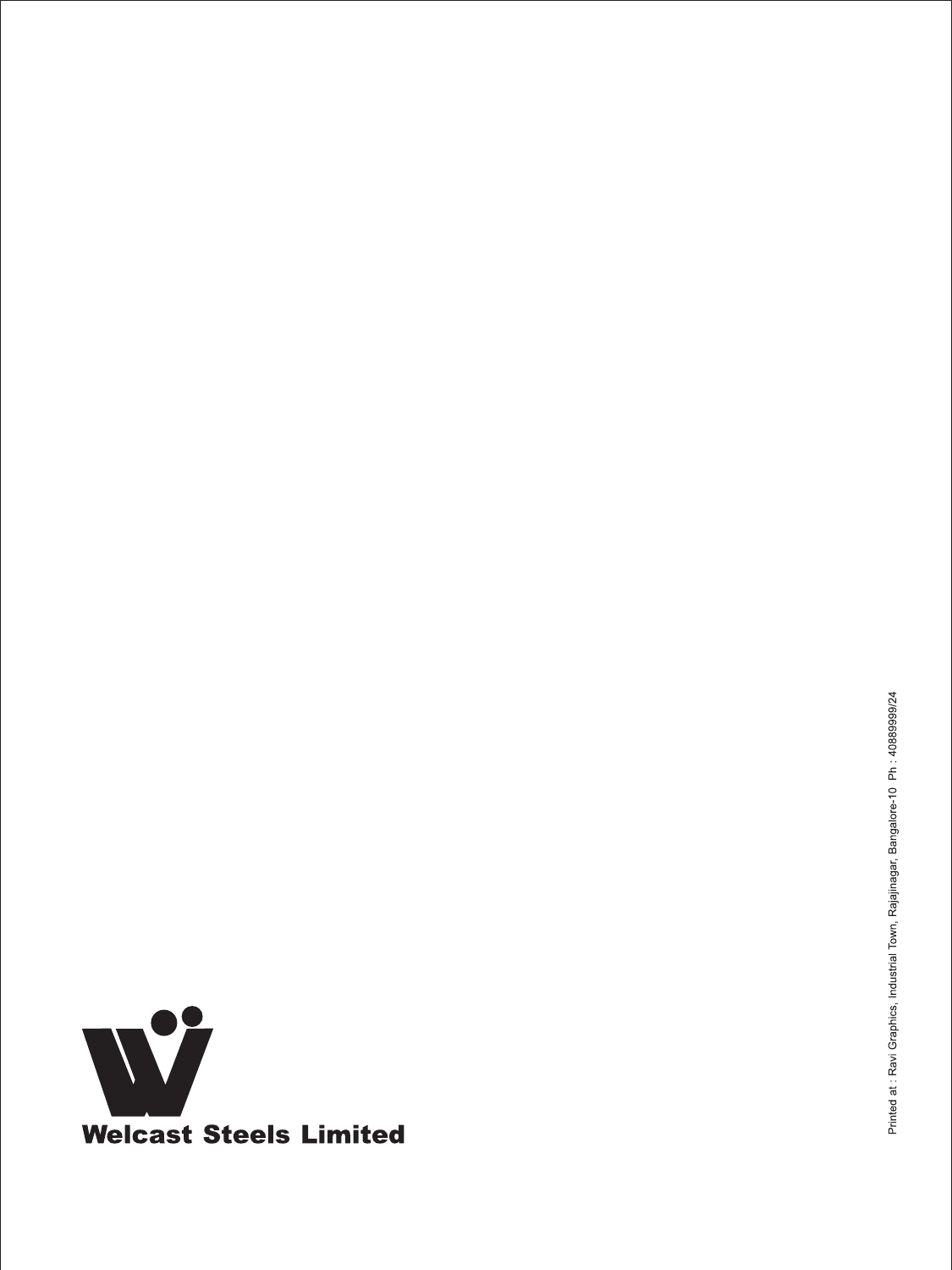**Welcast Steels Limited**

Printed at : Ravi Graphics, Industrial Town, Rajajinagar, Bangalore-10 Ph : 40889999/24